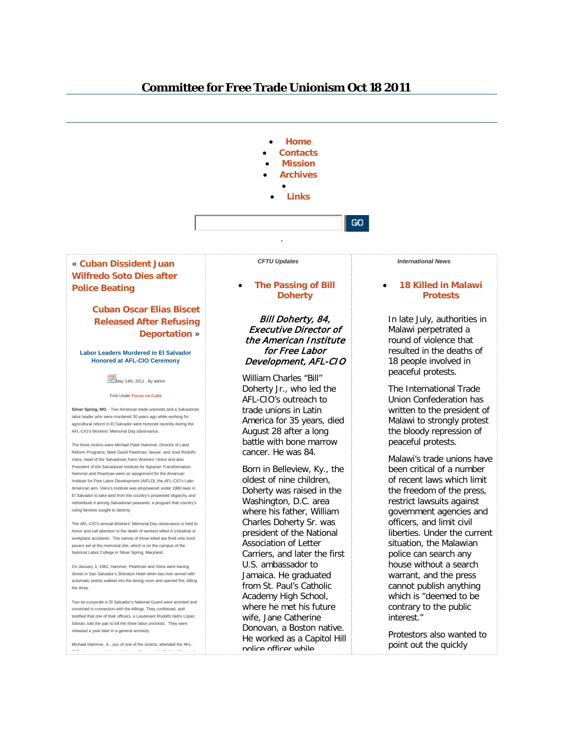# Committee for Free Trade Unionism Oct 18 2011

- Home
- Contacts
- Mission
- Archives
-
- Links

GO

.

« **Cuban Dissident Juan Wilfredo Soto Dies after Police Beating**

**Cuban Oscar Elias Biscet Released After Refusing Deportation** »

**Labor Leaders Murdered in El Salvador Honored at AFL-CIO Ceremony**

May 14th, 2011 , By admin

Find Under **Focus on Cuba**

**Silver Spring, MD** – Two American trade unionists and a Salvadoran labor leader who were murdered 30 years ago while working for agricultural reform in El Salvador were honored recently during the AFL-CIO's Workers' Memorial Day observance.

The three victims were Michael Peter Hammer, Director of Land Reform Programs; Mark David Pearlman, lawyer, and José Rodolfo Viera, head of the Salvadoran Farm Workers' Union and also President of the Salvadoran Institute for Agrarian Transformation. Hammer and Pearlman were on assignment for the American Institute for Free Labor Development (AIFLD), the AFL-CIO's Latin American arm. Viera's institute was empowered under 1980 laws in El Salvador to take land from the country's propertied oligarchy and redistribute it among Salvadoran peasants, a program that country's ruling families sought to destroy.

The AFL-CIO's annual Workers' Memorial Day observance is held to honor and call attention to the death of workers killed in industrial or workplace accidents. The names of those killed are fired onto brick pavers set at the memorial site, which is on the campus of the National Labor College in Silver Spring, Maryland.

On January 3, 1981, Hammer, Pearlman and Viera were having dinner in San Salvador's Sheraton Hotel when two men armed with automatic pistols walked into the dining room and opened fire, killing the three.

Two ex-corporals in El Salvador's National Guard were arrested and convicted in connection with the killings. They confessed, and testified that one of their officers, a Lieutenant Rodolfo Isidro López Sibrián, told the pair to kill the three labor unionists. They were released a year later in a general amnesty.

Michael Hammer, Jr., son of one of the victims, attended the AFL-

*CFTU Updates*

- **The Passing of Bill Doherty**

***Bill Doherty, 84, Executive Director of the American Institute for Free Labor Development, AFL-CIO***

William Charles "Bill" Doherty Jr., who led the AFL-CIO's outreach to trade unions in Latin America for 35 years, died August 28 after a long battle with bone marrow cancer. He was 84.

Born in Belleview, Ky., the oldest of nine children, Doherty was raised in the Washington, D.C. area where his father, William Charles Doherty Sr. was president of the National Association of Letter Carriers, and later the first U.S. ambassador to Jamaica. He graduated from St. Paul's Catholic Academy High School, where he met his future wife, Jane Catherine Donovan, a Boston native. He worked as a Capitol Hill police officer while

*International News*

- **18 Killed in Malawi Protests**

In late July, authorities in Malawi perpetrated a round of violence that resulted in the deaths of 18 people involved in peaceful protests.

The International Trade Union Confederation has written to the president of Malawi to strongly protest the bloody repression of peaceful protests.

Malawi's trade unions have been critical of a number of recent laws which limit the freedom of the press, restrict lawsuits against government agencies and officers, and limit civil liberties. Under the current situation, the Malawian police can search any house without a search warrant, and the press cannot publish anything which is "deemed to be contrary to the public interest."

Protestors also wanted to point out the quickly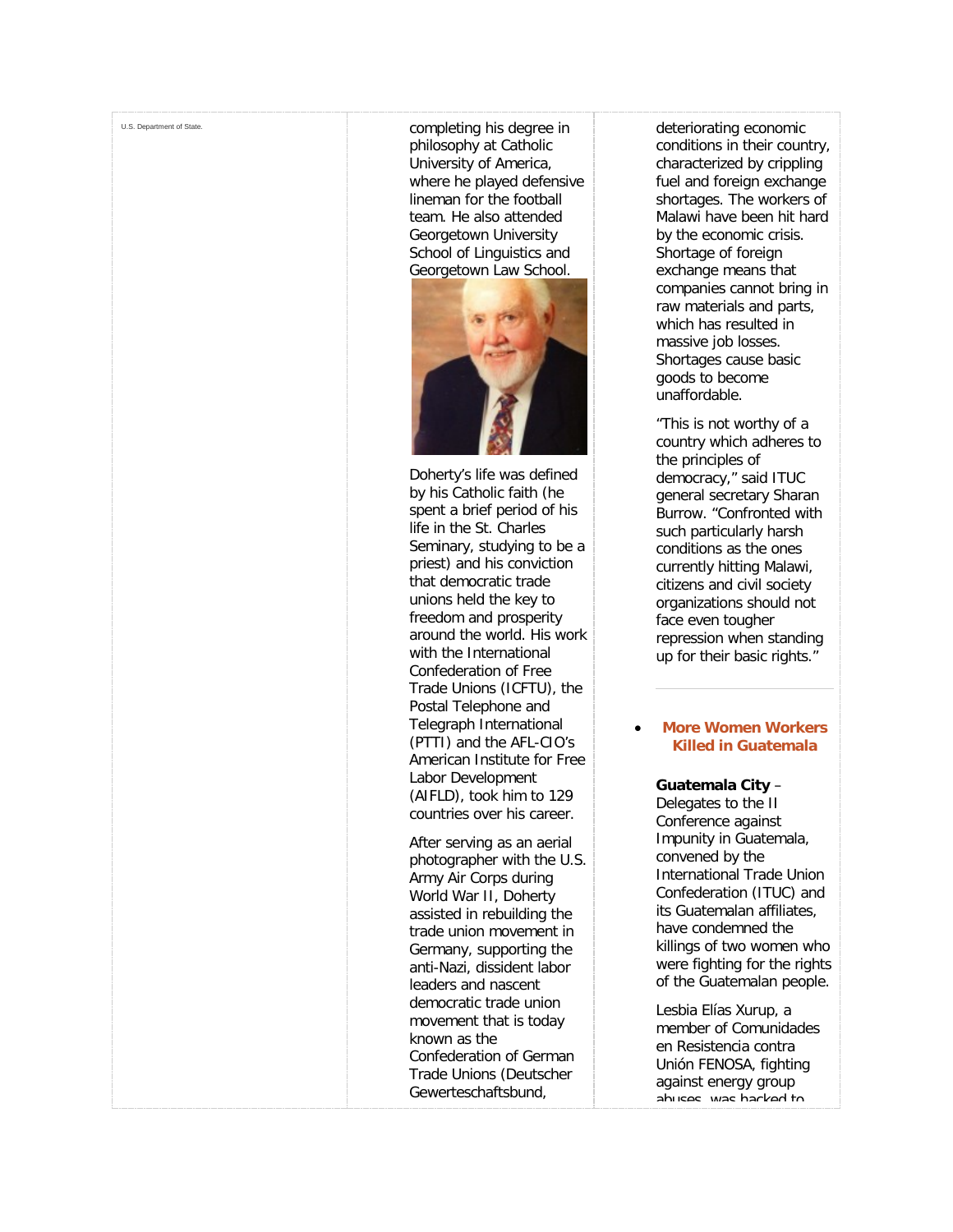U.S. Department of State.

completing his degree in philosophy at Catholic University of America, where he played defensive lineman for the football team. He also attended Georgetown University School of Linguistics and Georgetown Law School.

Doherty's life was defined by his Catholic faith (he spent a brief period of his life in the St. Charles Seminary, studying to be a priest) and his conviction that democratic trade unions held the key to freedom and prosperity around the world. His work with the International Confederation of Free Trade Unions (ICFTU), the Postal Telephone and Telegraph International (PTTI) and the AFL-CIO's American Institute for Free Labor Development (AIFLD), took him to 129 countries over his career.

After serving as an aerial photographer with the U.S. Army Air Corps during World War II, Doherty assisted in rebuilding the trade union movement in Germany, supporting the anti-Nazi, dissident labor leaders and nascent democratic trade union movement that is today known as the Confederation of German Trade Unions (Deutscher Gewerteschaftsbund,

deteriorating economic conditions in their country, characterized by crippling fuel and foreign exchange shortages. The workers of Malawi have been hit hard by the economic crisis. Shortage of foreign exchange means that companies cannot bring in raw materials and parts, which has resulted in massive job losses. Shortages cause basic goods to become unaffordable.

"This is not worthy of a country which adheres to the principles of democracy," said ITUC general secretary Sharan Burrow. "Confronted with such particularly harsh conditions as the ones currently hitting Malawi, citizens and civil society organizations should not face even tougher repression when standing up for their basic rights."

- **More Women Workers Killed in Guatemala**

**Guatemala City** – Delegates to the II Conference against Impunity in Guatemala, convened by the International Trade Union Confederation (ITUC) and its Guatemalan affiliates, have condemned the killings of two women who were fighting for the rights of the Guatemalan people.

Lesbia Elías Xurup, a member of Comunidades en Resistencia contra Unión FENOSA, fighting against energy group abuses, was hacked to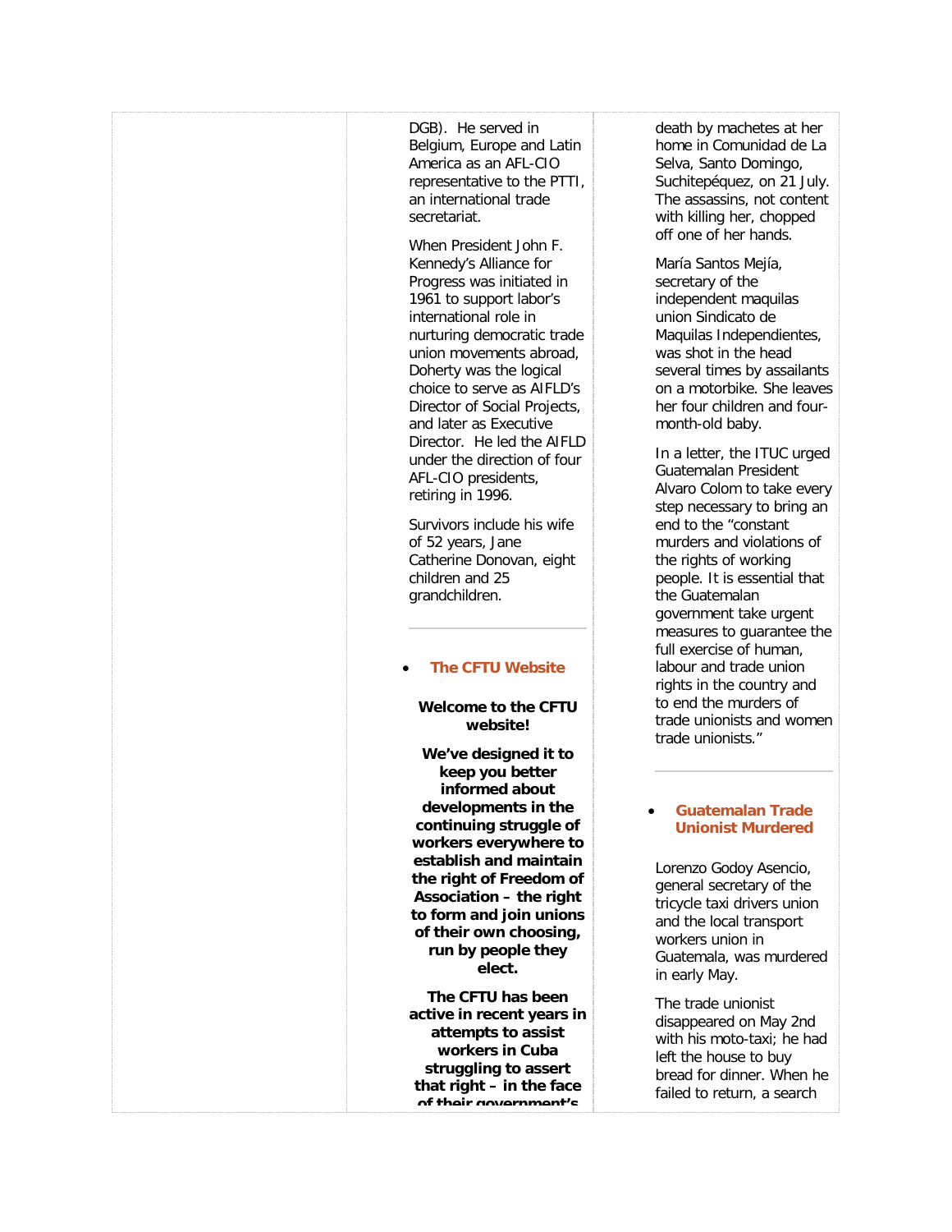DGB). He served in Belgium, Europe and Latin America as an AFL-CIO representative to the PTTI, an international trade secretariat.

When President John F. Kennedy's Alliance for Progress was initiated in 1961 to support labor's international role in nurturing democratic trade union movements abroad, Doherty was the logical choice to serve as AIFLD's Director of Social Projects, and later as Executive Director. He led the AIFLD under the direction of four AFL-CIO presidents, retiring in 1996.

Survivors include his wife of 52 years, Jane Catherine Donovan, eight children and 25 grandchildren.

---

- **The CFTU Website**

**Welcome to the CFTU website!**

**We've designed it to keep you better informed about developments in the continuing struggle of workers everywhere to establish and maintain the right of Freedom of Association – the right to form and join unions of their own choosing, run by people they elect.**

**The CFTU has been active in recent years in attempts to assist workers in Cuba struggling to assert that right – in the face of their government's**

death by machetes at her home in Comunidad de La Selva, Santo Domingo, Suchitepéquez, on 21 July. The assassins, not content with killing her, chopped off one of her hands.

María Santos Mejía, secretary of the independent maquilas union Sindicato de Maquilas Independientes, was shot in the head several times by assailants on a motorbike. She leaves her four children and four-month-old baby.

In a letter, the ITUC urged Guatemalan President Alvaro Colom to take every step necessary to bring an end to the "constant murders and violations of the rights of working people. It is essential that the Guatemalan government take urgent measures to guarantee the full exercise of human, labour and trade union rights in the country and to end the murders of trade unionists and women trade unionists."

---

- **Guatemalan Trade Unionist Murdered**

Lorenzo Godoy Asencio, general secretary of the tricycle taxi drivers union and the local transport workers union in Guatemala, was murdered in early May.

The trade unionist disappeared on May 2nd with his moto-taxi; he had left the house to buy bread for dinner. When he failed to return, a search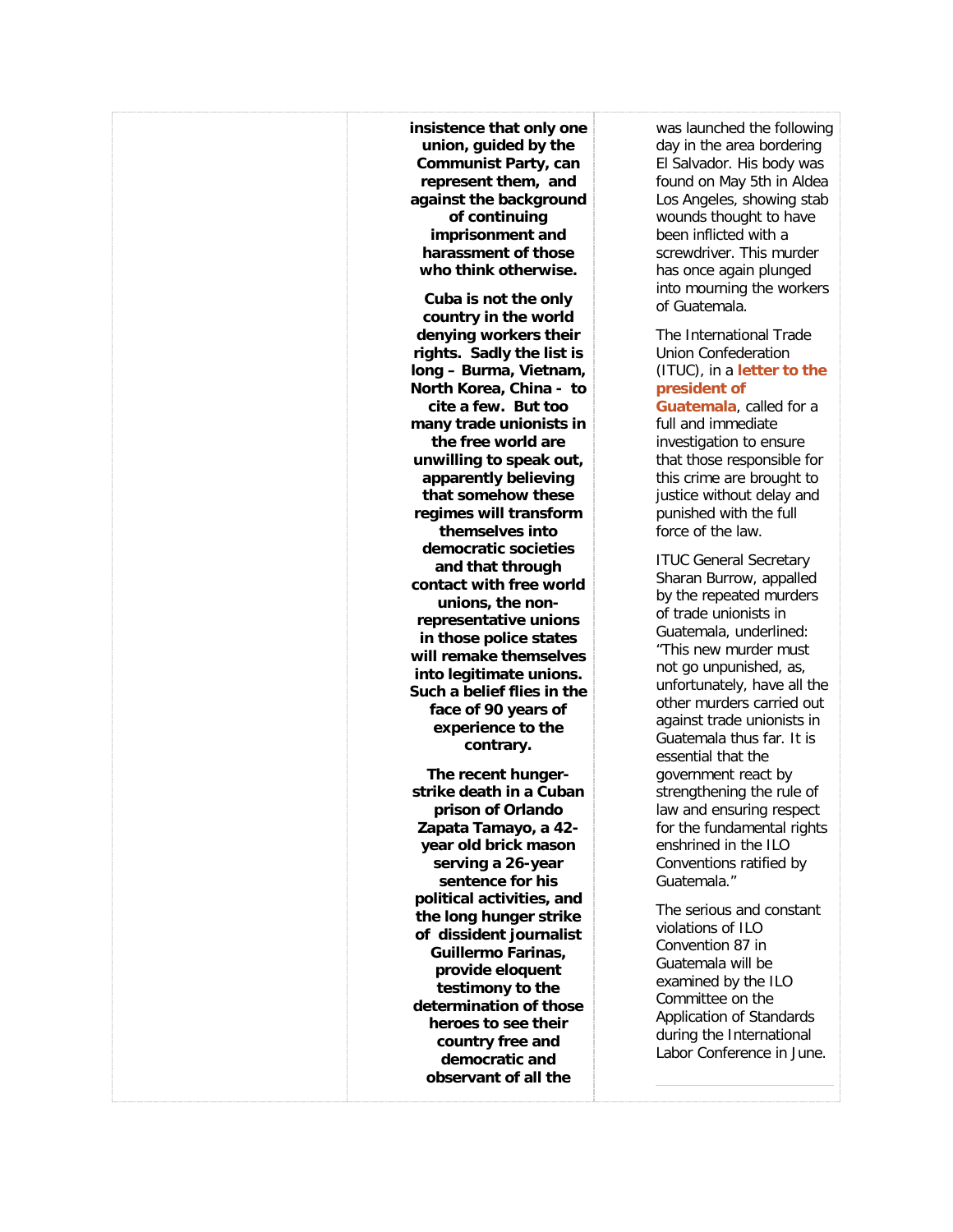**insistence that only one union, guided by the Communist Party, can represent them, and against the background of continuing imprisonment and harassment of those who think otherwise.**

**Cuba is not the only country in the world denying workers their rights. Sadly the list is long – Burma, Vietnam, North Korea, China - to cite a few. But too many trade unionists in the free world are unwilling to speak out, apparently believing that somehow these regimes will transform themselves into democratic societies and that through contact with free world unions, the non-representative unions in those police states will remake themselves into legitimate unions. Such a belief flies in the face of 90 years of experience to the contrary.**

**The recent hunger-strike death in a Cuban prison of Orlando Zapata Tamayo, a 42-year old brick mason serving a 26-year sentence for his political activities, and the long hunger strike of dissident journalist Guillermo Farinas, provide eloquent testimony to the determination of those heroes to see their country free and democratic and observant of all the**

was launched the following day in the area bordering El Salvador. His body was found on May 5th in Aldea Los Angeles, showing stab wounds thought to have been inflicted with a screwdriver. This murder has once again plunged into mourning the workers of Guatemala.

The International Trade Union Confederation (ITUC), in a **letter to the president of Guatemala**, called for a full and immediate investigation to ensure that those responsible for this crime are brought to justice without delay and punished with the full force of the law.

ITUC General Secretary Sharan Burrow, appalled by the repeated murders of trade unionists in Guatemala, underlined: "This new murder must not go unpunished, as, unfortunately, have all the other murders carried out against trade unionists in Guatemala thus far. It is essential that the government react by strengthening the rule of law and ensuring respect for the fundamental rights enshrined in the ILO Conventions ratified by Guatemala."

The serious and constant violations of ILO Convention 87 in Guatemala will be examined by the ILO Committee on the Application of Standards during the International Labor Conference in June.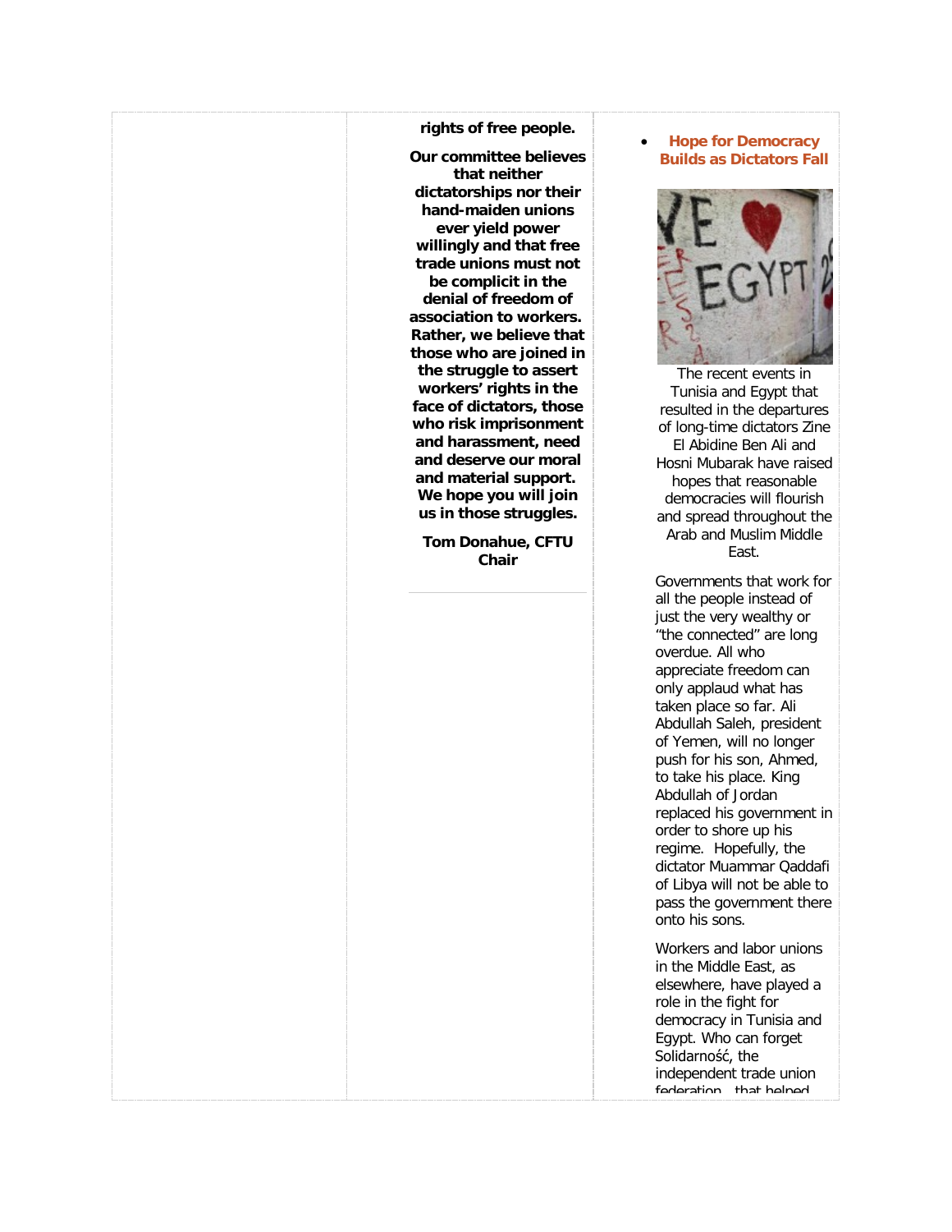**rights of free people.**

**Our committee believes that neither dictatorships nor their hand-maiden unions ever yield power willingly and that free trade unions must not be complicit in the denial of freedom of association to workers. Rather, we believe that those who are joined in the struggle to assert workers' rights in the face of dictators, those who risk imprisonment and harassment, need and deserve our moral and material support. We hope you will join us in those struggles.**

**Tom Donahue, CFTU Chair**

---

- **Hope for Democracy Builds as Dictators Fall**

The recent events in Tunisia and Egypt that resulted in the departures of long-time dictators Zine El Abidine Ben Ali and Hosni Mubarak have raised hopes that reasonable democracies will flourish and spread throughout the Arab and Muslim Middle East.

Governments that work for all the people instead of just the very wealthy or "the connected" are long overdue. All who appreciate freedom can only applaud what has taken place so far. Ali Abdullah Saleh, president of Yemen, will no longer push for his son, Ahmed, to take his place. King Abdullah of Jordan replaced his government in order to shore up his regime. Hopefully, the dictator Muammar Qaddafi of Libya will not be able to pass the government there onto his sons.

Workers and labor unions in the Middle East, as elsewhere, have played a role in the fight for democracy in Tunisia and Egypt. Who can forget Solidarność, the independent trade union federation that helped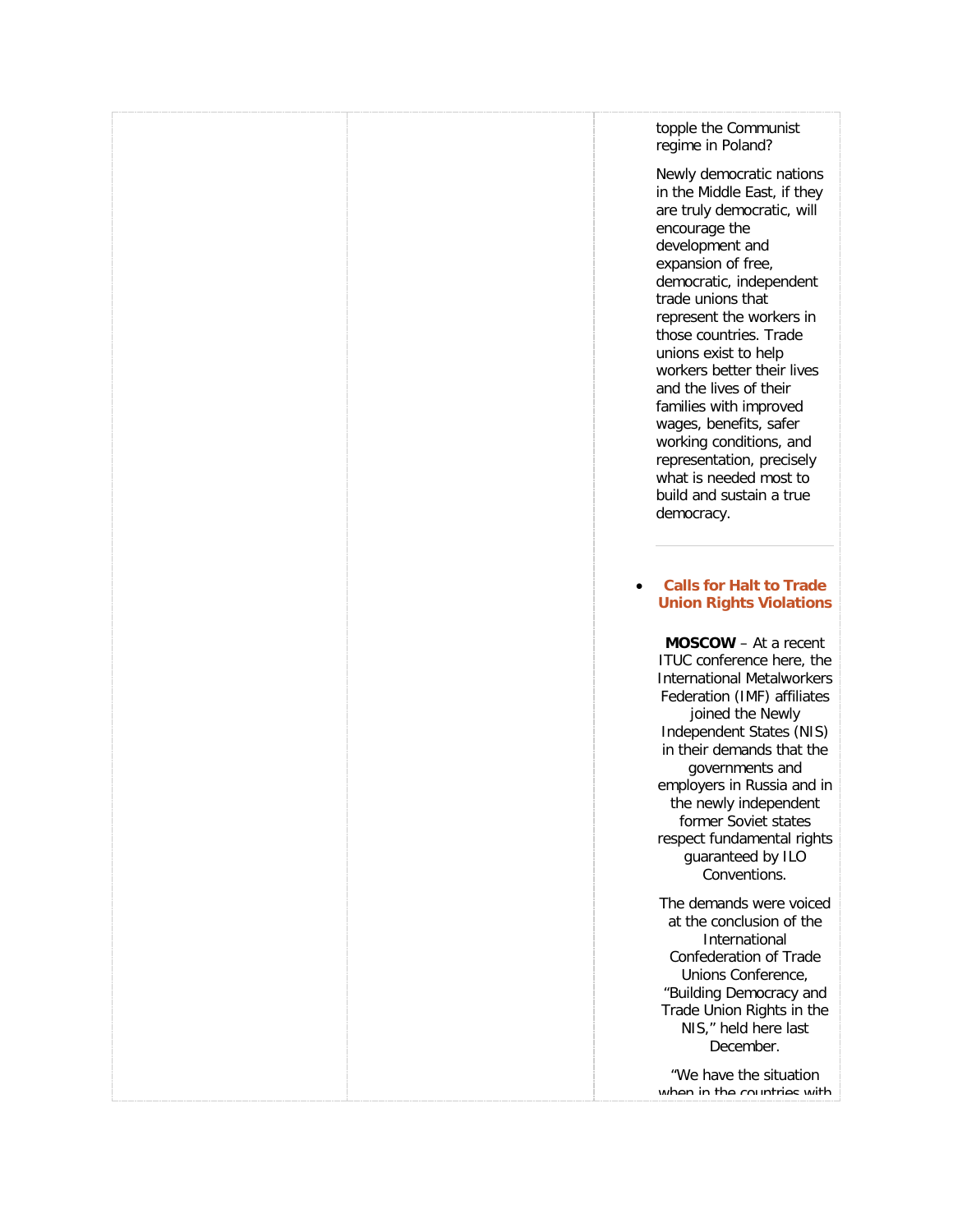topple the Communist regime in Poland?

Newly democratic nations in the Middle East, if they are truly democratic, will encourage the development and expansion of free, democratic, independent trade unions that represent the workers in those countries. Trade unions exist to help workers better their lives and the lives of their families with improved wages, benefits, safer working conditions, and representation, precisely what is needed most to build and sustain a true democracy.

---

- **Calls for Halt to Trade Union Rights Violations**

**MOSCOW** – At a recent ITUC conference here, the International Metalworkers Federation (IMF) affiliates joined the Newly Independent States (NIS) in their demands that the governments and employers in Russia and in the newly independent former Soviet states respect fundamental rights guaranteed by ILO Conventions.

The demands were voiced at the conclusion of the International Confederation of Trade Unions Conference, "Building Democracy and Trade Union Rights in the NIS," held here last December.

"We have the situation when in the countries with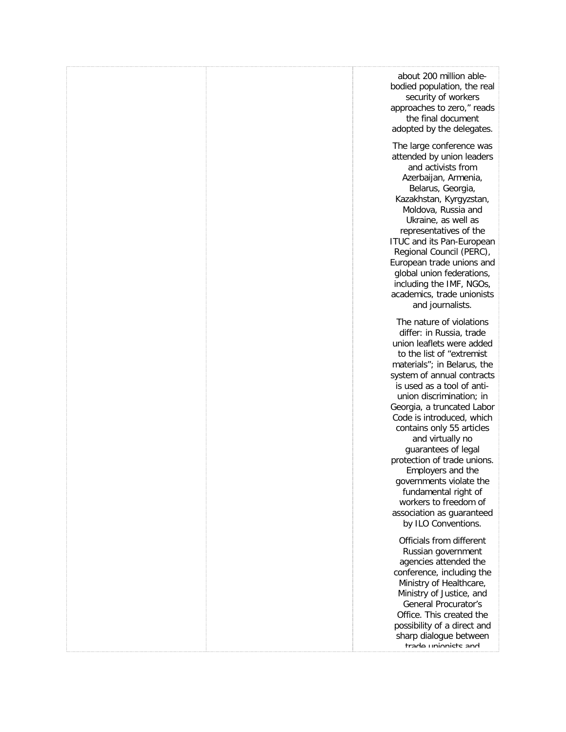about 200 million able-bodied population, the real security of workers approaches to zero," reads the final document adopted by the delegates.

The large conference was attended by union leaders and activists from Azerbaijan, Armenia, Belarus, Georgia, Kazakhstan, Kyrgyzstan, Moldova, Russia and Ukraine, as well as representatives of the ITUC and its Pan-European Regional Council (PERC), European trade unions and global union federations, including the IMF, NGOs, academics, trade unionists and journalists.

The nature of violations differ: in Russia, trade union leaflets were added to the list of "extremist materials"; in Belarus, the system of annual contracts is used as a tool of anti-union discrimination; in Georgia, a truncated Labor Code is introduced, which contains only 55 articles and virtually no guarantees of legal protection of trade unions. Employers and the governments violate the fundamental right of workers to freedom of association as guaranteed by ILO Conventions.

Officials from different Russian government agencies attended the conference, including the Ministry of Healthcare, Ministry of Justice, and General Procurator's Office. This created the possibility of a direct and sharp dialogue between trade unionists and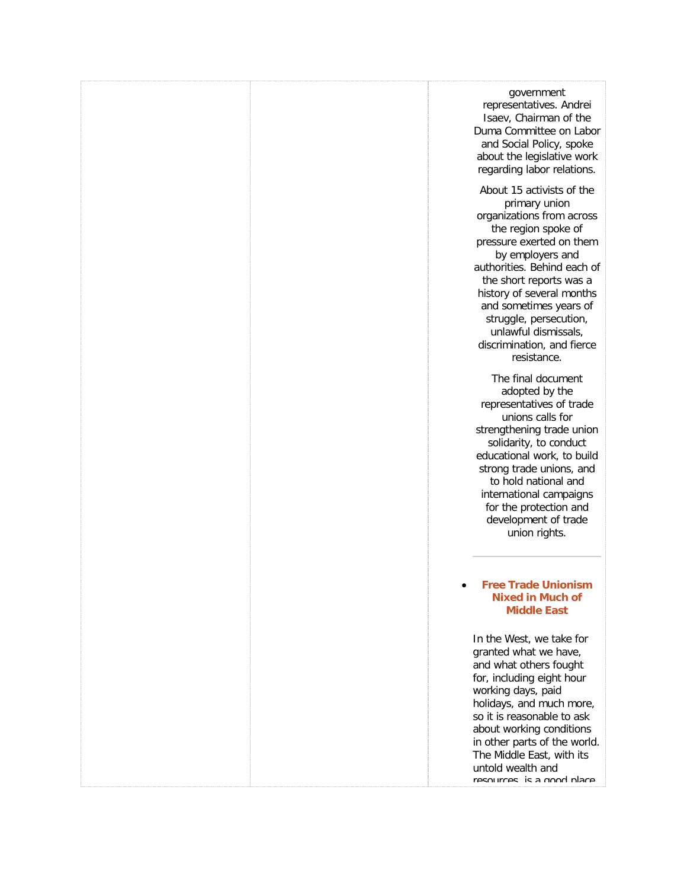government representatives. Andrei Isaev, Chairman of the Duma Committee on Labor and Social Policy, spoke about the legislative work regarding labor relations.

About 15 activists of the primary union organizations from across the region spoke of pressure exerted on them by employers and authorities. Behind each of the short reports was a history of several months and sometimes years of struggle, persecution, unlawful dismissals, discrimination, and fierce resistance.

The final document adopted by the representatives of trade unions calls for strengthening trade union solidarity, to conduct educational work, to build strong trade unions, and to hold national and international campaigns for the protection and development of trade union rights.

---

- **Free Trade Unionism Nixed in Much of Middle East**

In the West, we take for granted what we have, and what others fought for, including eight hour working days, paid holidays, and much more, so it is reasonable to ask about working conditions in other parts of the world. The Middle East, with its untold wealth and resources, is a good place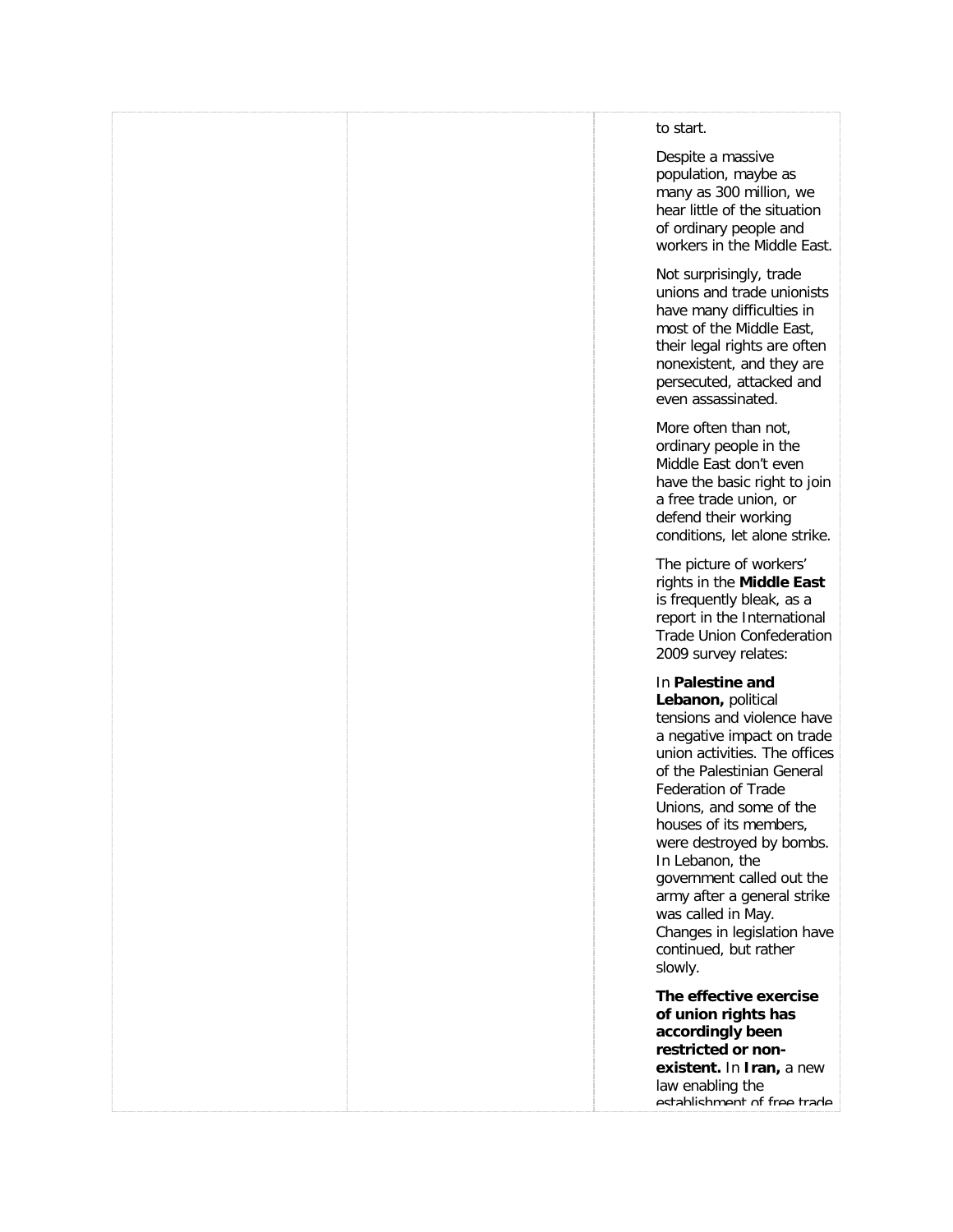to start.

Despite a massive population, maybe as many as 300 million, we hear little of the situation of ordinary people and workers in the Middle East.

Not surprisingly, trade unions and trade unionists have many difficulties in most of the Middle East, their legal rights are often nonexistent, and they are persecuted, attacked and even assassinated.

More often than not, ordinary people in the Middle East don't even have the basic right to join a free trade union, or defend their working conditions, let alone strike.

The picture of workers' rights in the **Middle East** is frequently bleak, as a report in the International Trade Union Confederation 2009 survey relates:

In **Palestine and Lebanon,** political tensions and violence have a negative impact on trade union activities. The offices of the Palestinian General Federation of Trade Unions, and some of the houses of its members, were destroyed by bombs. In Lebanon, the government called out the army after a general strike was called in May. Changes in legislation have continued, but rather slowly.

**The effective exercise of union rights has accordingly been restricted or non-existent.** In **Iran,** a new law enabling the establishment of free trade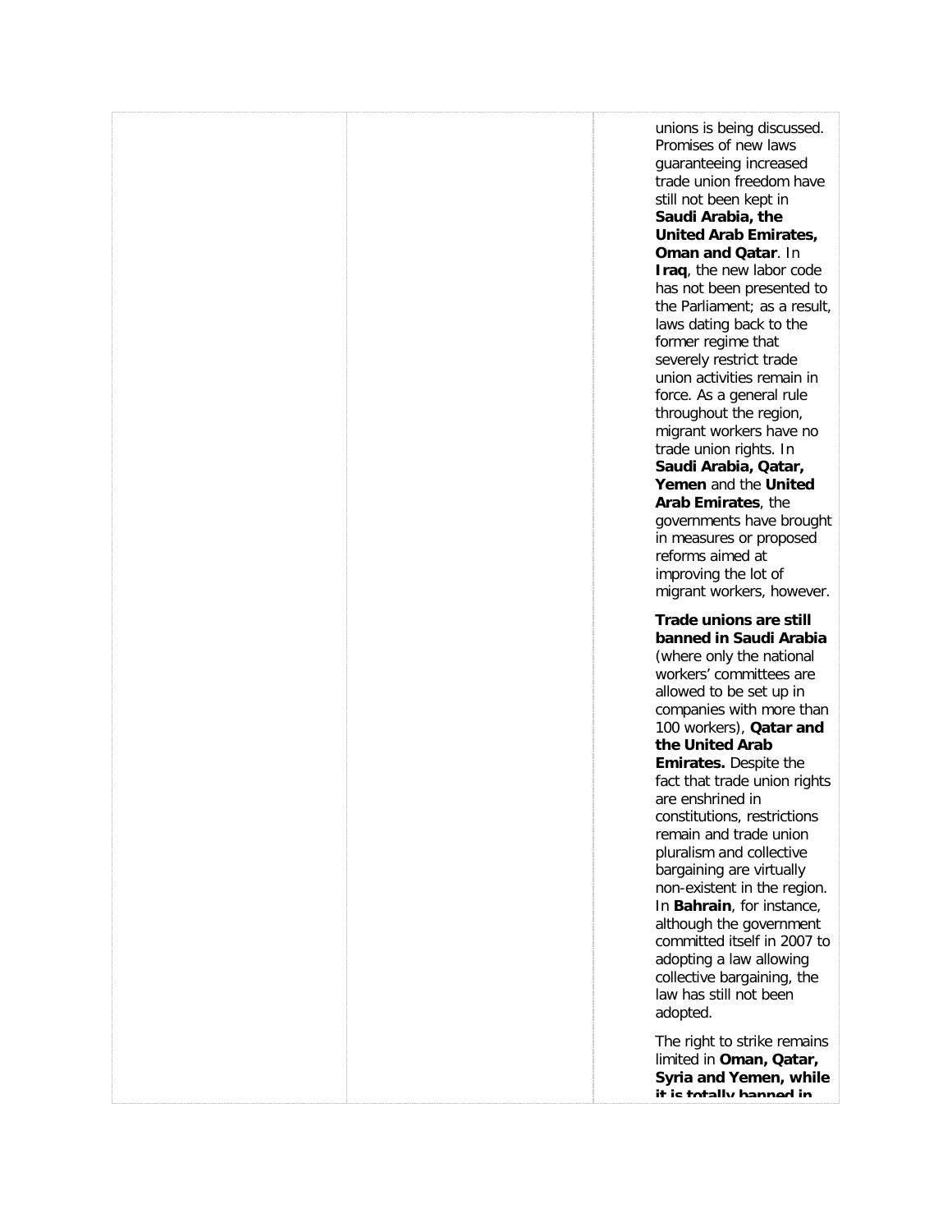unions is being discussed. Promises of new laws guaranteeing increased trade union freedom have still not been kept in **Saudi Arabia, the United Arab Emirates, Oman and Qatar**. In **Iraq**, the new labor code has not been presented to the Parliament; as a result, laws dating back to the former regime that severely restrict trade union activities remain in force. As a general rule throughout the region, migrant workers have no trade union rights. In **Saudi Arabia, Qatar, Yemen** and the **United Arab Emirates**, the governments have brought in measures or proposed reforms aimed at improving the lot of migrant workers, however.

**Trade unions are still banned in Saudi Arabia** (where only the national workers' committees are allowed to be set up in companies with more than 100 workers), **Qatar and the United Arab Emirates.** Despite the fact that trade union rights are enshrined in constitutions, restrictions remain and trade union pluralism and collective bargaining are virtually non-existent in the region. In **Bahrain**, for instance, although the government committed itself in 2007 to adopting a law allowing collective bargaining, the law has still not been adopted.

The right to strike remains limited in **Oman, Qatar, Syria and Yemen, while it is totally banned in**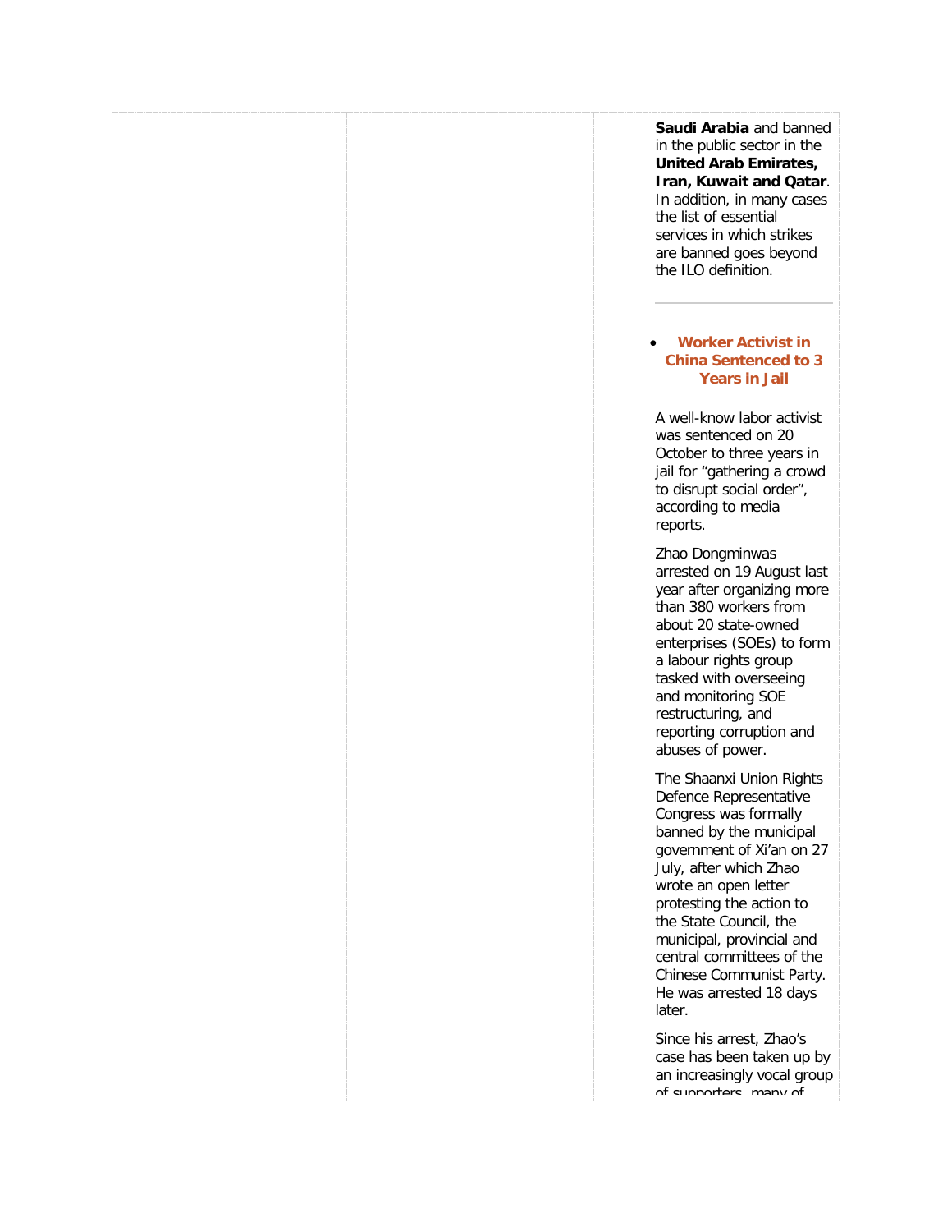**Saudi Arabia** and banned in the public sector in the **United Arab Emirates, Iran, Kuwait and Qatar**. In addition, in many cases the list of essential services in which strikes are banned goes beyond the ILO definition.

---

- **Worker Activist in China Sentenced to 3 Years in Jail**

A well-know labor activist was sentenced on 20 October to three years in jail for "gathering a crowd to disrupt social order", according to media reports.

Zhao Dongminwas arrested on 19 August last year after organizing more than 380 workers from about 20 state-owned enterprises (SOEs) to form a labour rights group tasked with overseeing and monitoring SOE restructuring, and reporting corruption and abuses of power.

The Shaanxi Union Rights Defence Representative Congress was formally banned by the municipal government of Xi'an on 27 July, after which Zhao wrote an open letter protesting the action to the State Council, the municipal, provincial and central committees of the Chinese Communist Party. He was arrested 18 days later.

Since his arrest, Zhao's case has been taken up by an increasingly vocal group of supporters, many of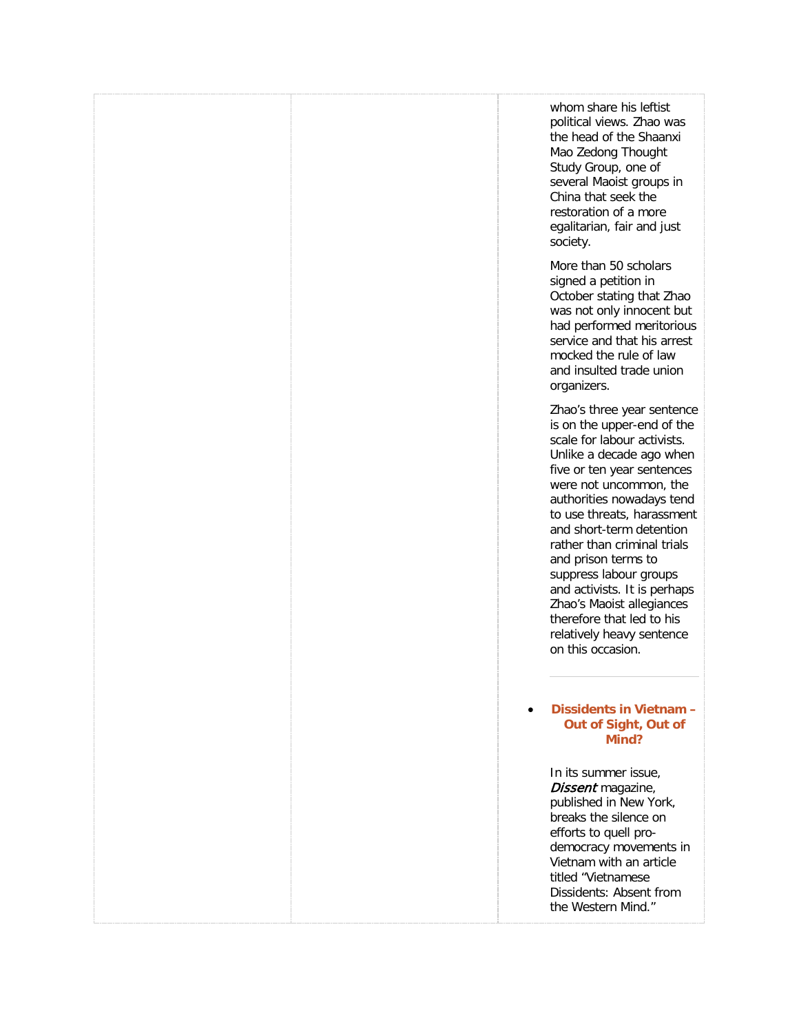whom share his leftist political views. Zhao was the head of the Shaanxi Mao Zedong Thought Study Group, one of several Maoist groups in China that seek the restoration of a more egalitarian, fair and just society.

More than 50 scholars signed a petition in October stating that Zhao was not only innocent but had performed meritorious service and that his arrest mocked the rule of law and insulted trade union organizers.

Zhao's three year sentence is on the upper-end of the scale for labour activists. Unlike a decade ago when five or ten year sentences were not uncommon, the authorities nowadays tend to use threats, harassment and short-term detention rather than criminal trials and prison terms to suppress labour groups and activists. It is perhaps Zhao's Maoist allegiances therefore that led to his relatively heavy sentence on this occasion.

---

- **Dissidents in Vietnam – Out of Sight, Out of Mind?**

In its summer issue, *Dissent* magazine, published in New York, breaks the silence on efforts to quell pro-democracy movements in Vietnam with an article titled "Vietnamese Dissidents: Absent from the Western Mind."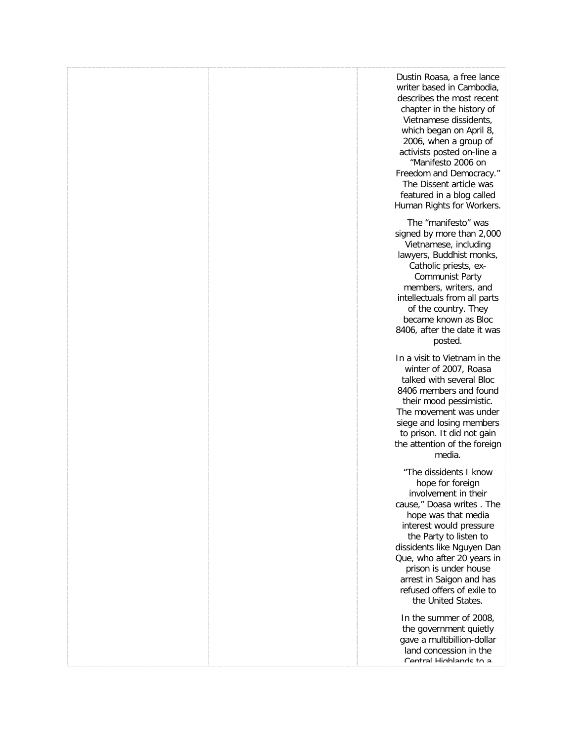Dustin Roasa, a free lance writer based in Cambodia, describes the most recent chapter in the history of Vietnamese dissidents, which began on April 8, 2006, when a group of activists posted on-line a "Manifesto 2006 on Freedom and Democracy." The Dissent article was featured in a blog called Human Rights for Workers.

The "manifesto" was signed by more than 2,000 Vietnamese, including lawyers, Buddhist monks, Catholic priests, ex-Communist Party members, writers, and intellectuals from all parts of the country. They became known as Bloc 8406, after the date it was posted.

In a visit to Vietnam in the winter of 2007, Roasa talked with several Bloc 8406 members and found their mood pessimistic. The movement was under siege and losing members to prison. It did not gain the attention of the foreign media.

"The dissidents I know hope for foreign involvement in their cause," Doasa writes . The hope was that media interest would pressure the Party to listen to dissidents like Nguyen Dan Que, who after 20 years in prison is under house arrest in Saigon and has refused offers of exile to the United States.

In the summer of 2008, the government quietly gave a multibillion-dollar land concession in the Central Highlands to a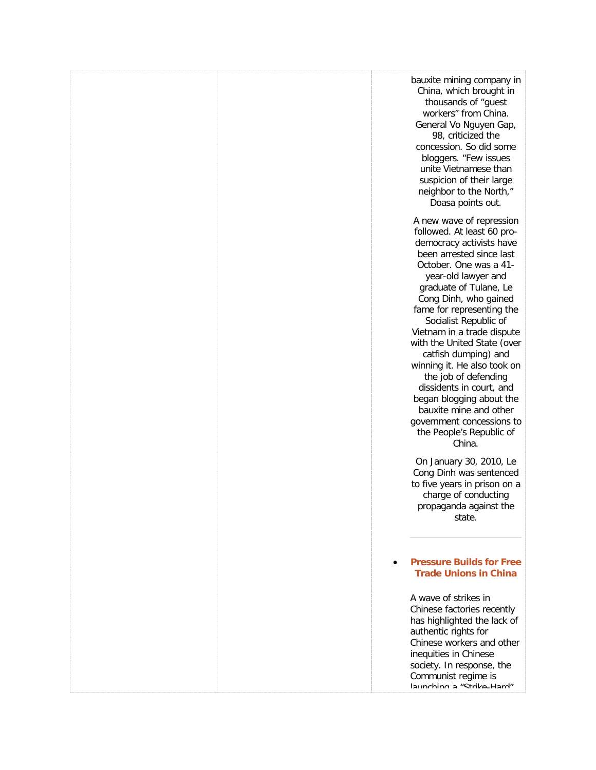bauxite mining company in China, which brought in thousands of "guest workers" from China. General Vo Nguyen Gap, 98, criticized the concession. So did some bloggers. "Few issues unite Vietnamese than suspicion of their large neighbor to the North," Doasa points out.

A new wave of repression followed. At least 60 pro-democracy activists have been arrested since last October. One was a 41-year-old lawyer and graduate of Tulane, Le Cong Dinh, who gained fame for representing the Socialist Republic of Vietnam in a trade dispute with the United State (over catfish dumping) and winning it. He also took on the job of defending dissidents in court, and began blogging about the bauxite mine and other government concessions to the People's Republic of China.

On January 30, 2010, Le Cong Dinh was sentenced to five years in prison on a charge of conducting propaganda against the state.

---

- **Pressure Builds for Free Trade Unions in China**

A wave of strikes in Chinese factories recently has highlighted the lack of authentic rights for Chinese workers and other inequities in Chinese society. In response, the Communist regime is launching a "Strike-Hard"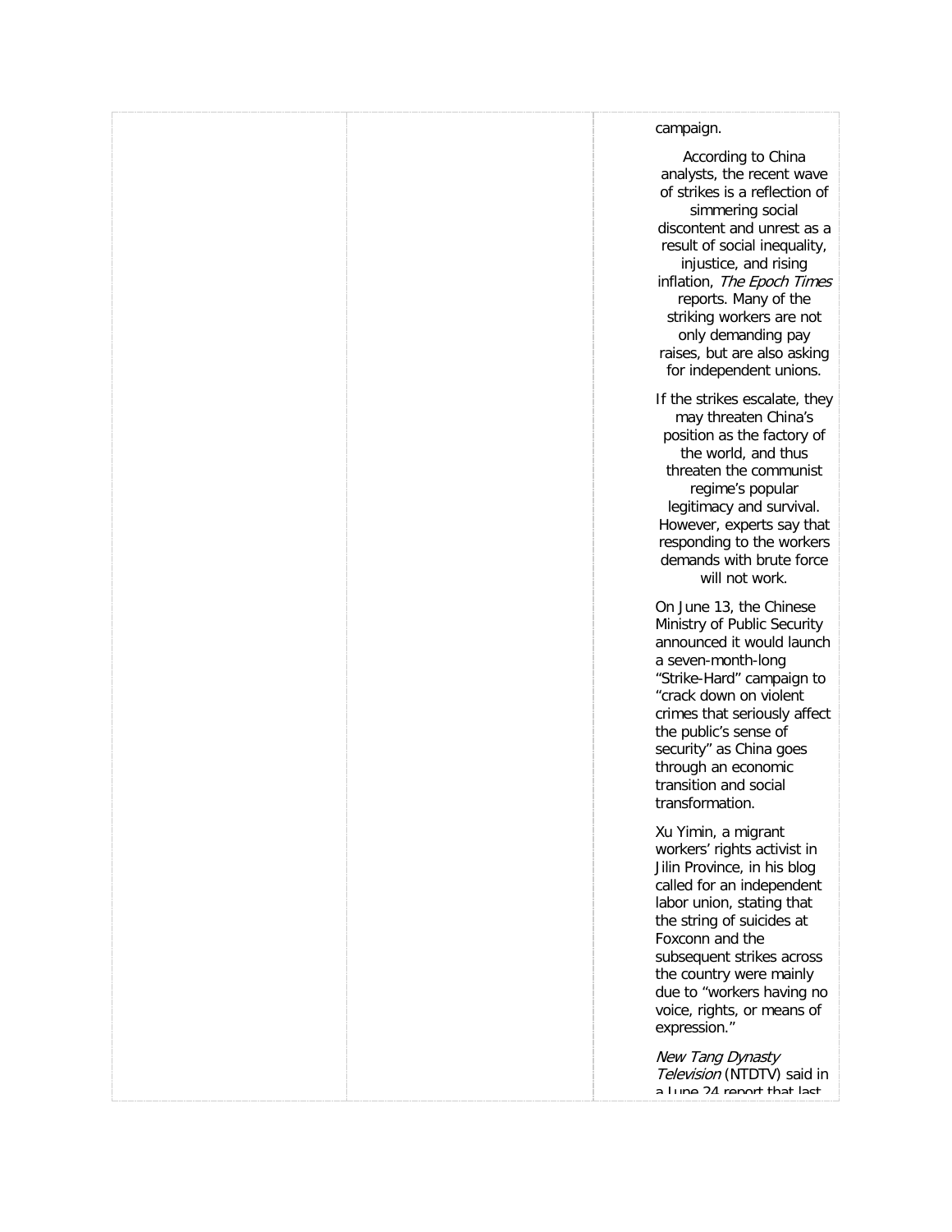campaign.

According to China analysts, the recent wave of strikes is a reflection of simmering social discontent and unrest as a result of social inequality, injustice, and rising inflation, *The Epoch Times* reports. Many of the striking workers are not only demanding pay raises, but are also asking for independent unions.

If the strikes escalate, they may threaten China's position as the factory of the world, and thus threaten the communist regime's popular legitimacy and survival. However, experts say that responding to the workers demands with brute force will not work.

On June 13, the Chinese Ministry of Public Security announced it would launch a seven-month-long "Strike-Hard" campaign to "crack down on violent crimes that seriously affect the public's sense of security" as China goes through an economic transition and social transformation.

Xu Yimin, a migrant workers' rights activist in Jilin Province, in his blog called for an independent labor union, stating that the string of suicides at Foxconn and the subsequent strikes across the country were mainly due to "workers having no voice, rights, or means of expression."

*New Tang Dynasty Television* (NTDTV) said in a June 24 report that last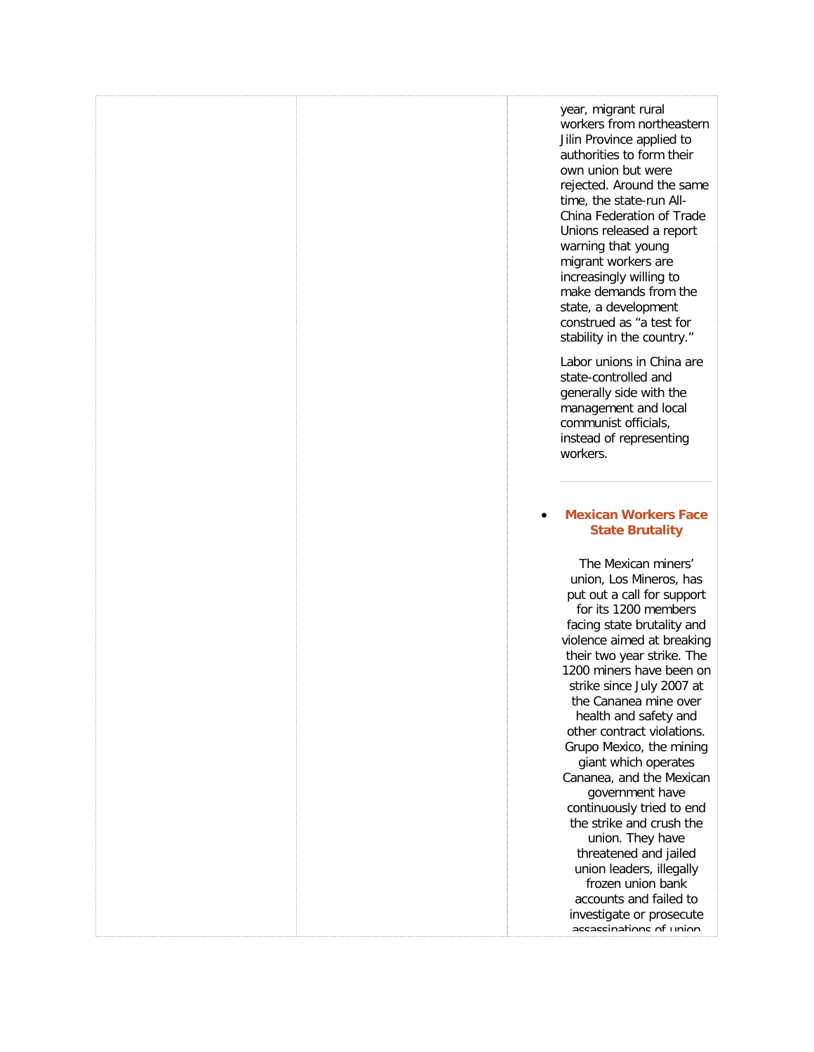year, migrant rural workers from northeastern Jilin Province applied to authorities to form their own union but were rejected. Around the same time, the state-run All-China Federation of Trade Unions released a report warning that young migrant workers are increasingly willing to make demands from the state, a development construed as "a test for stability in the country."

Labor unions in China are state-controlled and generally side with the management and local communist officials, instead of representing workers.

---

- **Mexican Workers Face State Brutality**

The Mexican miners' union, Los Mineros, has put out a call for support for its 1200 members facing state brutality and violence aimed at breaking their two year strike. The 1200 miners have been on strike since July 2007 at the Cananea mine over health and safety and other contract violations. Grupo Mexico, the mining giant which operates Cananea, and the Mexican government have continuously tried to end the strike and crush the union. They have threatened and jailed union leaders, illegally frozen union bank accounts and failed to investigate or prosecute assassinations of union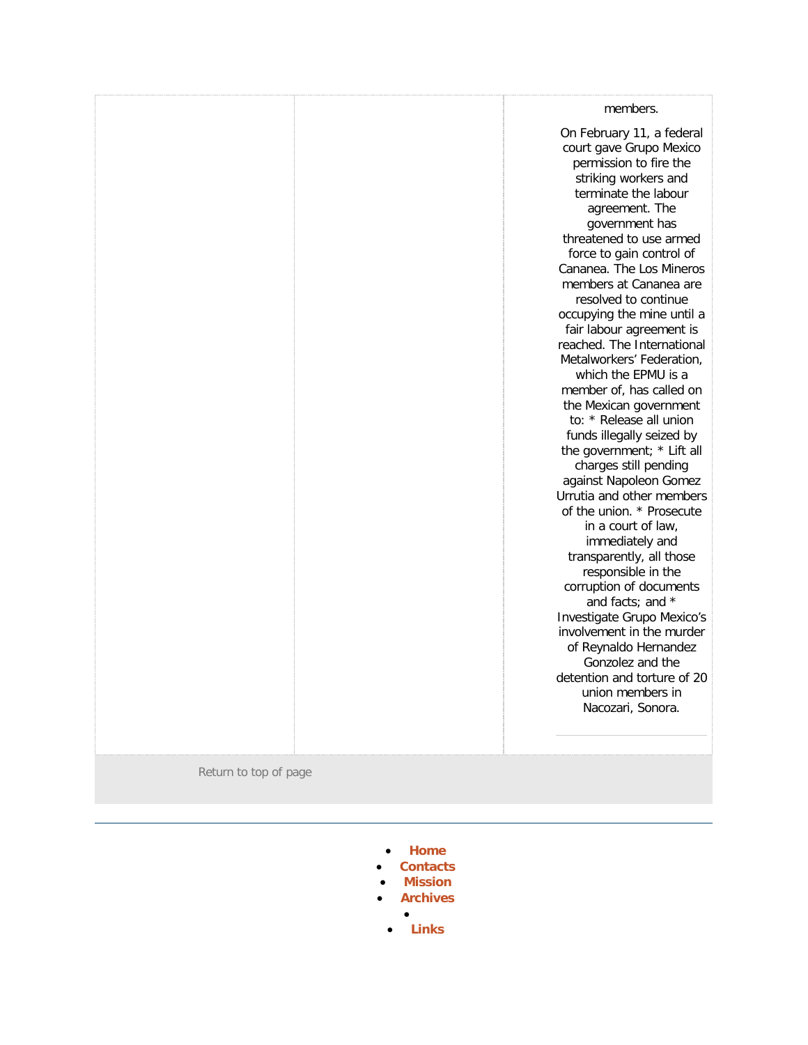members.

On February 11, a federal court gave Grupo Mexico permission to fire the striking workers and terminate the labour agreement. The government has threatened to use armed force to gain control of Cananea. The Los Mineros members at Cananea are resolved to continue occupying the mine until a fair labour agreement is reached. The International Metalworkers' Federation, which the EPMU is a member of, has called on the Mexican government to: * Release all union funds illegally seized by the government; * Lift all charges still pending against Napoleon Gomez Urrutia and other members of the union. * Prosecute in a court of law, immediately and transparently, all those responsible in the corruption of documents and facts; and * Investigate Grupo Mexico's involvement in the murder of Reynaldo Hernandez Gonzolez and the detention and torture of 20 union members in Nacozari, Sonora.

Return to top of page

---

- **Home**
- **Contacts**
- **Mission**
- **Archives**
- 
- **Links**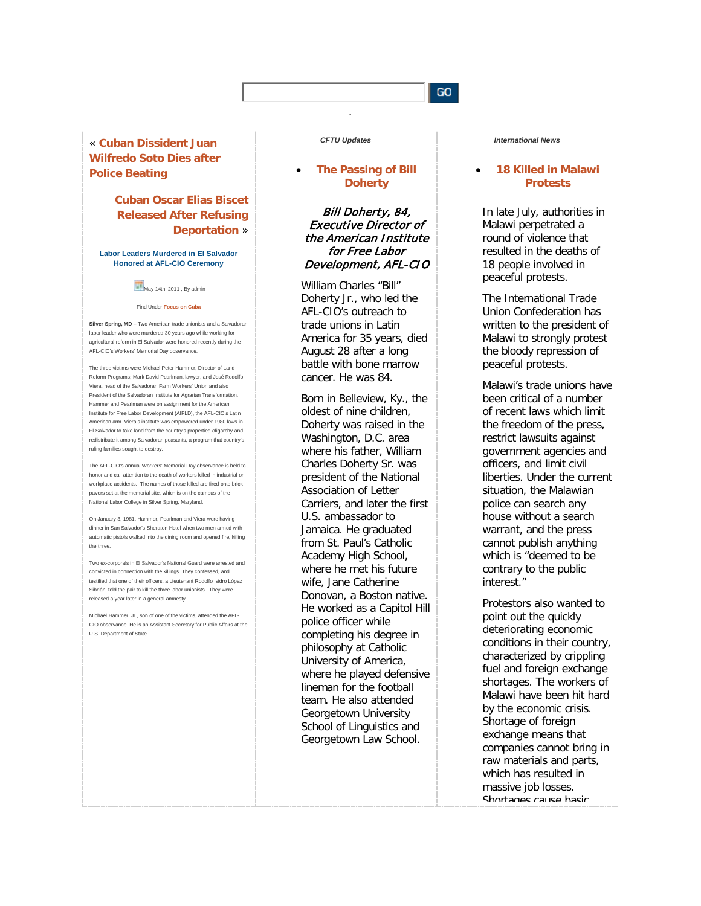« **Cuban Dissident Juan Wilfredo Soto Dies after Police Beating**

**Cuban Oscar Elias Biscet Released After Refusing Deportation** »

### Labor Leaders Murdered in El Salvador Honored at AFL-CIO Ceremony

May 14th, 2011 , By admin

Find Under **Focus on Cuba**

**Silver Spring, MD** – Two American trade unionists and a Salvadoran labor leader who were murdered 30 years ago while working for agricultural reform in El Salvador were honored recently during the AFL-CIO's Workers' Memorial Day observance.

The three victims were Michael Peter Hammer, Director of Land Reform Programs; Mark David Pearlman, lawyer, and José Rodolfo Viera, head of the Salvadoran Farm Workers' Union and also President of the Salvadoran Institute for Agrarian Transformation. Hammer and Pearlman were on assignment for the American Institute for Free Labor Development (AIFLD), the AFL-CIO's Latin American arm. Viera's institute was empowered under 1980 laws in El Salvador to take land from the country's propertied oligarchy and redistribute it among Salvadoran peasants, a program that country's ruling families sought to destroy.

The AFL-CIO's annual Workers' Memorial Day observance is held to honor and call attention to the death of workers killed in industrial or workplace accidents. The names of those killed are fired onto brick pavers set at the memorial site, which is on the campus of the National Labor College in Silver Spring, Maryland.

On January 3, 1981, Hammer, Pearlman and Viera were having dinner in San Salvador's Sheraton Hotel when two men armed with automatic pistols walked into the dining room and opened fire, killing the three.

Two ex-corporals in El Salvador's National Guard were arrested and convicted in connection with the killings. They confessed, and testified that one of their officers, a Lieutenant Rodolfo Isidro López Sibrián, told the pair to kill the three labor unionists. They were released a year later in a general amnesty.

Michael Hammer, Jr., son of one of the victims, attended the AFL-CIO observance. He is an Assistant Secretary for Public Affairs at the U.S. Department of State.

*CFTU Updates*

- **The Passing of Bill Doherty**

*Bill Doherty, 84, Executive Director of the American Institute for Free Labor Development, AFL-CIO*

William Charles "Bill" Doherty Jr., who led the AFL-CIO's outreach to trade unions in Latin America for 35 years, died August 28 after a long battle with bone marrow cancer. He was 84.

Born in Belleview, Ky., the oldest of nine children, Doherty was raised in the Washington, D.C. area where his father, William Charles Doherty Sr. was president of the National Association of Letter Carriers, and later the first U.S. ambassador to Jamaica. He graduated from St. Paul's Catholic Academy High School, where he met his future wife, Jane Catherine Donovan, a Boston native. He worked as a Capitol Hill police officer while completing his degree in philosophy at Catholic University of America, where he played defensive lineman for the football team. He also attended Georgetown University School of Linguistics and Georgetown Law School.

*International News*

- **18 Killed in Malawi Protests**

In late July, authorities in Malawi perpetrated a round of violence that resulted in the deaths of 18 people involved in peaceful protests.

The International Trade Union Confederation has written to the president of Malawi to strongly protest the bloody repression of peaceful protests.

Malawi's trade unions have been critical of a number of recent laws which limit the freedom of the press, restrict lawsuits against government agencies and officers, and limit civil liberties. Under the current situation, the Malawian police can search any house without a search warrant, and the press cannot publish anything which is "deemed to be contrary to the public interest."

Protestors also wanted to point out the quickly deteriorating economic conditions in their country, characterized by crippling fuel and foreign exchange shortages. The workers of Malawi have been hit hard by the economic crisis. Shortage of foreign exchange means that companies cannot bring in raw materials and parts, which has resulted in massive job losses. Shortages cause basic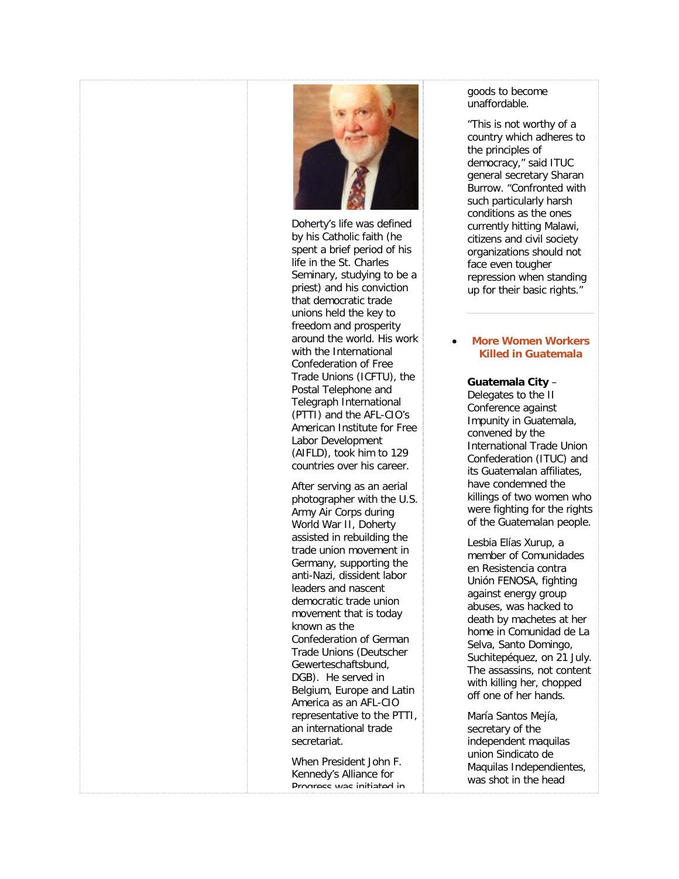Doherty's life was defined by his Catholic faith (he spent a brief period of his life in the St. Charles Seminary, studying to be a priest) and his conviction that democratic trade unions held the key to freedom and prosperity around the world. His work with the International Confederation of Free Trade Unions (ICFTU), the Postal Telephone and Telegraph International (PTTI) and the AFL-CIO's American Institute for Free Labor Development (AIFLD), took him to 129 countries over his career.

After serving as an aerial photographer with the U.S. Army Air Corps during World War II, Doherty assisted in rebuilding the trade union movement in Germany, supporting the anti-Nazi, dissident labor leaders and nascent democratic trade union movement that is today known as the Confederation of German Trade Unions (Deutscher Gewerteschaftsbund, DGB). He served in Belgium, Europe and Latin America as an AFL-CIO representative to the PTTI, an international trade secretariat.

When President John F. Kennedy's Alliance for Progress was initiated in

goods to become unaffordable.

"This is not worthy of a country which adheres to the principles of democracy," said ITUC general secretary Sharan Burrow. "Confronted with such particularly harsh conditions as the ones currently hitting Malawi, citizens and civil society organizations should not face even tougher repression when standing up for their basic rights."

- **More Women Workers Killed in Guatemala**

**Guatemala City** – Delegates to the II Conference against Impunity in Guatemala, convened by the International Trade Union Confederation (ITUC) and its Guatemalan affiliates, have condemned the killings of two women who were fighting for the rights of the Guatemalan people.

Lesbia Elías Xurup, a member of Comunidades en Resistencia contra Unión FENOSA, fighting against energy group abuses, was hacked to death by machetes at her home in Comunidad de La Selva, Santo Domingo, Suchitepéquez, on 21 July. The assassins, not content with killing her, chopped off one of her hands.

María Santos Mejía, secretary of the independent maquilas union Sindicato de Maquilas Independientes, was shot in the head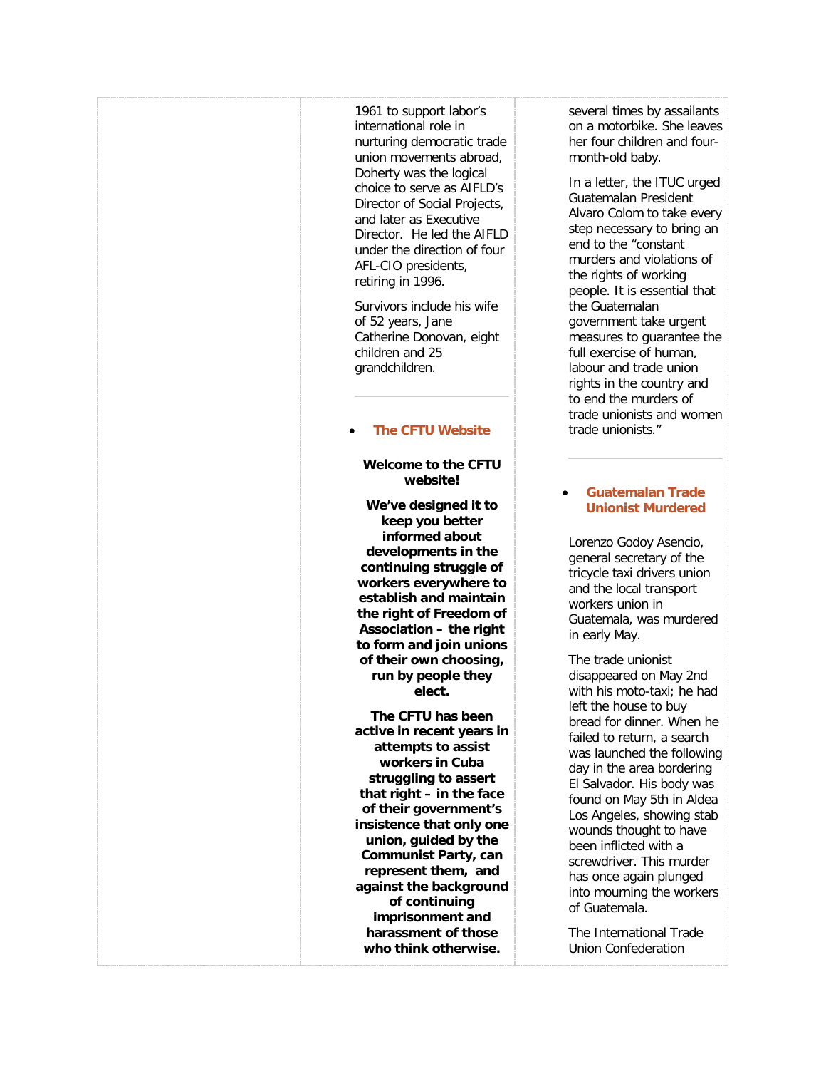1961 to support labor's international role in nurturing democratic trade union movements abroad, Doherty was the logical choice to serve as AIFLD's Director of Social Projects, and later as Executive Director. He led the AIFLD under the direction of four AFL-CIO presidents, retiring in 1996.

Survivors include his wife of 52 years, Jane Catherine Donovan, eight children and 25 grandchildren.

---

- **The CFTU Website**

**Welcome to the CFTU website!**

**We've designed it to keep you better informed about developments in the continuing struggle of workers everywhere to establish and maintain the right of Freedom of Association – the right to form and join unions of their own choosing, run by people they elect.**

**The CFTU has been active in recent years in attempts to assist workers in Cuba struggling to assert that right – in the face of their government's insistence that only one union, guided by the Communist Party, can represent them, and against the background of continuing imprisonment and harassment of those who think otherwise.**

several times by assailants on a motorbike. She leaves her four children and four-month-old baby.

In a letter, the ITUC urged Guatemalan President Alvaro Colom to take every step necessary to bring an end to the "constant murders and violations of the rights of working people. It is essential that the Guatemalan government take urgent measures to guarantee the full exercise of human, labour and trade union rights in the country and to end the murders of trade unionists and women trade unionists."

---

- **Guatemalan Trade Unionist Murdered**

Lorenzo Godoy Asencio, general secretary of the tricycle taxi drivers union and the local transport workers union in Guatemala, was murdered in early May.

The trade unionist disappeared on May 2nd with his moto-taxi; he had left the house to buy bread for dinner. When he failed to return, a search was launched the following day in the area bordering El Salvador. His body was found on May 5th in Aldea Los Angeles, showing stab wounds thought to have been inflicted with a screwdriver. This murder has once again plunged into mourning the workers of Guatemala.

The International Trade Union Confederation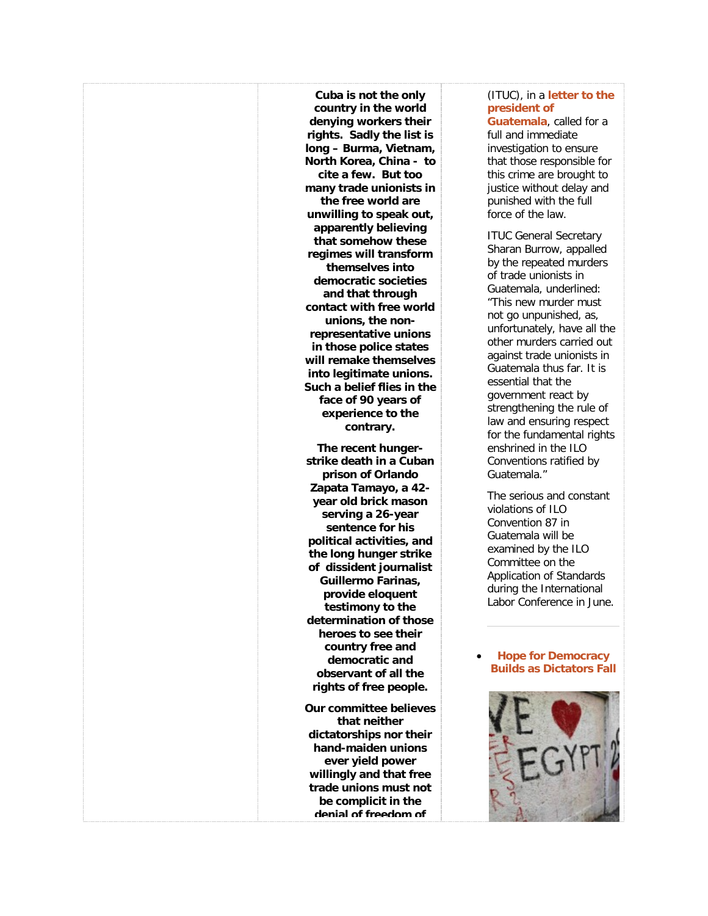**Cuba is not the only country in the world denying workers their rights. Sadly the list is long – Burma, Vietnam, North Korea, China - to cite a few. But too many trade unionists in the free world are unwilling to speak out, apparently believing that somehow these regimes will transform themselves into democratic societies and that through contact with free world unions, the non-representative unions in those police states will remake themselves into legitimate unions. Such a belief flies in the face of 90 years of experience to the contrary.**

**The recent hunger-strike death in a Cuban prison of Orlando Zapata Tamayo, a 42-year old brick mason serving a 26-year sentence for his political activities, and the long hunger strike of dissident journalist Guillermo Farinas, provide eloquent testimony to the determination of those heroes to see their country free and democratic and observant of all the rights of free people.**

**Our committee believes that neither dictatorships nor their hand-maiden unions ever yield power willingly and that free trade unions must not be complicit in the denial of freedom of**

(ITUC), in a **letter to the president of Guatemala**, called for a full and immediate investigation to ensure that those responsible for this crime are brought to justice without delay and punished with the full force of the law.

ITUC General Secretary Sharan Burrow, appalled by the repeated murders of trade unionists in Guatemala, underlined: "This new murder must not go unpunished, as, unfortunately, have all the other murders carried out against trade unionists in Guatemala thus far. It is essential that the government react by strengthening the rule of law and ensuring respect for the fundamental rights enshrined in the ILO Conventions ratified by Guatemala."

The serious and constant violations of ILO Convention 87 in Guatemala will be examined by the ILO Committee on the Application of Standards during the International Labor Conference in June.

---

- **Hope for Democracy Builds as Dictators Fall**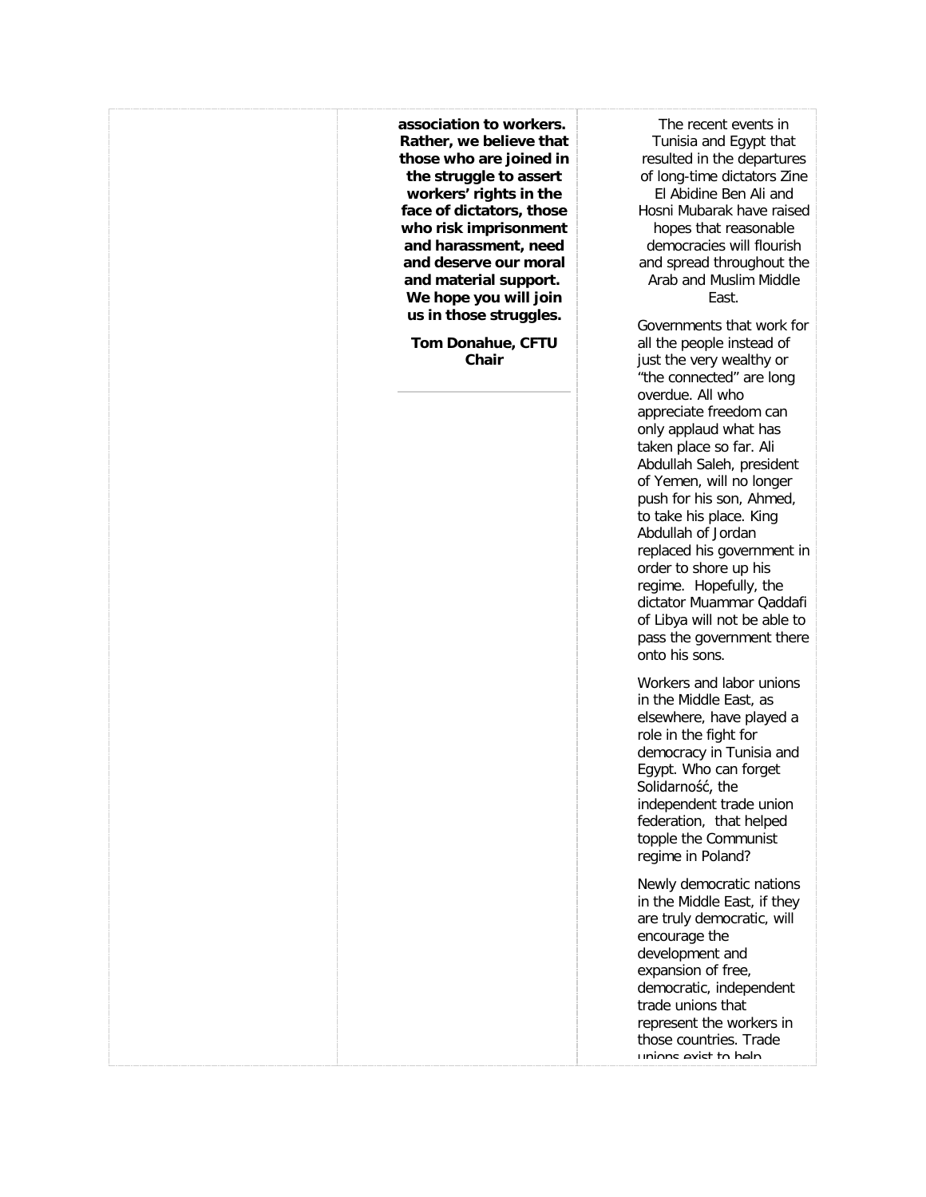**association to workers. Rather, we believe that those who are joined in the struggle to assert workers' rights in the face of dictators, those who risk imprisonment and harassment, need and deserve our moral and material support. We hope you will join us in those struggles.**

**Tom Donahue, CFTU Chair**

---

The recent events in Tunisia and Egypt that resulted in the departures of long-time dictators Zine El Abidine Ben Ali and Hosni Mubarak have raised hopes that reasonable democracies will flourish and spread throughout the Arab and Muslim Middle East.

Governments that work for all the people instead of just the very wealthy or "the connected" are long overdue. All who appreciate freedom can only applaud what has taken place so far. Ali Abdullah Saleh, president of Yemen, will no longer push for his son, Ahmed, to take his place. King Abdullah of Jordan replaced his government in order to shore up his regime. Hopefully, the dictator Muammar Qaddafi of Libya will not be able to pass the government there onto his sons.

Workers and labor unions in the Middle East, as elsewhere, have played a role in the fight for democracy in Tunisia and Egypt. Who can forget Solidarność, the independent trade union federation, that helped topple the Communist regime in Poland?

Newly democratic nations in the Middle East, if they are truly democratic, will encourage the development and expansion of free, democratic, independent trade unions that represent the workers in those countries. Trade unions exist to help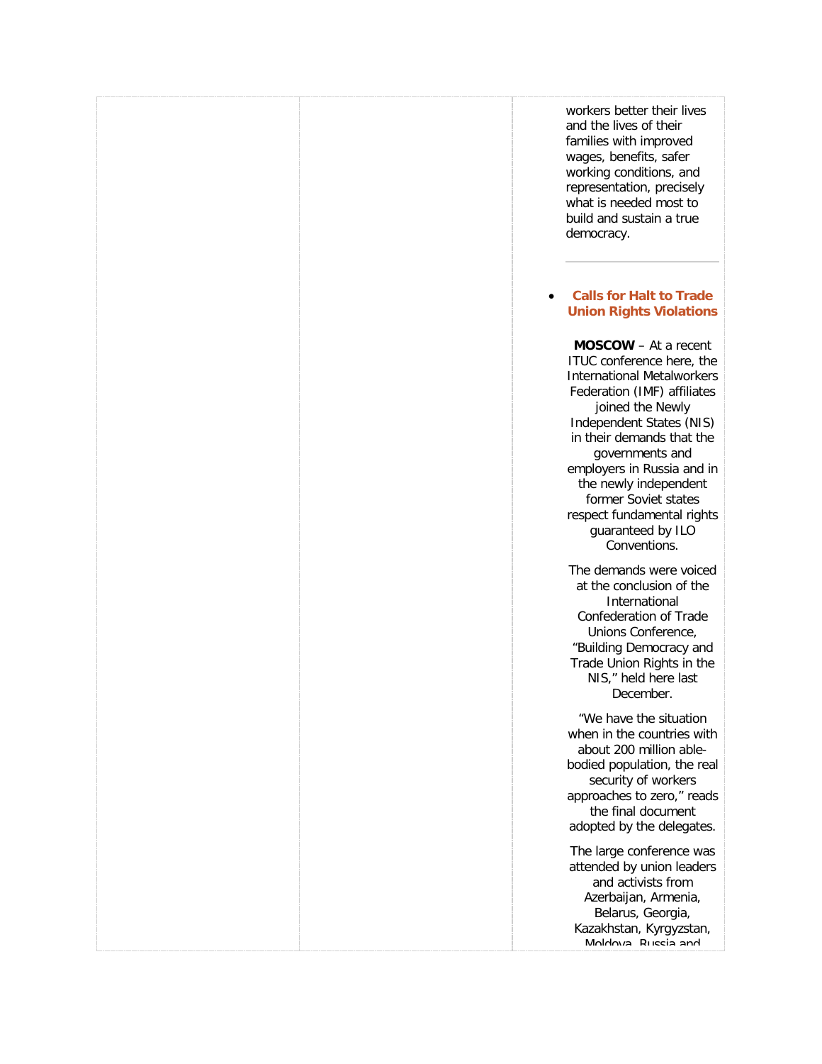workers better their lives and the lives of their families with improved wages, benefits, safer working conditions, and representation, precisely what is needed most to build and sustain a true democracy.

---

- **Calls for Halt to Trade Union Rights Violations**

**MOSCOW** – At a recent ITUC conference here, the International Metalworkers Federation (IMF) affiliates joined the Newly Independent States (NIS) in their demands that the governments and employers in Russia and in the newly independent former Soviet states respect fundamental rights guaranteed by ILO Conventions.

The demands were voiced at the conclusion of the International Confederation of Trade Unions Conference, "Building Democracy and Trade Union Rights in the NIS," held here last December.

"We have the situation when in the countries with about 200 million able-bodied population, the real security of workers approaches to zero," reads the final document adopted by the delegates.

The large conference was attended by union leaders and activists from Azerbaijan, Armenia, Belarus, Georgia, Kazakhstan, Kyrgyzstan, Moldova, Russia and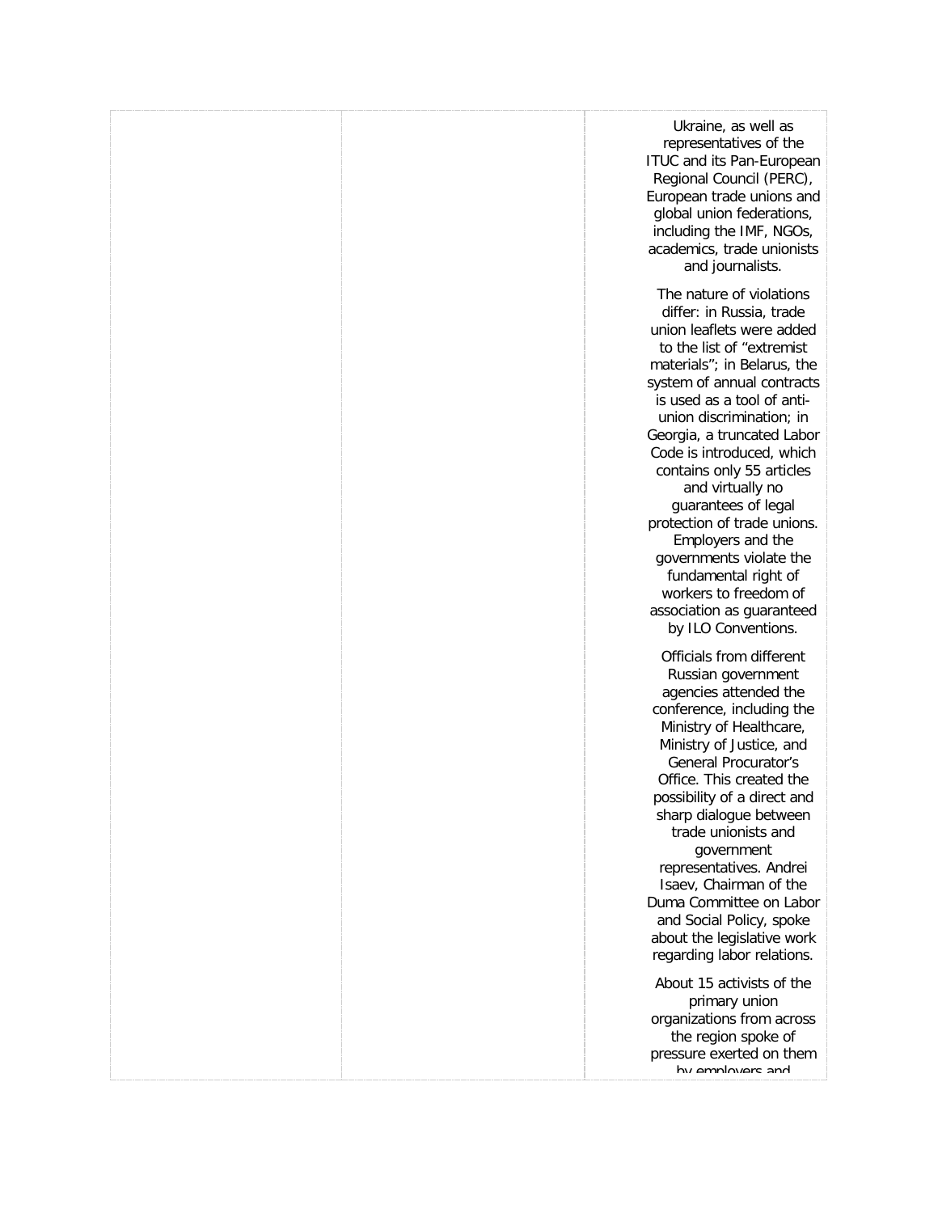Ukraine, as well as representatives of the ITUC and its Pan-European Regional Council (PERC), European trade unions and global union federations, including the IMF, NGOs, academics, trade unionists and journalists.

The nature of violations differ: in Russia, trade union leaflets were added to the list of "extremist materials"; in Belarus, the system of annual contracts is used as a tool of anti-union discrimination; in Georgia, a truncated Labor Code is introduced, which contains only 55 articles and virtually no guarantees of legal protection of trade unions. Employers and the governments violate the fundamental right of workers to freedom of association as guaranteed by ILO Conventions.

Officials from different Russian government agencies attended the conference, including the Ministry of Healthcare, Ministry of Justice, and General Procurator's Office. This created the possibility of a direct and sharp dialogue between trade unionists and government representatives. Andrei Isaev, Chairman of the Duma Committee on Labor and Social Policy, spoke about the legislative work regarding labor relations.

About 15 activists of the primary union organizations from across the region spoke of pressure exerted on them by employers and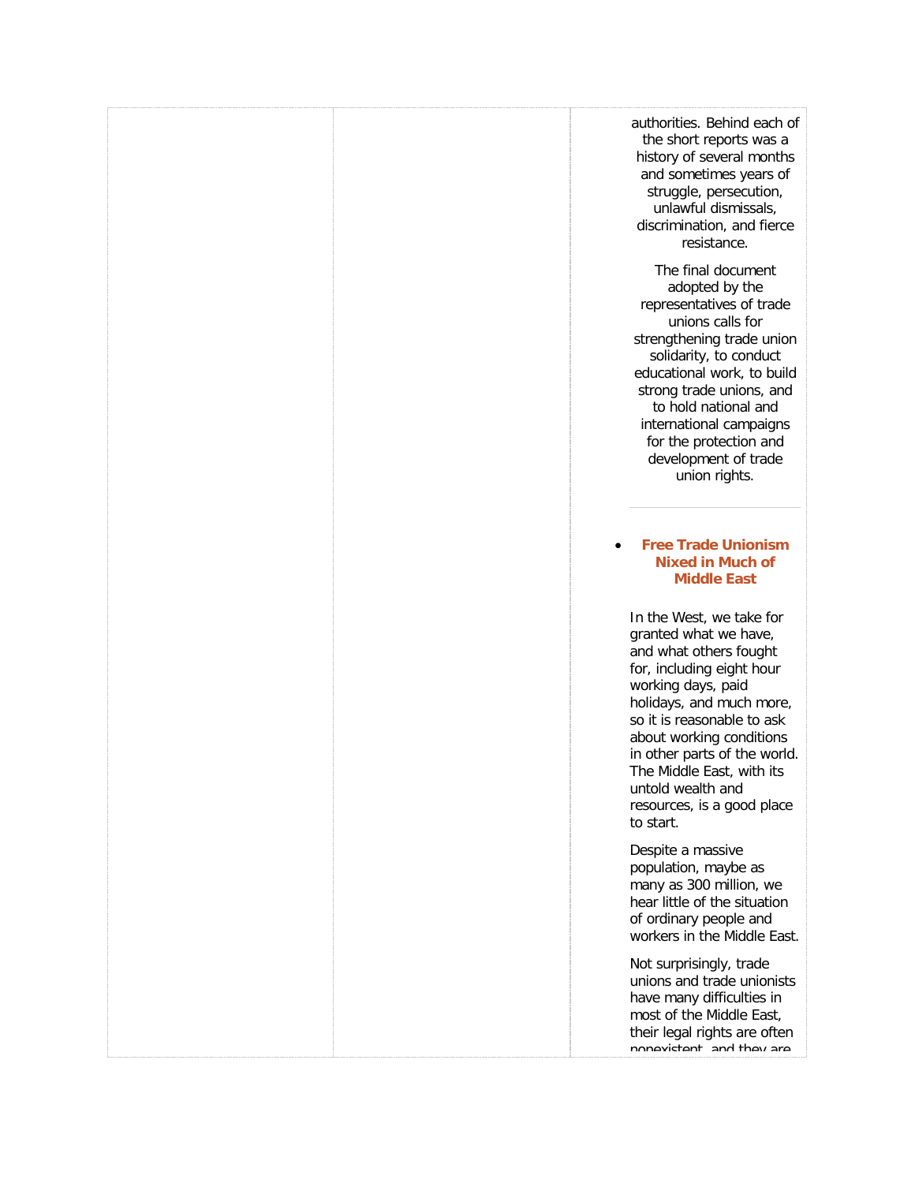authorities. Behind each of the short reports was a history of several months and sometimes years of struggle, persecution, unlawful dismissals, discrimination, and fierce resistance.

The final document adopted by the representatives of trade unions calls for strengthening trade union solidarity, to conduct educational work, to build strong trade unions, and to hold national and international campaigns for the protection and development of trade union rights.

---

- **Free Trade Unionism Nixed in Much of Middle East**

In the West, we take for granted what we have, and what others fought for, including eight hour working days, paid holidays, and much more, so it is reasonable to ask about working conditions in other parts of the world. The Middle East, with its untold wealth and resources, is a good place to start.

Despite a massive population, maybe as many as 300 million, we hear little of the situation of ordinary people and workers in the Middle East.

Not surprisingly, trade unions and trade unionists have many difficulties in most of the Middle East, their legal rights are often nonexistent, and they are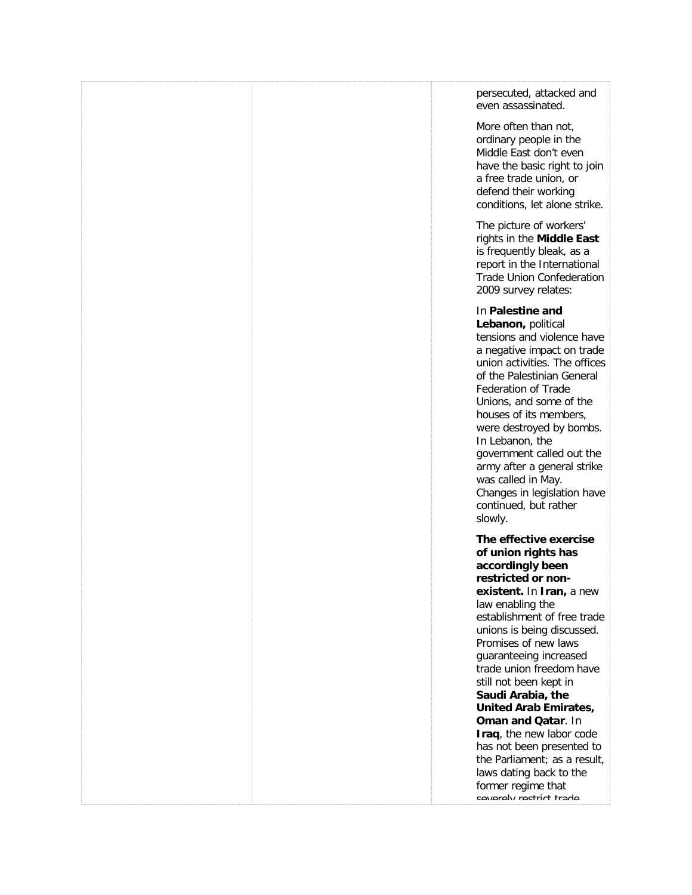persecuted, attacked and even assassinated.

More often than not, ordinary people in the Middle East don't even have the basic right to join a free trade union, or defend their working conditions, let alone strike.

The picture of workers' rights in the **Middle East** is frequently bleak, as a report in the International Trade Union Confederation 2009 survey relates:

In **Palestine and Lebanon,** political tensions and violence have a negative impact on trade union activities. The offices of the Palestinian General Federation of Trade Unions, and some of the houses of its members, were destroyed by bombs. In Lebanon, the government called out the army after a general strike was called in May. Changes in legislation have continued, but rather slowly.

**The effective exercise of union rights has accordingly been restricted or non-existent.** In **Iran,** a new law enabling the establishment of free trade unions is being discussed. Promises of new laws guaranteeing increased trade union freedom have still not been kept in **Saudi Arabia, the United Arab Emirates, Oman and Qatar**. In **Iraq**, the new labor code has not been presented to the Parliament; as a result, laws dating back to the former regime that severely restrict trade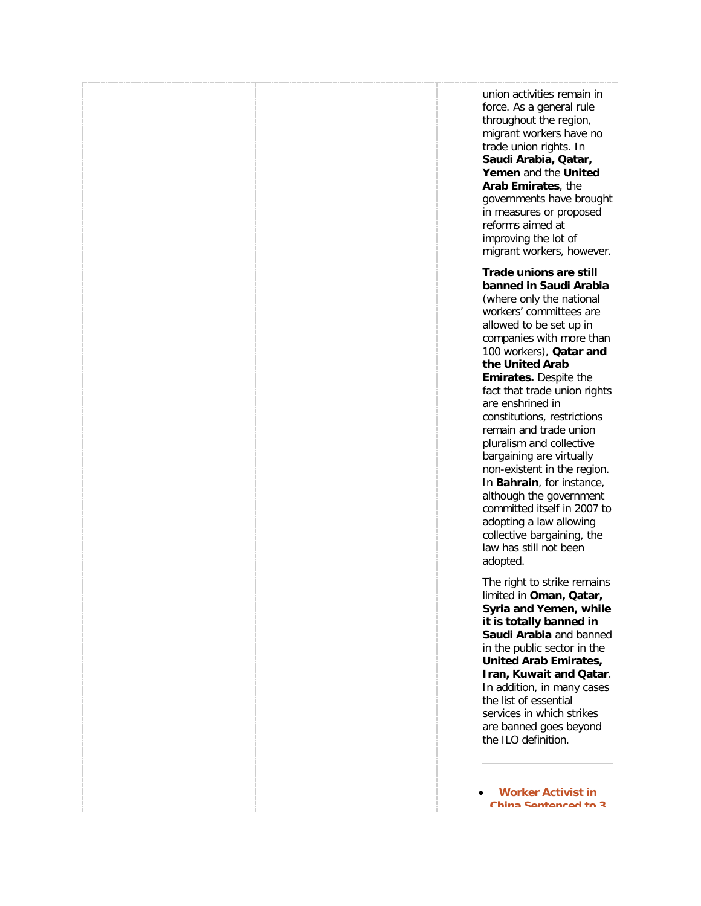union activities remain in force. As a general rule throughout the region, migrant workers have no trade union rights. In **Saudi Arabia, Qatar, Yemen** and the **United Arab Emirates**, the governments have brought in measures or proposed reforms aimed at improving the lot of migrant workers, however.

**Trade unions are still banned in Saudi Arabia** (where only the national workers' committees are allowed to be set up in companies with more than 100 workers), **Qatar and the United Arab Emirates.** Despite the fact that trade union rights are enshrined in constitutions, restrictions remain and trade union pluralism and collective bargaining are virtually non-existent in the region. In **Bahrain**, for instance, although the government committed itself in 2007 to adopting a law allowing collective bargaining, the law has still not been adopted.

The right to strike remains limited in **Oman, Qatar, Syria and Yemen, while it is totally banned in Saudi Arabia** and banned in the public sector in the **United Arab Emirates, Iran, Kuwait and Qatar**. In addition, in many cases the list of essential services in which strikes are banned goes beyond the ILO definition.

---

- **Worker Activist in China Sentenced to 3**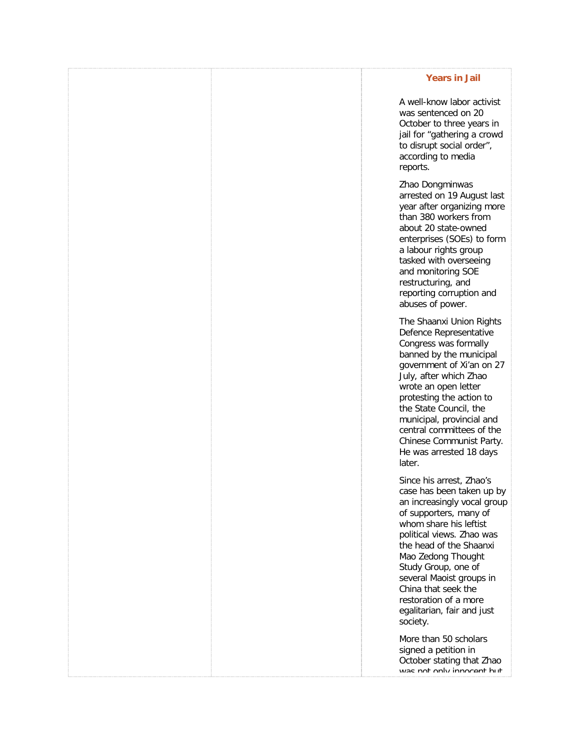## Years in Jail

A well-know labor activist was sentenced on 20 October to three years in jail for "gathering a crowd to disrupt social order", according to media reports.

Zhao Dongminwas arrested on 19 August last year after organizing more than 380 workers from about 20 state-owned enterprises (SOEs) to form a labour rights group tasked with overseeing and monitoring SOE restructuring, and reporting corruption and abuses of power.

The Shaanxi Union Rights Defence Representative Congress was formally banned by the municipal government of Xi'an on 27 July, after which Zhao wrote an open letter protesting the action to the State Council, the municipal, provincial and central committees of the Chinese Communist Party. He was arrested 18 days later.

Since his arrest, Zhao's case has been taken up by an increasingly vocal group of supporters, many of whom share his leftist political views. Zhao was the head of the Shaanxi Mao Zedong Thought Study Group, one of several Maoist groups in China that seek the restoration of a more egalitarian, fair and just society.

More than 50 scholars signed a petition in October stating that Zhao was not only innocent but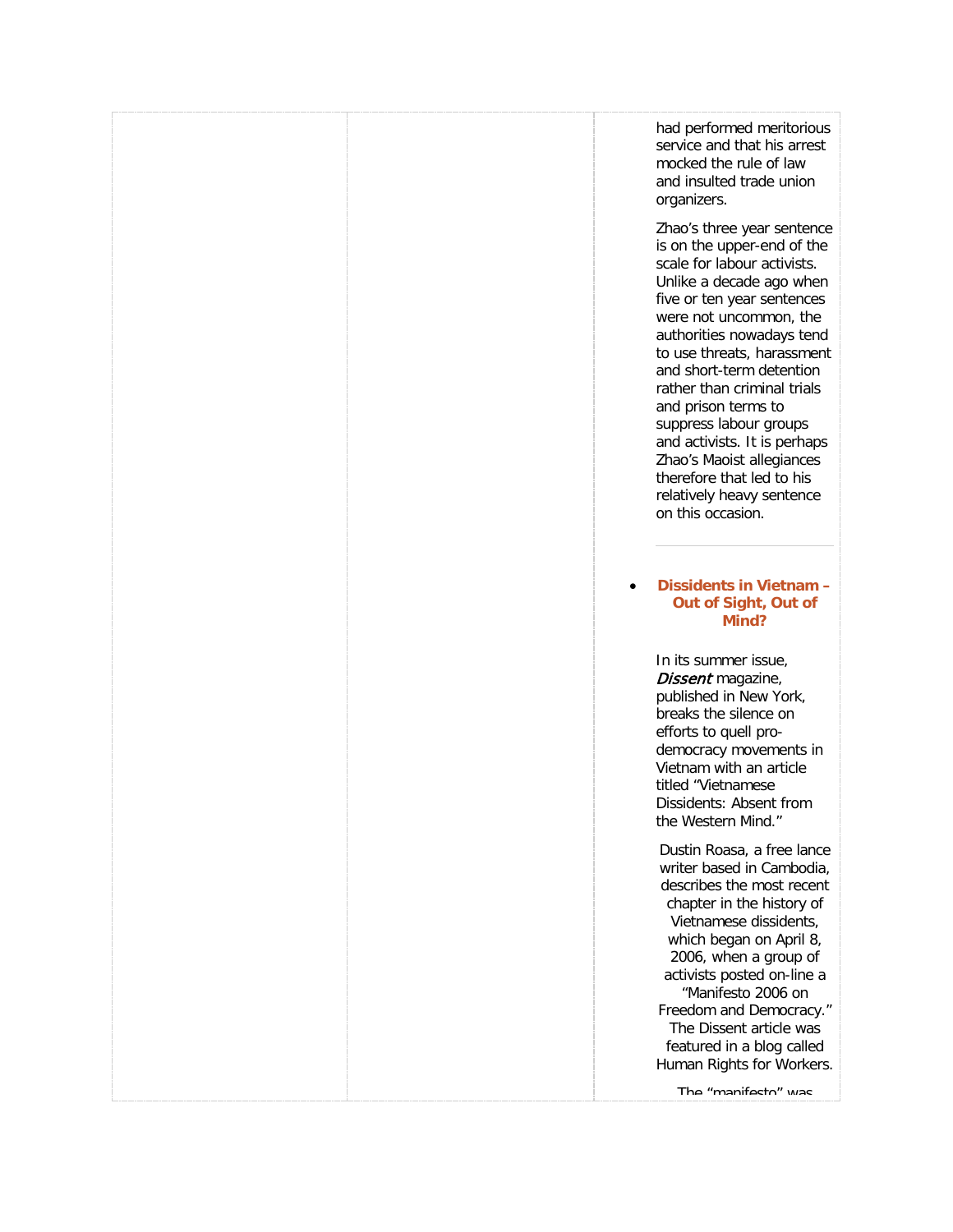had performed meritorious service and that his arrest mocked the rule of law and insulted trade union organizers.

Zhao's three year sentence is on the upper-end of the scale for labour activists. Unlike a decade ago when five or ten year sentences were not uncommon, the authorities nowadays tend to use threats, harassment and short-term detention rather than criminal trials and prison terms to suppress labour groups and activists. It is perhaps Zhao's Maoist allegiances therefore that led to his relatively heavy sentence on this occasion.

---

- **Dissidents in Vietnam – Out of Sight, Out of Mind?**

In its summer issue, *Dissent* magazine, published in New York, breaks the silence on efforts to quell pro-democracy movements in Vietnam with an article titled "Vietnamese Dissidents: Absent from the Western Mind."

Dustin Roasa, a free lance writer based in Cambodia, describes the most recent chapter in the history of Vietnamese dissidents, which began on April 8, 2006, when a group of activists posted on-line a "Manifesto 2006 on Freedom and Democracy." The Dissent article was featured in a blog called Human Rights for Workers.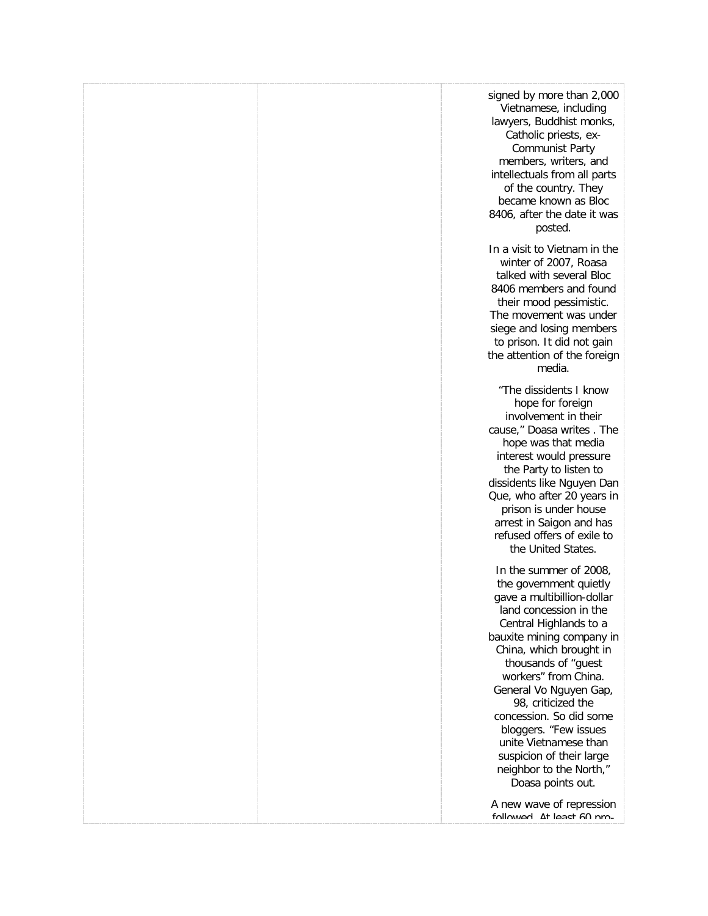signed by more than 2,000 Vietnamese, including lawyers, Buddhist monks, Catholic priests, ex-Communist Party members, writers, and intellectuals from all parts of the country. They became known as Bloc 8406, after the date it was posted.

In a visit to Vietnam in the winter of 2007, Roasa talked with several Bloc 8406 members and found their mood pessimistic. The movement was under siege and losing members to prison. It did not gain the attention of the foreign media.

"The dissidents I know hope for foreign involvement in their cause," Doasa writes . The hope was that media interest would pressure the Party to listen to dissidents like Nguyen Dan Que, who after 20 years in prison is under house arrest in Saigon and has refused offers of exile to the United States.

In the summer of 2008, the government quietly gave a multibillion-dollar land concession in the Central Highlands to a bauxite mining company in China, which brought in thousands of "guest workers" from China. General Vo Nguyen Gap, 98, criticized the concession. So did some bloggers. "Few issues unite Vietnamese than suspicion of their large neighbor to the North," Doasa points out.

A new wave of repression followed. At least 60 pro-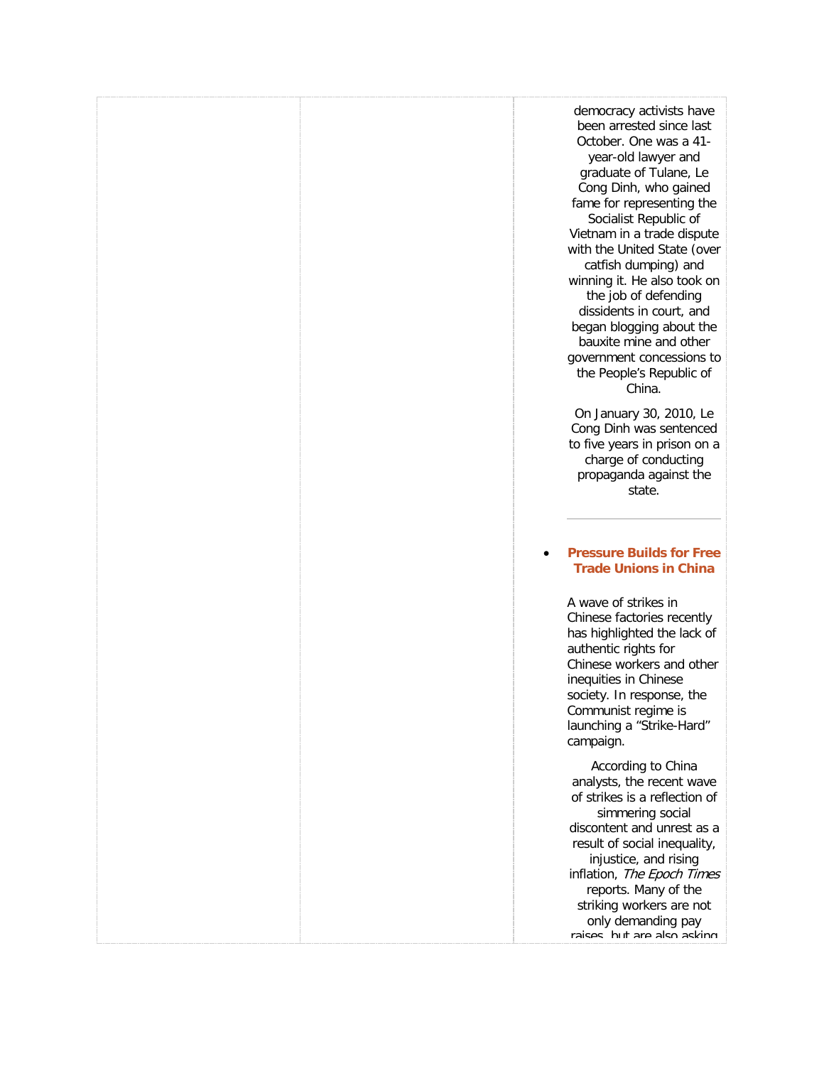democracy activists have been arrested since last October. One was a 41-year-old lawyer and graduate of Tulane, Le Cong Dinh, who gained fame for representing the Socialist Republic of Vietnam in a trade dispute with the United State (over catfish dumping) and winning it. He also took on the job of defending dissidents in court, and began blogging about the bauxite mine and other government concessions to the People's Republic of China.

On January 30, 2010, Le Cong Dinh was sentenced to five years in prison on a charge of conducting propaganda against the state.

---

- **Pressure Builds for Free Trade Unions in China**

A wave of strikes in Chinese factories recently has highlighted the lack of authentic rights for Chinese workers and other inequities in Chinese society. In response, the Communist regime is launching a "Strike-Hard" campaign.

According to China analysts, the recent wave of strikes is a reflection of simmering social discontent and unrest as a result of social inequality, injustice, and rising inflation, *The Epoch Times* reports. Many of the striking workers are not only demanding pay raises, but are also asking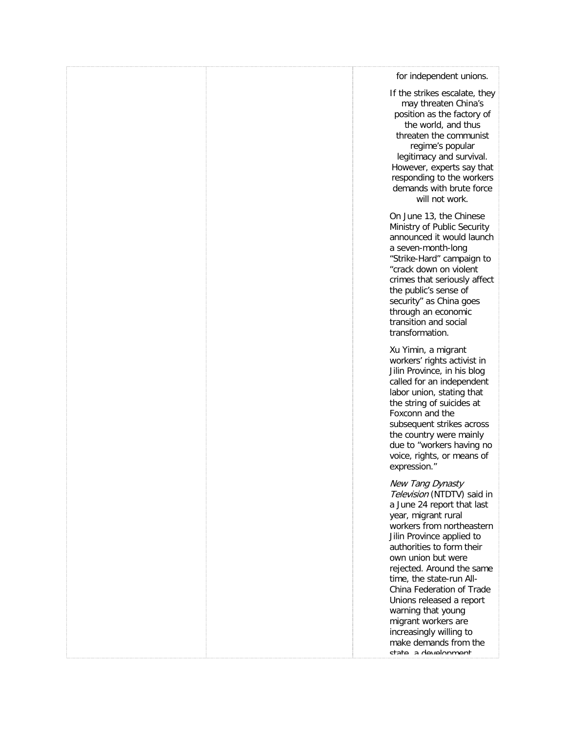for independent unions.

If the strikes escalate, they may threaten China's position as the factory of the world, and thus threaten the communist regime's popular legitimacy and survival. However, experts say that responding to the workers demands with brute force will not work.

On June 13, the Chinese Ministry of Public Security announced it would launch a seven-month-long "Strike-Hard" campaign to "crack down on violent crimes that seriously affect the public's sense of security" as China goes through an economic transition and social transformation.

Xu Yimin, a migrant workers' rights activist in Jilin Province, in his blog called for an independent labor union, stating that the string of suicides at Foxconn and the subsequent strikes across the country were mainly due to "workers having no voice, rights, or means of expression."

*New Tang Dynasty Television* (NTDTV) said in a June 24 report that last year, migrant rural workers from northeastern Jilin Province applied to authorities to form their own union but were rejected. Around the same time, the state-run All-China Federation of Trade Unions released a report warning that young migrant workers are increasingly willing to make demands from the state, a development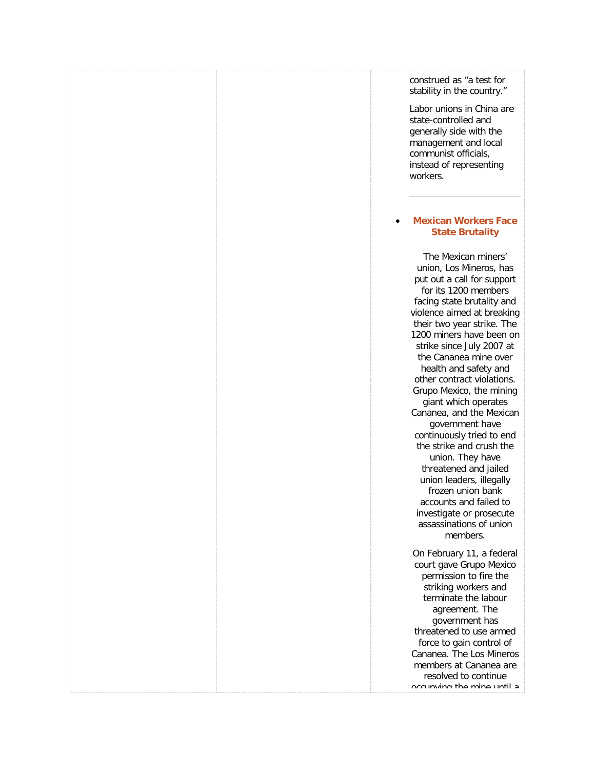construed as “a test for stability in the country.”

Labor unions in China are state-controlled and generally side with the management and local communist officials, instead of representing workers.

---

- **Mexican Workers Face State Brutality**

The Mexican miners’ union, Los Mineros, has put out a call for support for its 1200 members facing state brutality and violence aimed at breaking their two year strike. The 1200 miners have been on strike since July 2007 at the Cananea mine over health and safety and other contract violations. Grupo Mexico, the mining giant which operates Cananea, and the Mexican government have continuously tried to end the strike and crush the union. They have threatened and jailed union leaders, illegally frozen union bank accounts and failed to investigate or prosecute assassinations of union members.

On February 11, a federal court gave Grupo Mexico permission to fire the striking workers and terminate the labour agreement. The government has threatened to use armed force to gain control of Cananea. The Los Mineros members at Cananea are resolved to continue occupying the mine until a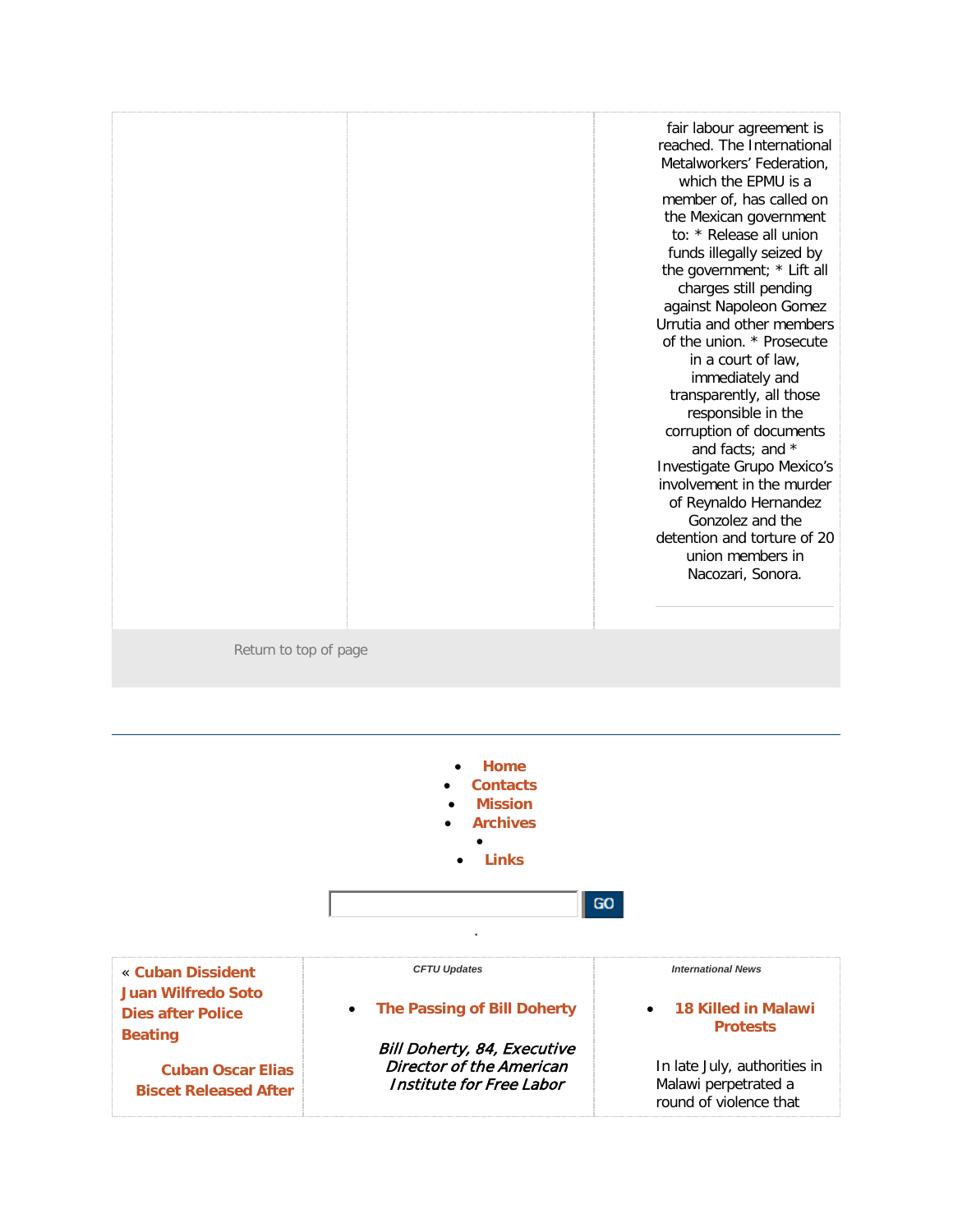fair labour agreement is reached. The International Metalworkers' Federation, which the EPMU is a member of, has called on the Mexican government to: * Release all union funds illegally seized by the government; * Lift all charges still pending against Napoleon Gomez Urrutia and other members of the union. * Prosecute in a court of law, immediately and transparently, all those responsible in the corruption of documents and facts; and * Investigate Grupo Mexico's involvement in the murder of Reynaldo Hernandez Gonzolez and the detention and torture of 20 union members in Nacozari, Sonora.

---

Return to top of page

---

- **Home**
- **Contacts**
- **Mission**
- **Archives**
- 
- **Links**

GO

.

« **Cuban Dissident Juan Wilfredo Soto Dies after Police Beating**

**Cuban Oscar Elias Biscet Released After**

*CFTU Updates*

- **The Passing of Bill Doherty**

*Bill Doherty, 84, Executive Director of the American Institute for Free Labor*

*International News*

- **18 Killed in Malawi Protests**

In late July, authorities in Malawi perpetrated a round of violence that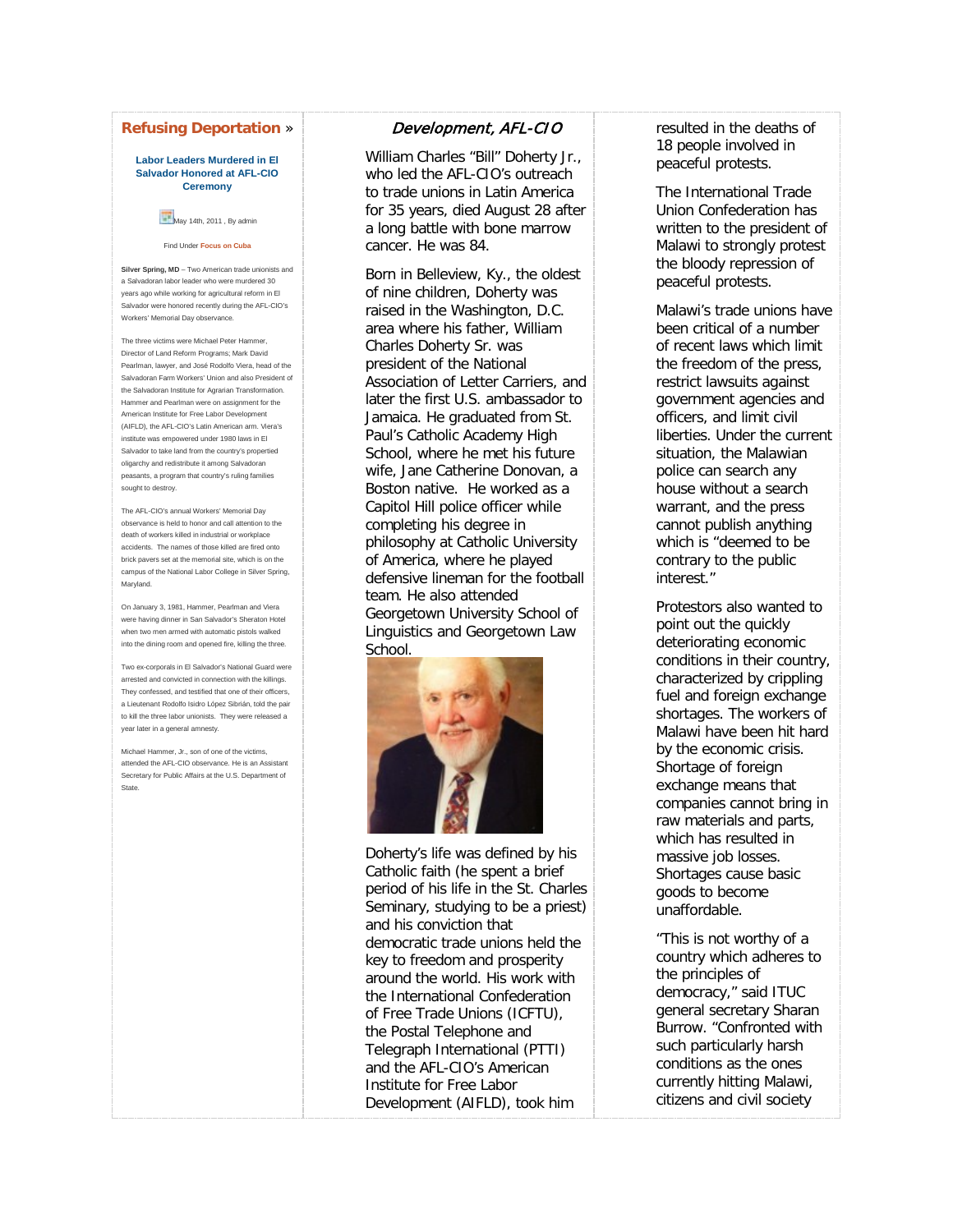## Refusing Deportation »

### Labor Leaders Murdered in El Salvador Honored at AFL-CIO Ceremony

May 14th, 2011 , By admin

Find Under **Focus on Cuba**

**Silver Spring, MD** – Two American trade unionists and a Salvadoran labor leader who were murdered 30 years ago while working for agricultural reform in El Salvador were honored recently during the AFL-CIO's Workers' Memorial Day observance.

The three victims were Michael Peter Hammer, Director of Land Reform Programs; Mark David Pearlman, lawyer, and José Rodolfo Viera, head of the Salvadoran Farm Workers' Union and also President of the Salvadoran Institute for Agrarian Transformation. Hammer and Pearlman were on assignment for the American Institute for Free Labor Development (AIFLD), the AFL-CIO's Latin American arm. Viera's institute was empowered under 1980 laws in El Salvador to take land from the country's propertied oligarchy and redistribute it among Salvadoran peasants, a program that country's ruling families sought to destroy.

The AFL-CIO's annual Workers' Memorial Day observance is held to honor and call attention to the death of workers killed in industrial or workplace accidents. The names of those killed are fired onto brick pavers set at the memorial site, which is on the campus of the National Labor College in Silver Spring, Maryland.

On January 3, 1981, Hammer, Pearlman and Viera were having dinner in San Salvador's Sheraton Hotel when two men armed with automatic pistols walked into the dining room and opened fire, killing the three.

Two ex-corporals in El Salvador's National Guard were arrested and convicted in connection with the killings. They confessed, and testified that one of their officers, a Lieutenant Rodolfo Isidro López Sibrián, told the pair to kill the three labor unionists. They were released a year later in a general amnesty.

Michael Hammer, Jr., son of one of the victims, attended the AFL-CIO observance. He is an Assistant Secretary for Public Affairs at the U.S. Department of State.

*Development, AFL-CIO*

William Charles "Bill" Doherty Jr., who led the AFL-CIO's outreach to trade unions in Latin America for 35 years, died August 28 after a long battle with bone marrow cancer. He was 84.

Born in Belleview, Ky., the oldest of nine children, Doherty was raised in the Washington, D.C. area where his father, William Charles Doherty Sr. was president of the National Association of Letter Carriers, and later the first U.S. ambassador to Jamaica. He graduated from St. Paul's Catholic Academy High School, where he met his future wife, Jane Catherine Donovan, a Boston native. He worked as a Capitol Hill police officer while completing his degree in philosophy at Catholic University of America, where he played defensive lineman for the football team. He also attended Georgetown University School of Linguistics and Georgetown Law School.

Doherty's life was defined by his Catholic faith (he spent a brief period of his life in the St. Charles Seminary, studying to be a priest) and his conviction that democratic trade unions held the key to freedom and prosperity around the world. His work with the International Confederation of Free Trade Unions (ICFTU), the Postal Telephone and Telegraph International (PTTI) and the AFL-CIO's American Institute for Free Labor Development (AIFLD), took him

resulted in the deaths of 18 people involved in peaceful protests.

The International Trade Union Confederation has written to the president of Malawi to strongly protest the bloody repression of peaceful protests.

Malawi's trade unions have been critical of a number of recent laws which limit the freedom of the press, restrict lawsuits against government agencies and officers, and limit civil liberties. Under the current situation, the Malawian police can search any house without a search warrant, and the press cannot publish anything which is "deemed to be contrary to the public interest."

Protestors also wanted to point out the quickly deteriorating economic conditions in their country, characterized by crippling fuel and foreign exchange shortages. The workers of Malawi have been hit hard by the economic crisis. Shortage of foreign exchange means that companies cannot bring in raw materials and parts, which has resulted in massive job losses. Shortages cause basic goods to become unaffordable.

"This is not worthy of a country which adheres to the principles of democracy," said ITUC general secretary Sharan Burrow. "Confronted with such particularly harsh conditions as the ones currently hitting Malawi, citizens and civil society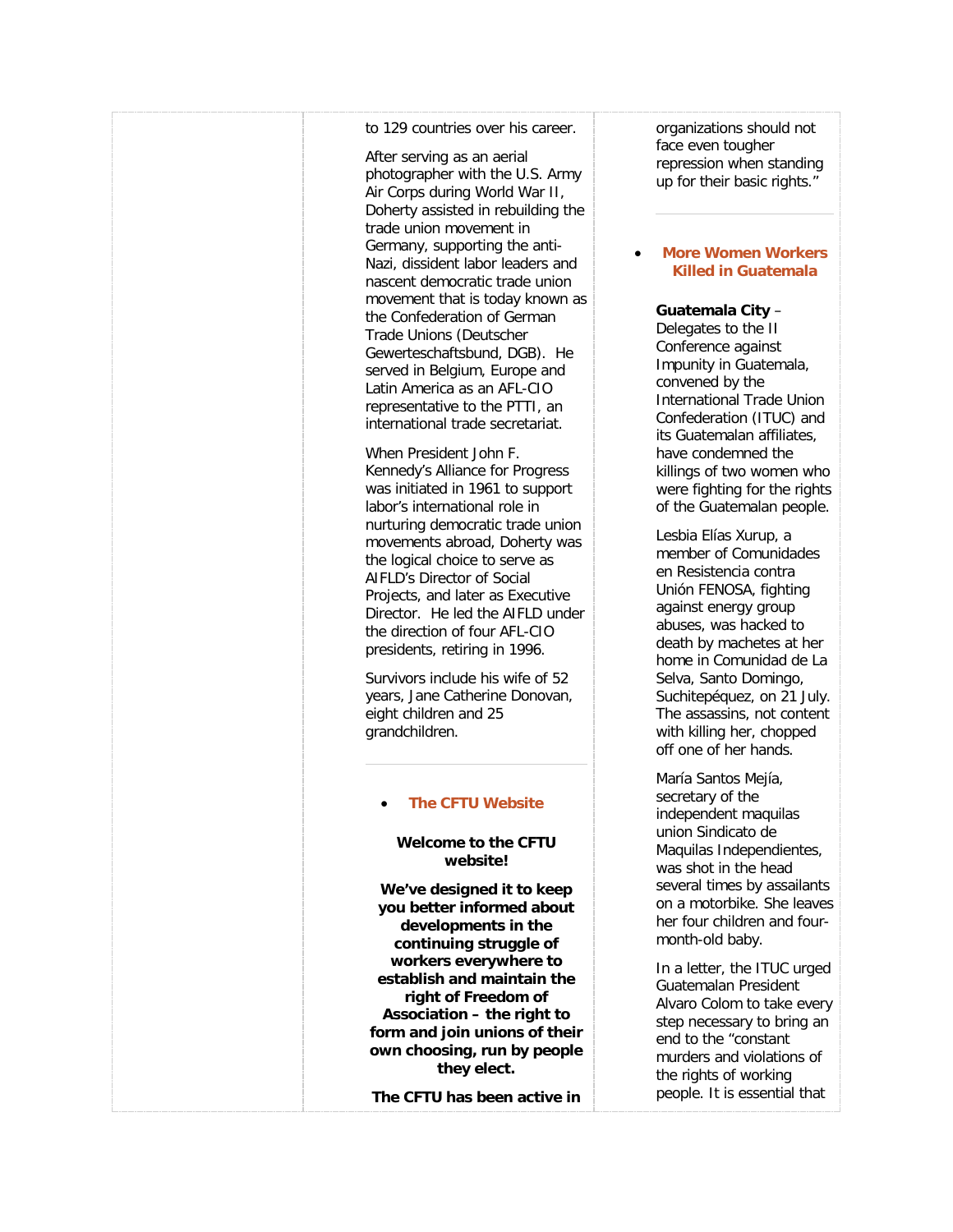to 129 countries over his career.

After serving as an aerial photographer with the U.S. Army Air Corps during World War II, Doherty assisted in rebuilding the trade union movement in Germany, supporting the anti-Nazi, dissident labor leaders and nascent democratic trade union movement that is today known as the Confederation of German Trade Unions (Deutscher Gewerteschaftsbund, DGB).  He served in Belgium, Europe and Latin America as an AFL-CIO representative to the PTTI, an international trade secretariat.

When President John F. Kennedy's Alliance for Progress was initiated in 1961 to support labor's international role in nurturing democratic trade union movements abroad, Doherty was the logical choice to serve as AIFLD's Director of Social Projects, and later as Executive Director.  He led the AIFLD under the direction of four AFL-CIO presidents, retiring in 1996.

Survivors include his wife of 52 years, Jane Catherine Donovan, eight children and 25 grandchildren.

---

- **The CFTU Website**

**Welcome to the CFTU website!**

**We've designed it to keep you better informed about developments in the continuing struggle of workers everywhere to establish and maintain the right of Freedom of Association – the right to form and join unions of their own choosing, run by people they elect.**

**The CFTU has been active in**

organizations should not face even tougher repression when standing up for their basic rights."

---

- **More Women Workers Killed in Guatemala**

**Guatemala City** – Delegates to the II Conference against Impunity in Guatemala, convened by the International Trade Union Confederation (ITUC) and its Guatemalan affiliates, have condemned the killings of two women who were fighting for the rights of the Guatemalan people.

Lesbia Elías Xurup, a member of Comunidades en Resistencia contra Unión FENOSA, fighting against energy group abuses, was hacked to death by machetes at her home in Comunidad de La Selva, Santo Domingo, Suchitepéquez, on 21 July. The assassins, not content with killing her, chopped off one of her hands.

María Santos Mejía, secretary of the independent maquilas union Sindicato de Maquilas Independientes, was shot in the head several times by assailants on a motorbike. She leaves her four children and four-month-old baby.

In a letter, the ITUC urged Guatemalan President Alvaro Colom to take every step necessary to bring an end to the "constant murders and violations of the rights of working people. It is essential that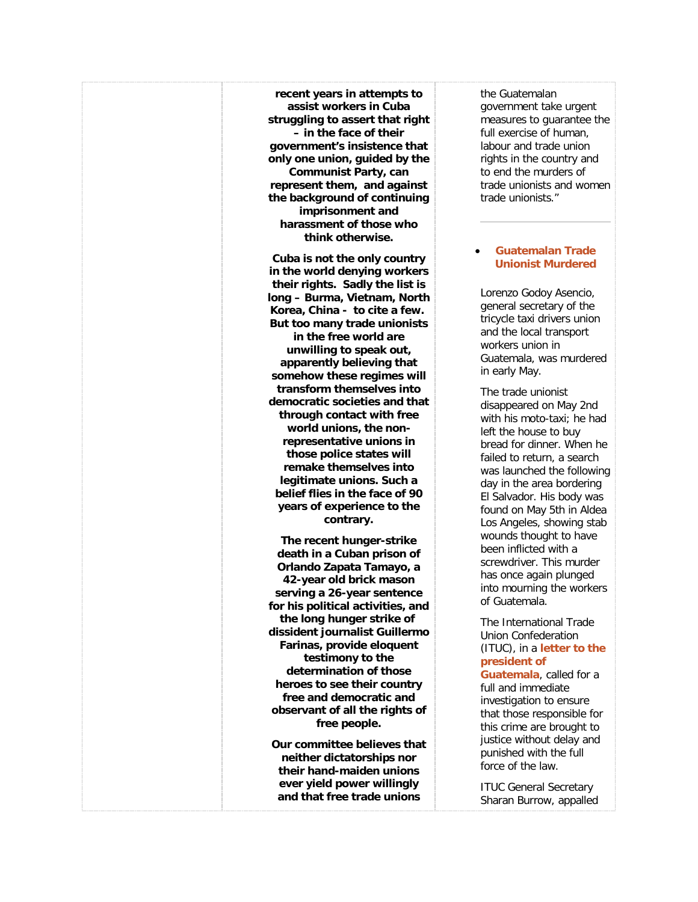**recent years in attempts to assist workers in Cuba struggling to assert that right – in the face of their government's insistence that only one union, guided by the Communist Party, can represent them, and against the background of continuing imprisonment and harassment of those who think otherwise.**

**Cuba is not the only country in the world denying workers their rights. Sadly the list is long – Burma, Vietnam, North Korea, China - to cite a few. But too many trade unionists in the free world are unwilling to speak out, apparently believing that somehow these regimes will transform themselves into democratic societies and that through contact with free world unions, the non-representative unions in those police states will remake themselves into legitimate unions. Such a belief flies in the face of 90 years of experience to the contrary.**

**The recent hunger-strike death in a Cuban prison of Orlando Zapata Tamayo, a 42-year old brick mason serving a 26-year sentence for his political activities, and the long hunger strike of dissident journalist Guillermo Farinas, provide eloquent testimony to the determination of those heroes to see their country free and democratic and observant of all the rights of free people.**

**Our committee believes that neither dictatorships nor their hand-maiden unions ever yield power willingly and that free trade unions**

the Guatemalan government take urgent measures to guarantee the full exercise of human, labour and trade union rights in the country and to end the murders of trade unionists and women trade unionists."

---

- **Guatemalan Trade Unionist Murdered**

Lorenzo Godoy Asencio, general secretary of the tricycle taxi drivers union and the local transport workers union in Guatemala, was murdered in early May.

The trade unionist disappeared on May 2nd with his moto-taxi; he had left the house to buy bread for dinner. When he failed to return, a search was launched the following day in the area bordering El Salvador. His body was found on May 5th in Aldea Los Angeles, showing stab wounds thought to have been inflicted with a screwdriver. This murder has once again plunged into mourning the workers of Guatemala.

The International Trade Union Confederation (ITUC), in a **letter to the president of Guatemala**, called for a full and immediate investigation to ensure that those responsible for this crime are brought to justice without delay and punished with the full force of the law.

ITUC General Secretary Sharan Burrow, appalled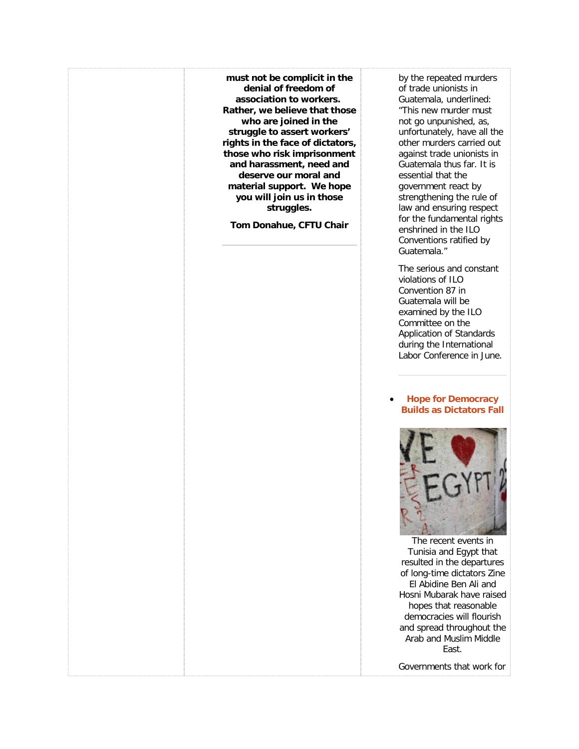**must not be complicit in the denial of freedom of association to workers. Rather, we believe that those who are joined in the struggle to assert workers' rights in the face of dictators, those who risk imprisonment and harassment, need and deserve our moral and material support. We hope you will join us in those struggles.**

**Tom Donahue, CFTU Chair**

---

by the repeated murders of trade unionists in Guatemala, underlined: "This new murder must not go unpunished, as, unfortunately, have all the other murders carried out against trade unionists in Guatemala thus far. It is essential that the government react by strengthening the rule of law and ensuring respect for the fundamental rights enshrined in the ILO Conventions ratified by Guatemala."

The serious and constant violations of ILO Convention 87 in Guatemala will be examined by the ILO Committee on the Application of Standards during the International Labor Conference in June.

---

- **Hope for Democracy Builds as Dictators Fall**

The recent events in Tunisia and Egypt that resulted in the departures of long-time dictators Zine El Abidine Ben Ali and Hosni Mubarak have raised hopes that reasonable democracies will flourish and spread throughout the Arab and Muslim Middle East.

Governments that work for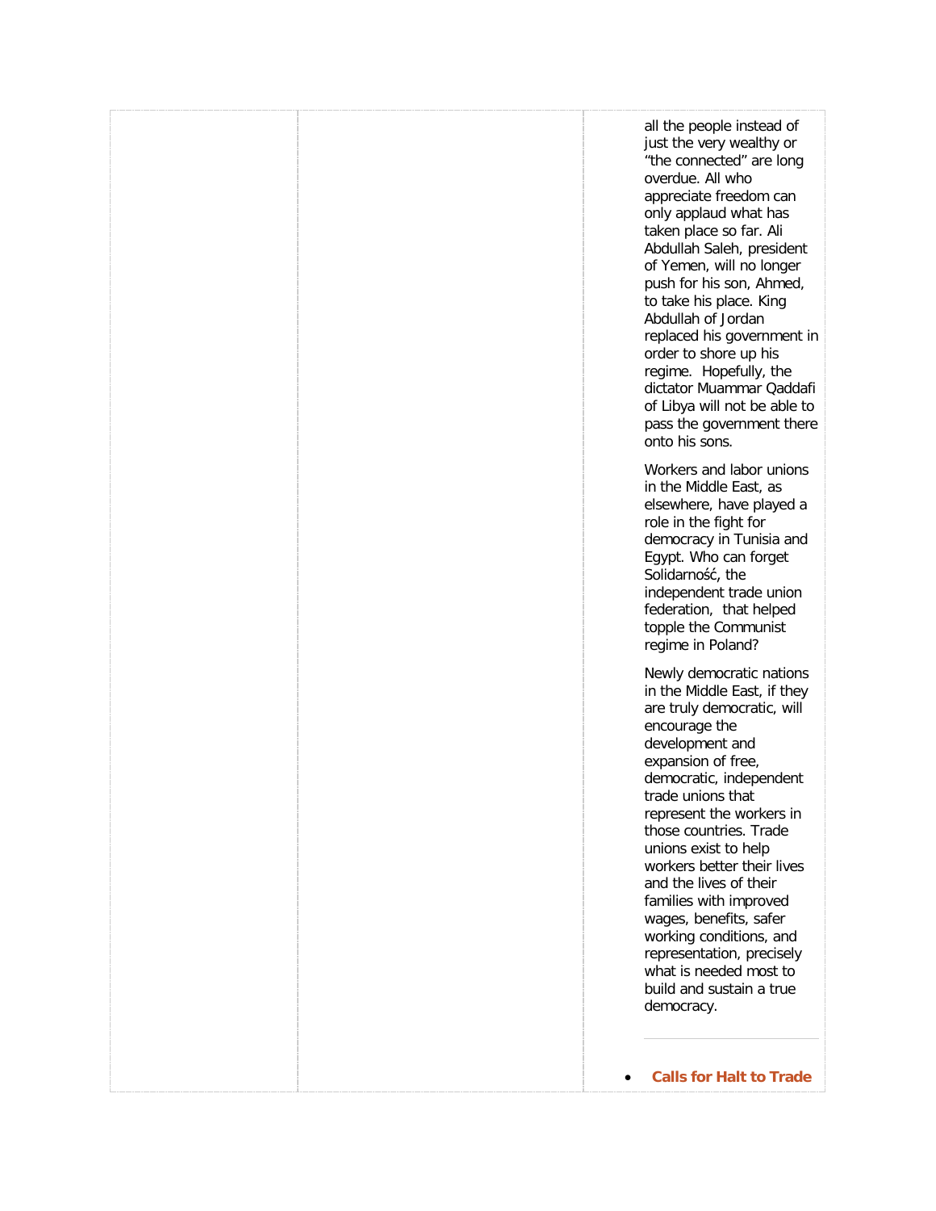all the people instead of just the very wealthy or "the connected" are long overdue. All who appreciate freedom can only applaud what has taken place so far. Ali Abdullah Saleh, president of Yemen, will no longer push for his son, Ahmed, to take his place. King Abdullah of Jordan replaced his government in order to shore up his regime. Hopefully, the dictator Muammar Qaddafi of Libya will not be able to pass the government there onto his sons.

Workers and labor unions in the Middle East, as elsewhere, have played a role in the fight for democracy in Tunisia and Egypt. Who can forget Solidarność, the independent trade union federation, that helped topple the Communist regime in Poland?

Newly democratic nations in the Middle East, if they are truly democratic, will encourage the development and expansion of free, democratic, independent trade unions that represent the workers in those countries. Trade unions exist to help workers better their lives and the lives of their families with improved wages, benefits, safer working conditions, and representation, precisely what is needed most to build and sustain a true democracy.

---

- **Calls for Halt to Trade**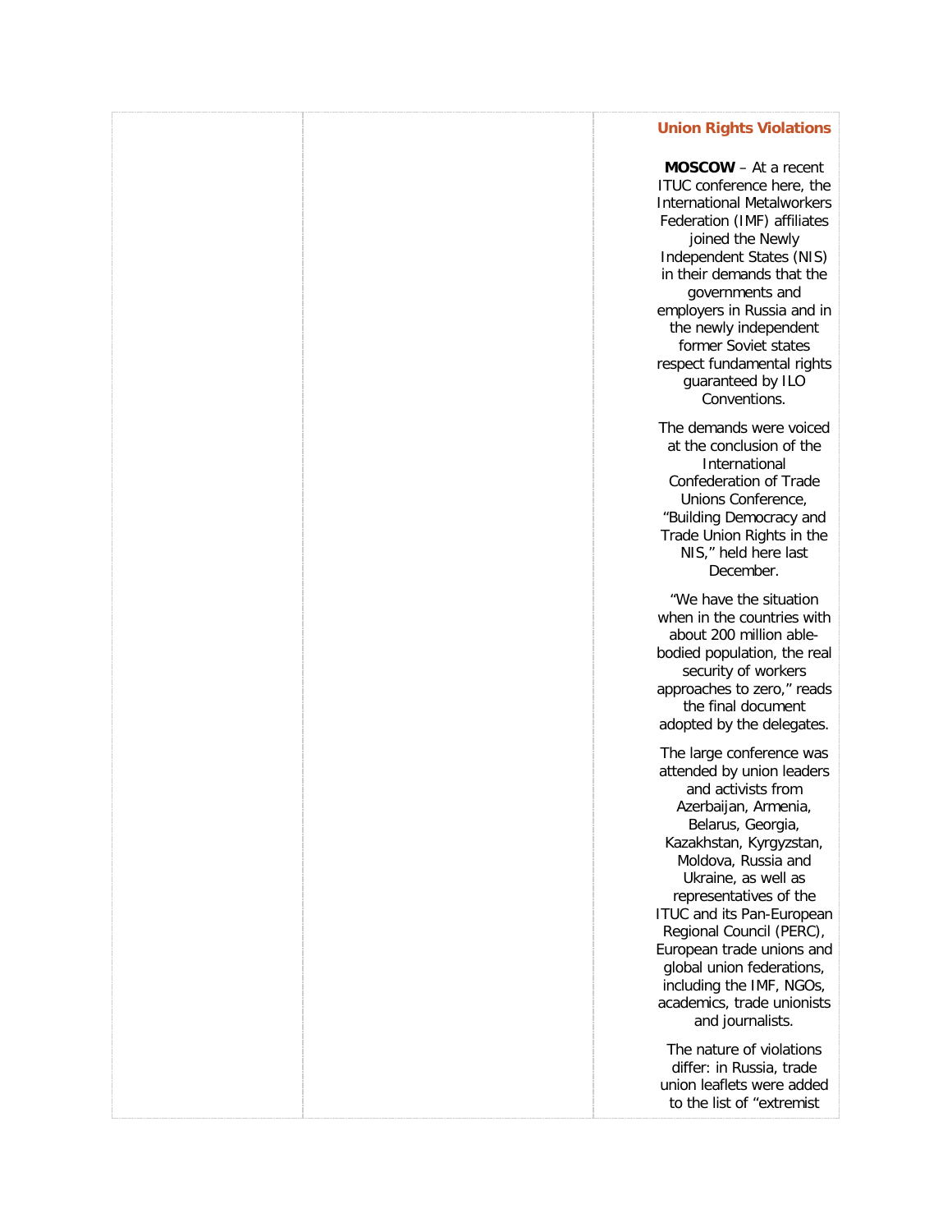### Union Rights Violations

**MOSCOW** – At a recent ITUC conference here, the International Metalworkers Federation (IMF) affiliates joined the Newly Independent States (NIS) in their demands that the governments and employers in Russia and in the newly independent former Soviet states respect fundamental rights guaranteed by ILO Conventions.

The demands were voiced at the conclusion of the International Confederation of Trade Unions Conference, "Building Democracy and Trade Union Rights in the NIS," held here last December.

"We have the situation when in the countries with about 200 million able-bodied population, the real security of workers approaches to zero," reads the final document adopted by the delegates.

The large conference was attended by union leaders and activists from Azerbaijan, Armenia, Belarus, Georgia, Kazakhstan, Kyrgyzstan, Moldova, Russia and Ukraine, as well as representatives of the ITUC and its Pan-European Regional Council (PERC), European trade unions and global union federations, including the IMF, NGOs, academics, trade unionists and journalists.

The nature of violations differ: in Russia, trade union leaflets were added to the list of "extremist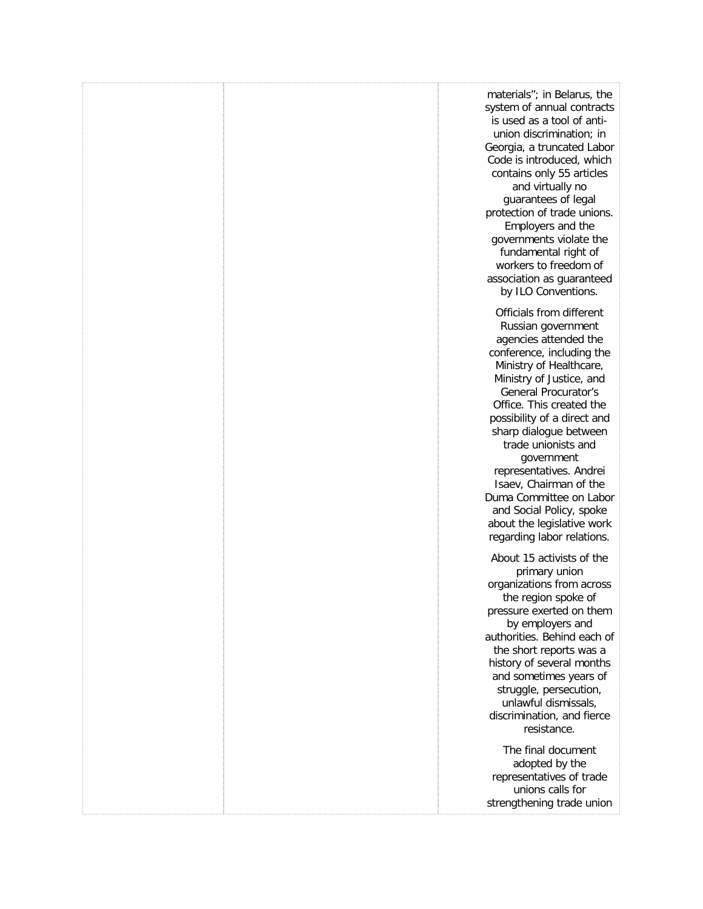materials"; in Belarus, the system of annual contracts is used as a tool of anti-union discrimination; in Georgia, a truncated Labor Code is introduced, which contains only 55 articles and virtually no guarantees of legal protection of trade unions. Employers and the governments violate the fundamental right of workers to freedom of association as guaranteed by ILO Conventions.

Officials from different Russian government agencies attended the conference, including the Ministry of Healthcare, Ministry of Justice, and General Procurator's Office. This created the possibility of a direct and sharp dialogue between trade unionists and government representatives. Andrei Isaev, Chairman of the Duma Committee on Labor and Social Policy, spoke about the legislative work regarding labor relations.

About 15 activists of the primary union organizations from across the region spoke of pressure exerted on them by employers and authorities. Behind each of the short reports was a history of several months and sometimes years of struggle, persecution, unlawful dismissals, discrimination, and fierce resistance.

The final document adopted by the representatives of trade unions calls for strengthening trade union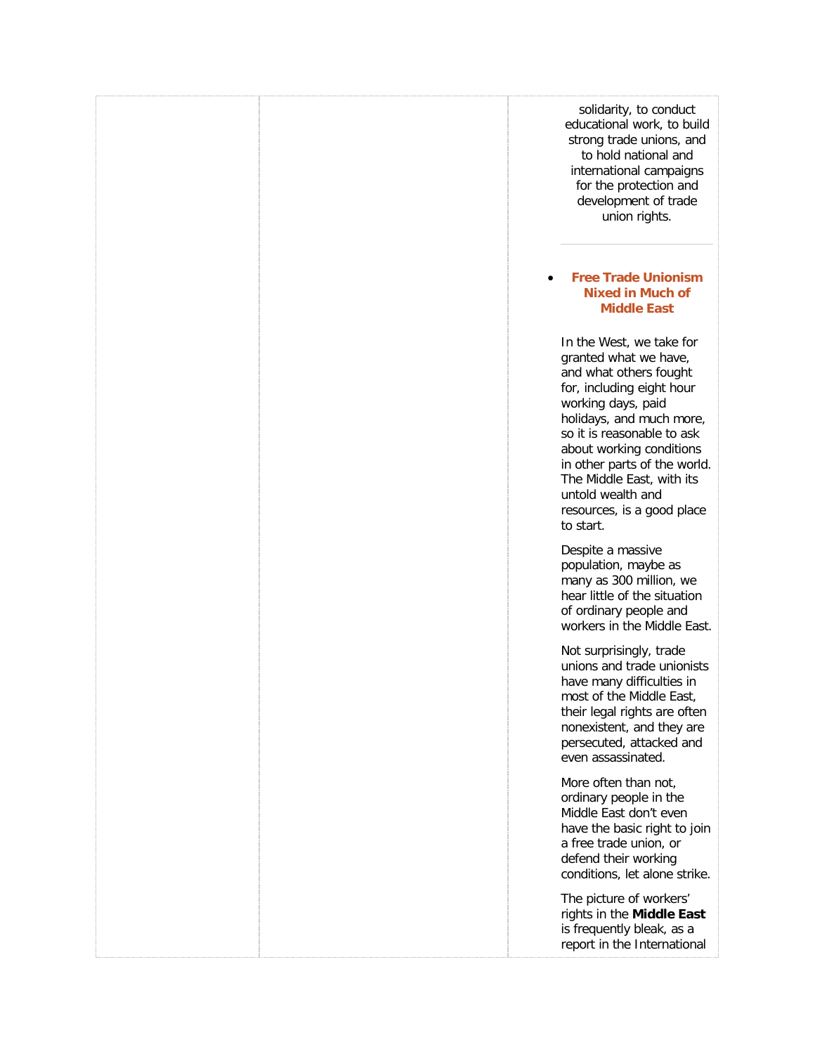solidarity, to conduct educational work, to build strong trade unions, and to hold national and international campaigns for the protection and development of trade union rights.

---

- **Free Trade Unionism Nixed in Much of Middle East**

In the West, we take for granted what we have, and what others fought for, including eight hour working days, paid holidays, and much more, so it is reasonable to ask about working conditions in other parts of the world. The Middle East, with its untold wealth and resources, is a good place to start.

Despite a massive population, maybe as many as 300 million, we hear little of the situation of ordinary people and workers in the Middle East.

Not surprisingly, trade unions and trade unionists have many difficulties in most of the Middle East, their legal rights are often nonexistent, and they are persecuted, attacked and even assassinated.

More often than not, ordinary people in the Middle East don't even have the basic right to join a free trade union, or defend their working conditions, let alone strike.

The picture of workers' rights in the **Middle East** is frequently bleak, as a report in the International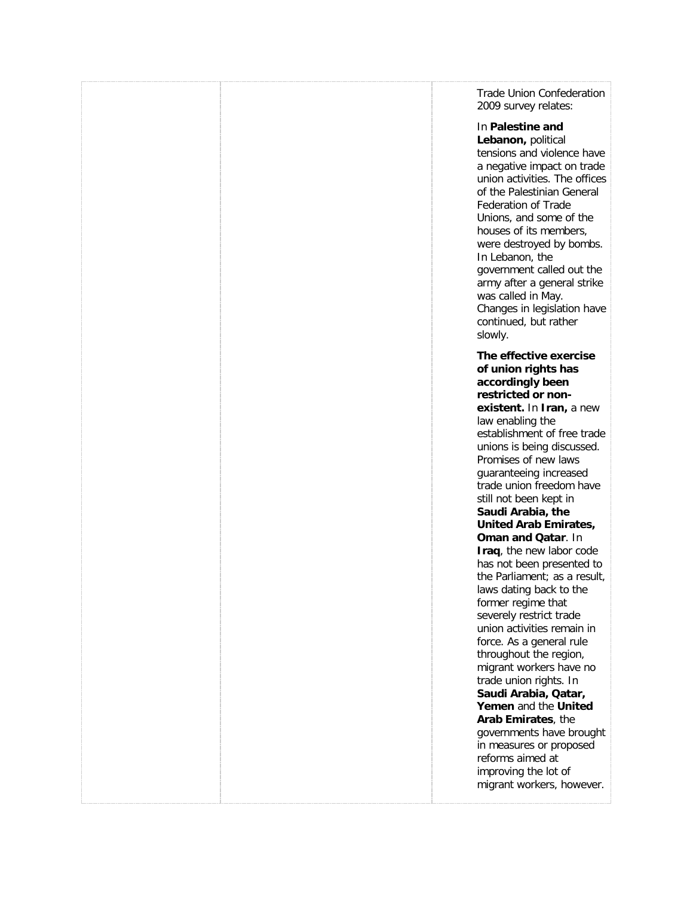| | | |
|---|---|---|
| | | Trade Union Confederation 2009 survey relates:<br><br>In **Palestine and Lebanon,** political tensions and violence have a negative impact on trade union activities. The offices of the Palestinian General Federation of Trade Unions, and some of the houses of its members, were destroyed by bombs. In Lebanon, the government called out the army after a general strike was called in May. Changes in legislation have continued, but rather slowly.<br><br>**The effective exercise of union rights has accordingly been restricted or non-existent.** In **Iran,** a new law enabling the establishment of free trade unions is being discussed. Promises of new laws guaranteeing increased trade union freedom have still not been kept in **Saudi Arabia, the United Arab Emirates, Oman and Qatar**. In **Iraq**, the new labor code has not been presented to the Parliament; as a result, laws dating back to the former regime that severely restrict trade union activities remain in force. As a general rule throughout the region, migrant workers have no trade union rights. In **Saudi Arabia, Qatar, Yemen** and the **United Arab Emirates**, the governments have brought in measures or proposed reforms aimed at improving the lot of migrant workers, however. |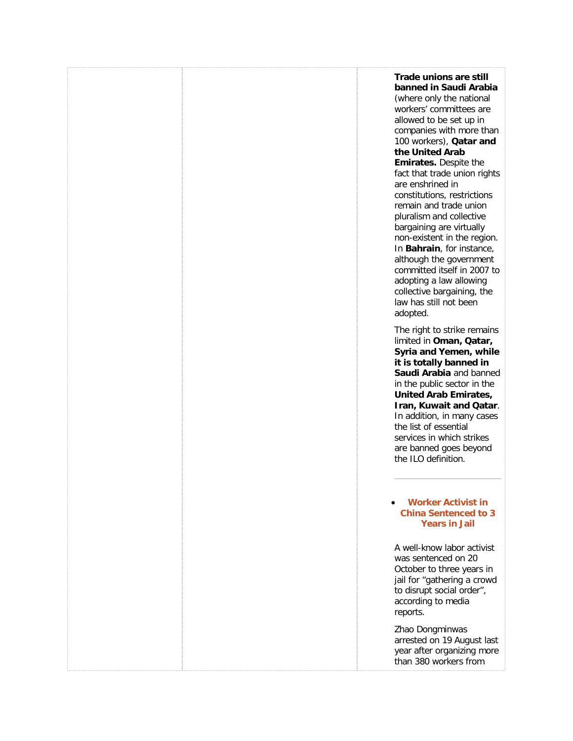**Trade unions are still banned in Saudi Arabia** (where only the national workers' committees are allowed to be set up in companies with more than 100 workers), **Qatar and the United Arab Emirates.** Despite the fact that trade union rights are enshrined in constitutions, restrictions remain and trade union pluralism and collective bargaining are virtually non-existent in the region. In **Bahrain**, for instance, although the government committed itself in 2007 to adopting a law allowing collective bargaining, the law has still not been adopted.

The right to strike remains limited in **Oman, Qatar, Syria and Yemen, while it is totally banned in Saudi Arabia** and banned in the public sector in the **United Arab Emirates, Iran, Kuwait and Qatar**. In addition, in many cases the list of essential services in which strikes are banned goes beyond the ILO definition.

---

- **Worker Activist in China Sentenced to 3 Years in Jail**

A well-know labor activist was sentenced on 20 October to three years in jail for "gathering a crowd to disrupt social order", according to media reports.

Zhao Dongminwas arrested on 19 August last year after organizing more than 380 workers from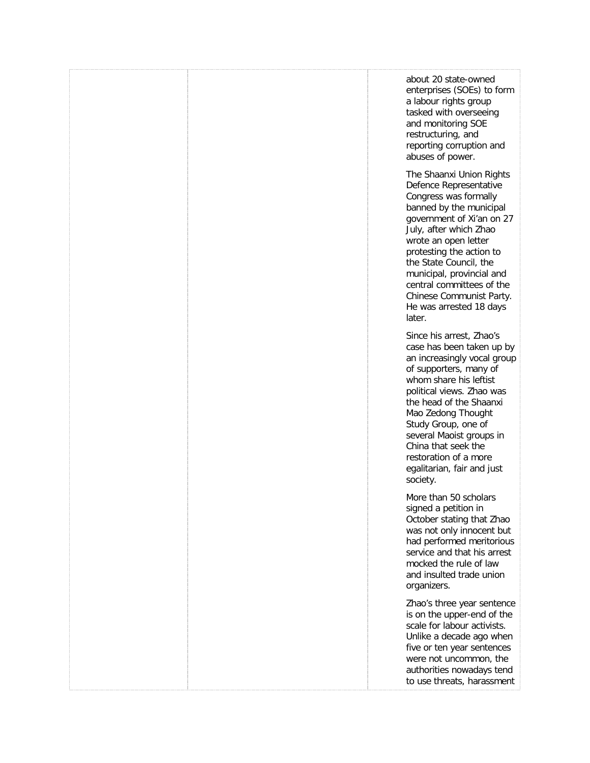| | | |
|---|---|---|
| | | about 20 state-owned enterprises (SOEs) to form a labour rights group tasked with overseeing and monitoring SOE restructuring, and reporting corruption and abuses of power.<br><br>The Shaanxi Union Rights Defence Representative Congress was formally banned by the municipal government of Xi'an on 27 July, after which Zhao wrote an open letter protesting the action to the State Council, the municipal, provincial and central committees of the Chinese Communist Party. He was arrested 18 days later.<br><br>Since his arrest, Zhao's case has been taken up by an increasingly vocal group of supporters, many of whom share his leftist political views. Zhao was the head of the Shaanxi Mao Zedong Thought Study Group, one of several Maoist groups in China that seek the restoration of a more egalitarian, fair and just society.<br><br>More than 50 scholars signed a petition in October stating that Zhao was not only innocent but had performed meritorious service and that his arrest mocked the rule of law and insulted trade union organizers.<br><br>Zhao's three year sentence is on the upper-end of the scale for labour activists. Unlike a decade ago when five or ten year sentences were not uncommon, the authorities nowadays tend to use threats, harassment |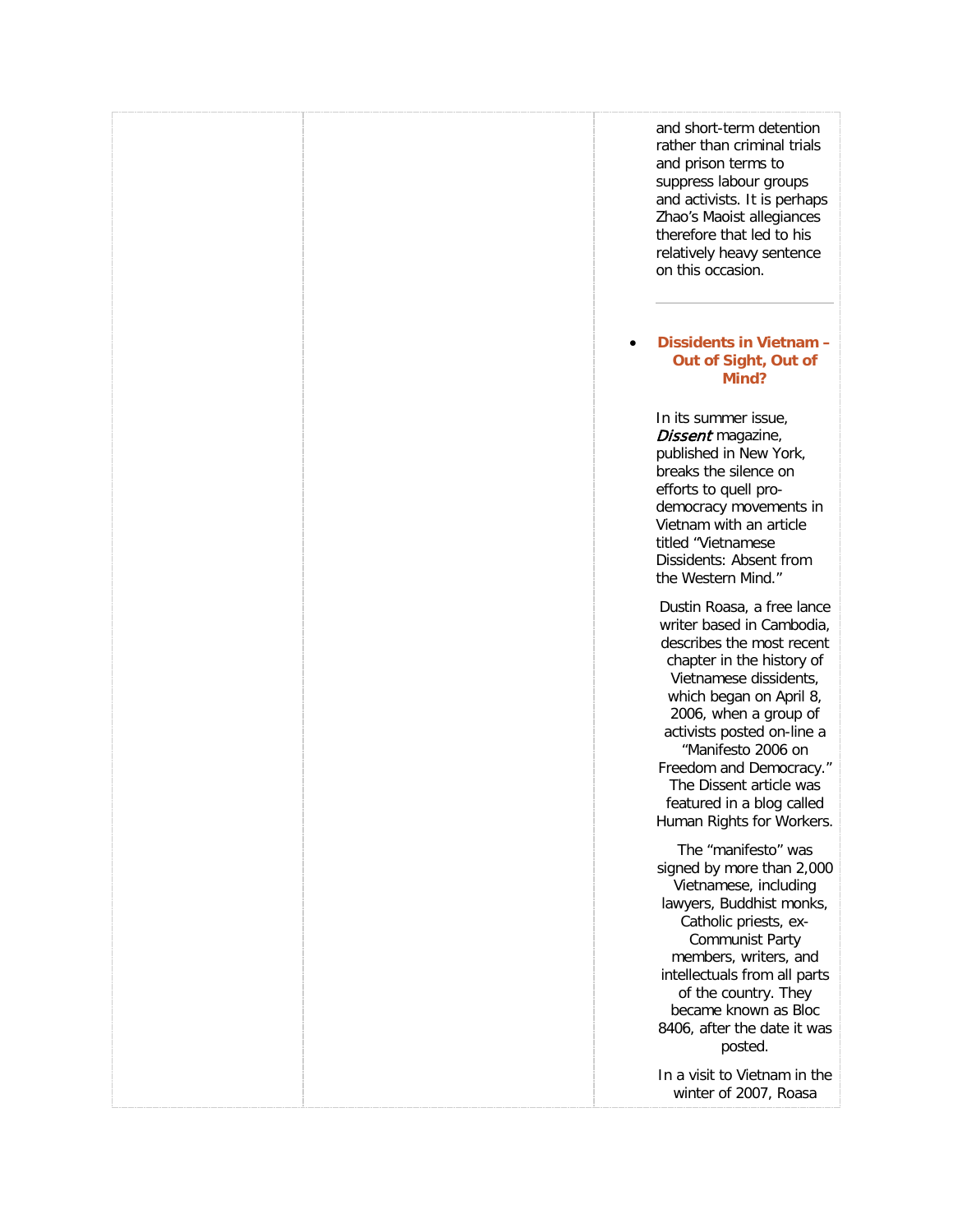and short-term detention rather than criminal trials and prison terms to suppress labour groups and activists. It is perhaps Zhao's Maoist allegiances therefore that led to his relatively heavy sentence on this occasion.

---

- **Dissidents in Vietnam – Out of Sight, Out of Mind?**

In its summer issue, *Dissent* magazine, published in New York, breaks the silence on efforts to quell pro-democracy movements in Vietnam with an article titled "Vietnamese Dissidents: Absent from the Western Mind."

Dustin Roasa, a free lance writer based in Cambodia, describes the most recent chapter in the history of Vietnamese dissidents, which began on April 8, 2006, when a group of activists posted on-line a "Manifesto 2006 on Freedom and Democracy." The Dissent article was featured in a blog called Human Rights for Workers.

The "manifesto" was signed by more than 2,000 Vietnamese, including lawyers, Buddhist monks, Catholic priests, ex-Communist Party members, writers, and intellectuals from all parts of the country. They became known as Bloc 8406, after the date it was posted.

In a visit to Vietnam in the winter of 2007, Roasa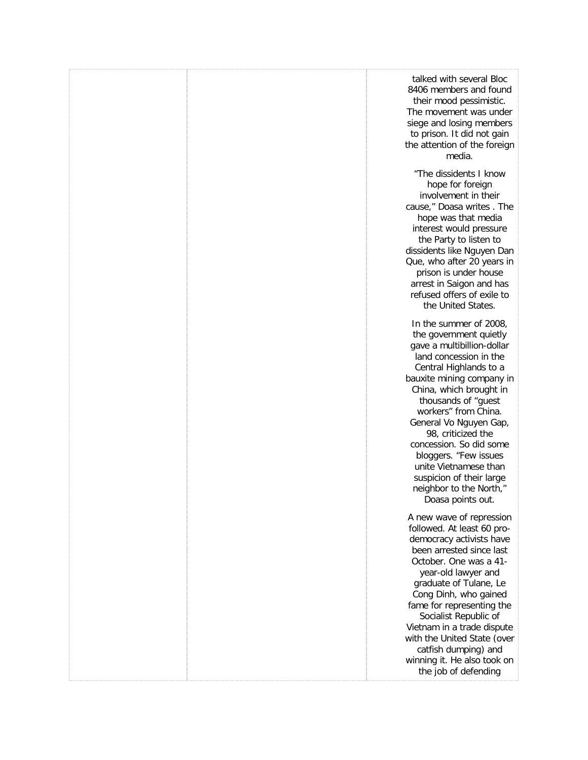talked with several Bloc 8406 members and found their mood pessimistic. The movement was under siege and losing members to prison. It did not gain the attention of the foreign media.

"The dissidents I know hope for foreign involvement in their cause," Doasa writes . The hope was that media interest would pressure the Party to listen to dissidents like Nguyen Dan Que, who after 20 years in prison is under house arrest in Saigon and has refused offers of exile to the United States.

In the summer of 2008, the government quietly gave a multibillion-dollar land concession in the Central Highlands to a bauxite mining company in China, which brought in thousands of "guest workers" from China. General Vo Nguyen Gap, 98, criticized the concession. So did some bloggers. "Few issues unite Vietnamese than suspicion of their large neighbor to the North," Doasa points out.

A new wave of repression followed. At least 60 pro-democracy activists have been arrested since last October. One was a 41-year-old lawyer and graduate of Tulane, Le Cong Dinh, who gained fame for representing the Socialist Republic of Vietnam in a trade dispute with the United State (over catfish dumping) and winning it. He also took on the job of defending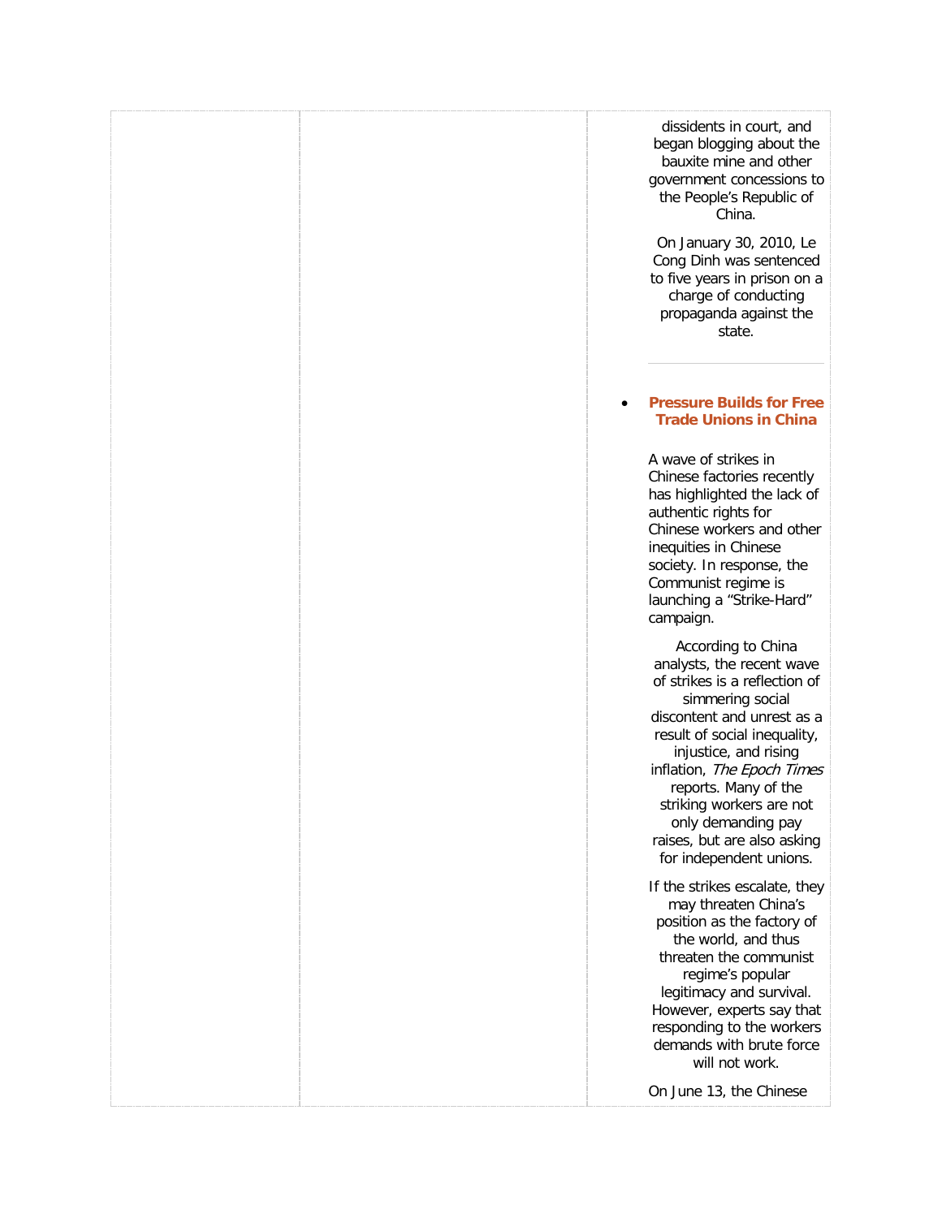dissidents in court, and began blogging about the bauxite mine and other government concessions to the People's Republic of China.

On January 30, 2010, Le Cong Dinh was sentenced to five years in prison on a charge of conducting propaganda against the state.

---

- **Pressure Builds for Free Trade Unions in China**

A wave of strikes in Chinese factories recently has highlighted the lack of authentic rights for Chinese workers and other inequities in Chinese society. In response, the Communist regime is launching a "Strike-Hard" campaign.

According to China analysts, the recent wave of strikes is a reflection of simmering social discontent and unrest as a result of social inequality, injustice, and rising inflation, *The Epoch Times* reports. Many of the striking workers are not only demanding pay raises, but are also asking for independent unions.

If the strikes escalate, they may threaten China's position as the factory of the world, and thus threaten the communist regime's popular legitimacy and survival. However, experts say that responding to the workers demands with brute force will not work.

On June 13, the Chinese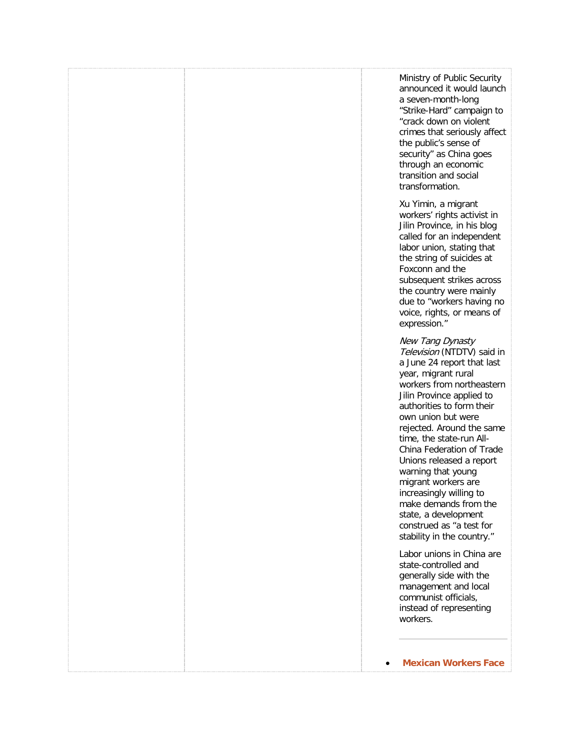Ministry of Public Security announced it would launch a seven-month-long “Strike-Hard” campaign to “crack down on violent crimes that seriously affect the public’s sense of security” as China goes through an economic transition and social transformation.

Xu Yimin, a migrant workers’ rights activist in Jilin Province, in his blog called for an independent labor union, stating that the string of suicides at Foxconn and the subsequent strikes across the country were mainly due to “workers having no voice, rights, or means of expression.”

*New Tang Dynasty Television* (NTDTV) said in a June 24 report that last year, migrant rural workers from northeastern Jilin Province applied to authorities to form their own union but were rejected. Around the same time, the state-run All-China Federation of Trade Unions released a report warning that young migrant workers are increasingly willing to make demands from the state, a development construed as “a test for stability in the country.”

Labor unions in China are state-controlled and generally side with the management and local communist officials, instead of representing workers.

---

- **Mexican Workers Face**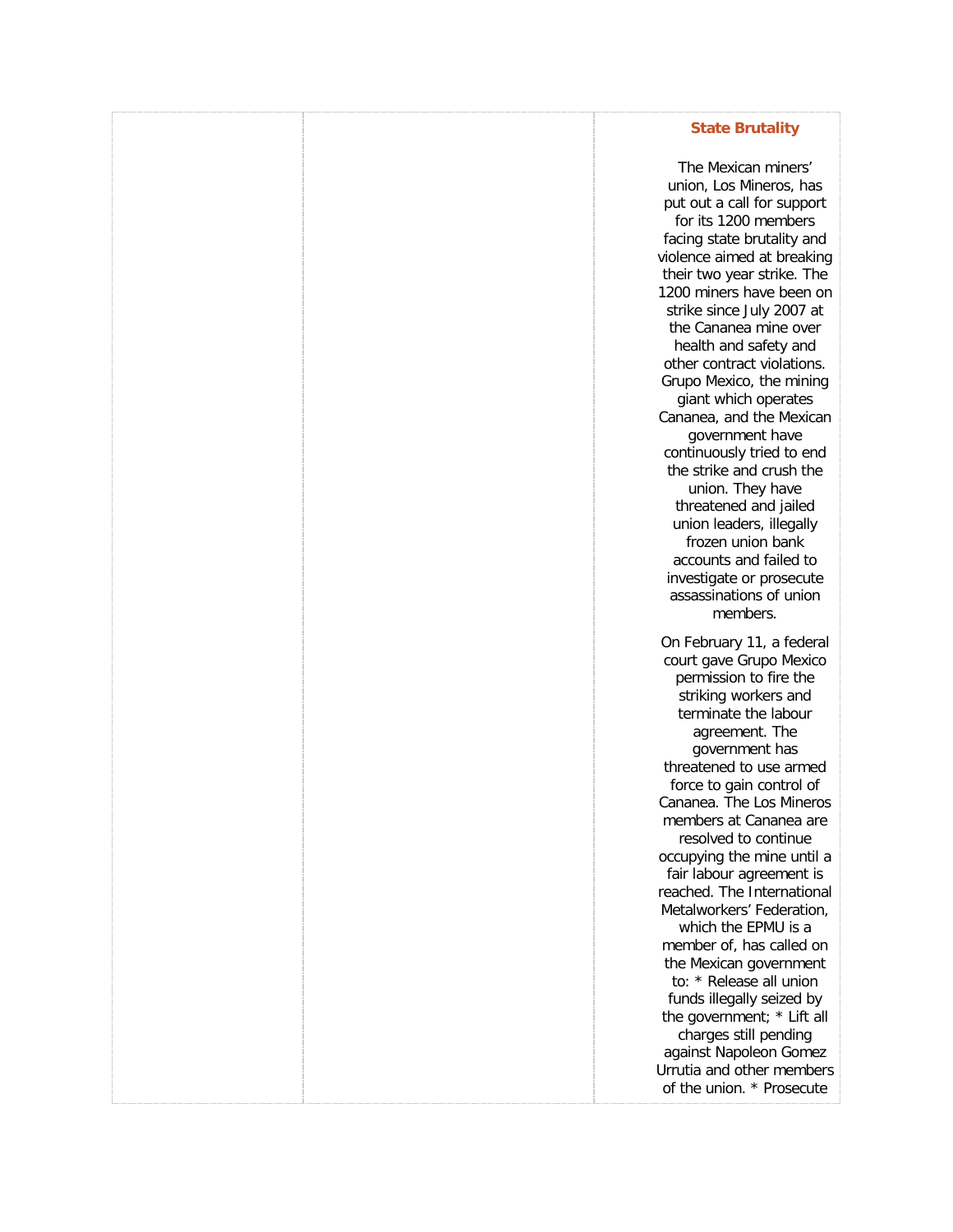## State Brutality

The Mexican miners' union, Los Mineros, has put out a call for support for its 1200 members facing state brutality and violence aimed at breaking their two year strike. The 1200 miners have been on strike since July 2007 at the Cananea mine over health and safety and other contract violations. Grupo Mexico, the mining giant which operates Cananea, and the Mexican government have continuously tried to end the strike and crush the union. They have threatened and jailed union leaders, illegally frozen union bank accounts and failed to investigate or prosecute assassinations of union members.

On February 11, a federal court gave Grupo Mexico permission to fire the striking workers and terminate the labour agreement. The government has threatened to use armed force to gain control of Cananea. The Los Mineros members at Cananea are resolved to continue occupying the mine until a fair labour agreement is reached. The International Metalworkers' Federation, which the EPMU is a member of, has called on the Mexican government to: * Release all union funds illegally seized by the government; * Lift all charges still pending against Napoleon Gomez Urrutia and other members of the union. * Prosecute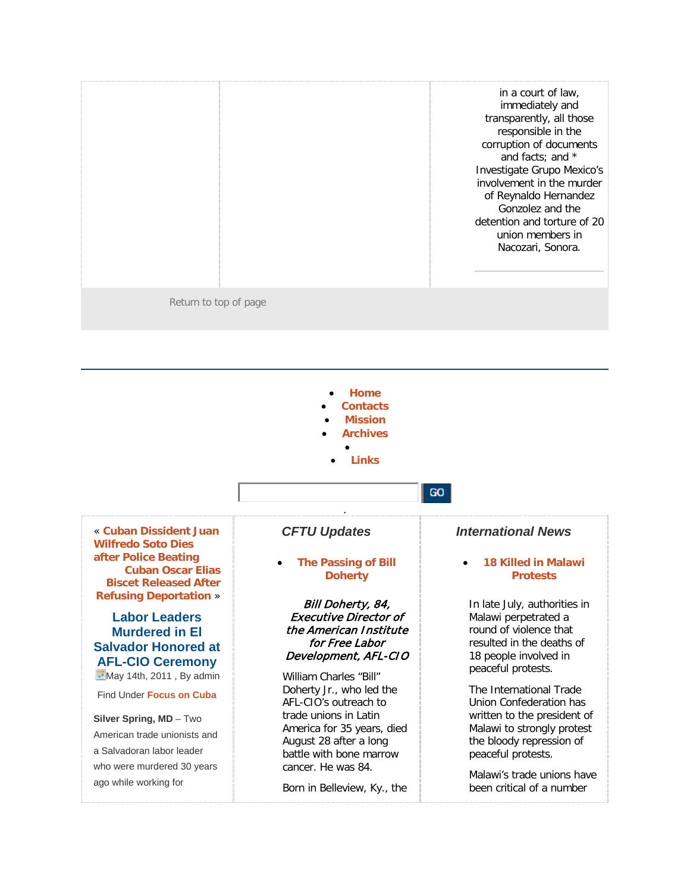in a court of law, immediately and transparently, all those responsible in the corruption of documents and facts; and * Investigate Grupo Mexico's involvement in the murder of Reynaldo Hernandez Gonzolez and the detention and torture of 20 union members in Nacozari, Sonora.

Return to top of page

- **Home**
- **Contacts**
- **Mission**
- **Archives**
- 
- **Links**

GO

« **Cuban Dissident Juan Wilfredo Soto Dies after Police Beating** **Cuban Oscar Elias Biscet Released After Refusing Deportation** »

## Labor Leaders Murdered in El Salvador Honored at AFL-CIO Ceremony

May 14th, 2011 , By admin

Find Under **Focus on Cuba**

**Silver Spring, MD** – Two American trade unionists and a Salvadoran labor leader who were murdered 30 years ago while working for

### CFTU Updates

- **The Passing of Bill Doherty**

***Bill Doherty, 84, Executive Director of the American Institute for Free Labor Development, AFL-CIO***

William Charles "Bill" Doherty Jr., who led the AFL-CIO's outreach to trade unions in Latin America for 35 years, died August 28 after a long battle with bone marrow cancer. He was 84.

Born in Belleview, Ky., the

### International News

- **18 Killed in Malawi Protests**

In late July, authorities in Malawi perpetrated a round of violence that resulted in the deaths of 18 people involved in peaceful protests.

The International Trade Union Confederation has written to the president of Malawi to strongly protest the bloody repression of peaceful protests.

Malawi's trade unions have been critical of a number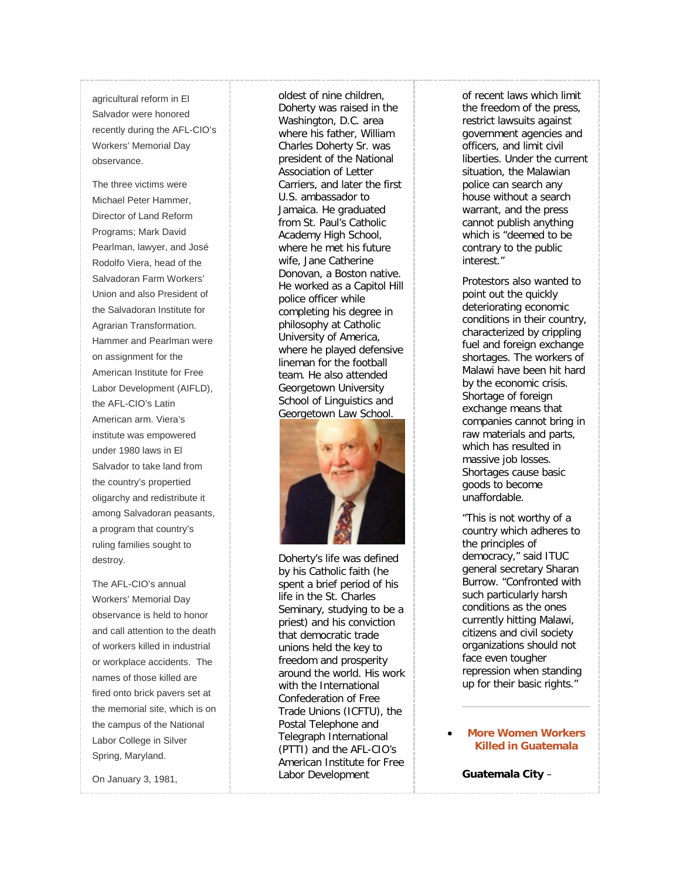agricultural reform in El Salvador were honored recently during the AFL-CIO's Workers' Memorial Day observance.

The three victims were Michael Peter Hammer, Director of Land Reform Programs; Mark David Pearlman, lawyer, and José Rodolfo Viera, head of the Salvadoran Farm Workers' Union and also President of the Salvadoran Institute for Agrarian Transformation. Hammer and Pearlman were on assignment for the American Institute for Free Labor Development (AIFLD), the AFL-CIO's Latin American arm. Viera's institute was empowered under 1980 laws in El Salvador to take land from the country's propertied oligarchy and redistribute it among Salvadoran peasants, a program that country's ruling families sought to destroy.

The AFL-CIO's annual Workers' Memorial Day observance is held to honor and call attention to the death of workers killed in industrial or workplace accidents. The names of those killed are fired onto brick pavers set at the memorial site, which is on the campus of the National Labor College in Silver Spring, Maryland.

On January 3, 1981,

oldest of nine children, Doherty was raised in the Washington, D.C. area where his father, William Charles Doherty Sr. was president of the National Association of Letter Carriers, and later the first U.S. ambassador to Jamaica. He graduated from St. Paul's Catholic Academy High School, where he met his future wife, Jane Catherine Donovan, a Boston native. He worked as a Capitol Hill police officer while completing his degree in philosophy at Catholic University of America, where he played defensive lineman for the football team. He also attended Georgetown University School of Linguistics and Georgetown Law School.

Doherty's life was defined by his Catholic faith (he spent a brief period of his life in the St. Charles Seminary, studying to be a priest) and his conviction that democratic trade unions held the key to freedom and prosperity around the world. His work with the International Confederation of Free Trade Unions (ICFTU), the Postal Telephone and Telegraph International (PTTI) and the AFL-CIO's American Institute for Free Labor Development

of recent laws which limit the freedom of the press, restrict lawsuits against government agencies and officers, and limit civil liberties. Under the current situation, the Malawian police can search any house without a search warrant, and the press cannot publish anything which is "deemed to be contrary to the public interest."

Protestors also wanted to point out the quickly deteriorating economic conditions in their country, characterized by crippling fuel and foreign exchange shortages. The workers of Malawi have been hit hard by the economic crisis. Shortage of foreign exchange means that companies cannot bring in raw materials and parts, which has resulted in massive job losses. Shortages cause basic goods to become unaffordable.

"This is not worthy of a country which adheres to the principles of democracy," said ITUC general secretary Sharan Burrow. "Confronted with such particularly harsh conditions as the ones currently hitting Malawi, citizens and civil society organizations should not face even tougher repression when standing up for their basic rights."

---

- **More Women Workers Killed in Guatemala**

**Guatemala City** –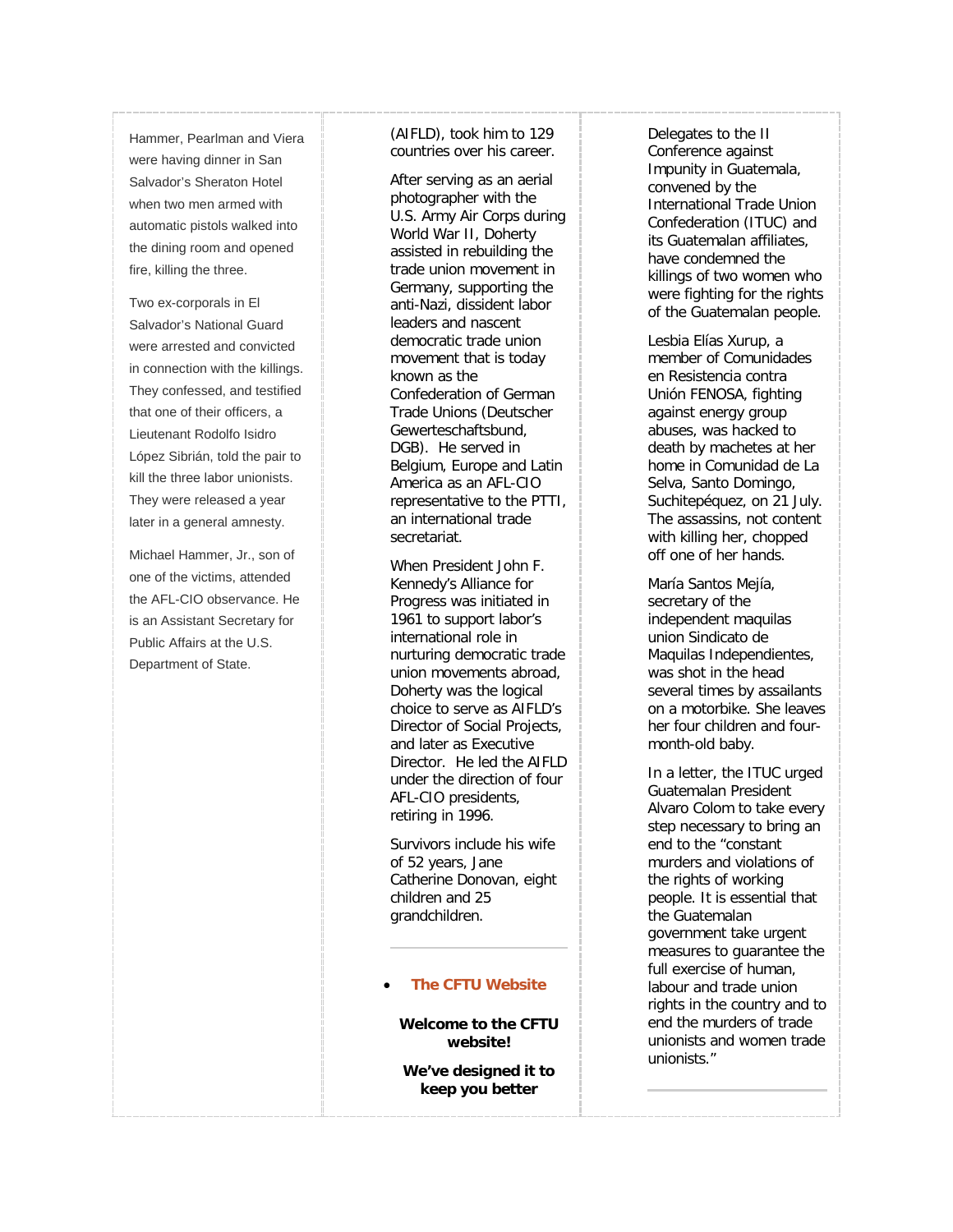Hammer, Pearlman and Viera were having dinner in San Salvador's Sheraton Hotel when two men armed with automatic pistols walked into the dining room and opened fire, killing the three.

Two ex-corporals in El Salvador's National Guard were arrested and convicted in connection with the killings. They confessed, and testified that one of their officers, a Lieutenant Rodolfo Isidro López Sibrián, told the pair to kill the three labor unionists. They were released a year later in a general amnesty.

Michael Hammer, Jr., son of one of the victims, attended the AFL-CIO observance. He is an Assistant Secretary for Public Affairs at the U.S. Department of State.

(AIFLD), took him to 129 countries over his career.

After serving as an aerial photographer with the U.S. Army Air Corps during World War II, Doherty assisted in rebuilding the trade union movement in Germany, supporting the anti-Nazi, dissident labor leaders and nascent democratic trade union movement that is today known as the Confederation of German Trade Unions (Deutscher Gewerteschaftsbund, DGB). He served in Belgium, Europe and Latin America as an AFL-CIO representative to the PTTI, an international trade secretariat.

When President John F. Kennedy's Alliance for Progress was initiated in 1961 to support labor's international role in nurturing democratic trade union movements abroad, Doherty was the logical choice to serve as AIFLD's Director of Social Projects, and later as Executive Director. He led the AIFLD under the direction of four AFL-CIO presidents, retiring in 1996.

Survivors include his wife of 52 years, Jane Catherine Donovan, eight children and 25 grandchildren.

---

- **The CFTU Website**

**Welcome to the CFTU website!**

**We've designed it to keep you better**

Delegates to the II Conference against Impunity in Guatemala, convened by the International Trade Union Confederation (ITUC) and its Guatemalan affiliates, have condemned the killings of two women who were fighting for the rights of the Guatemalan people.

Lesbia Elías Xurup, a member of Comunidades en Resistencia contra Unión FENOSA, fighting against energy group abuses, was hacked to death by machetes at her home in Comunidad de La Selva, Santo Domingo, Suchitepéquez, on 21 July. The assassins, not content with killing her, chopped off one of her hands.

María Santos Mejía, secretary of the independent maquilas union Sindicato de Maquilas Independientes, was shot in the head several times by assailants on a motorbike. She leaves her four children and four-month-old baby.

In a letter, the ITUC urged Guatemalan President Alvaro Colom to take every step necessary to bring an end to the "constant murders and violations of the rights of working people. It is essential that the Guatemalan government take urgent measures to guarantee the full exercise of human, labour and trade union rights in the country and to end the murders of trade unionists and women trade unionists."

---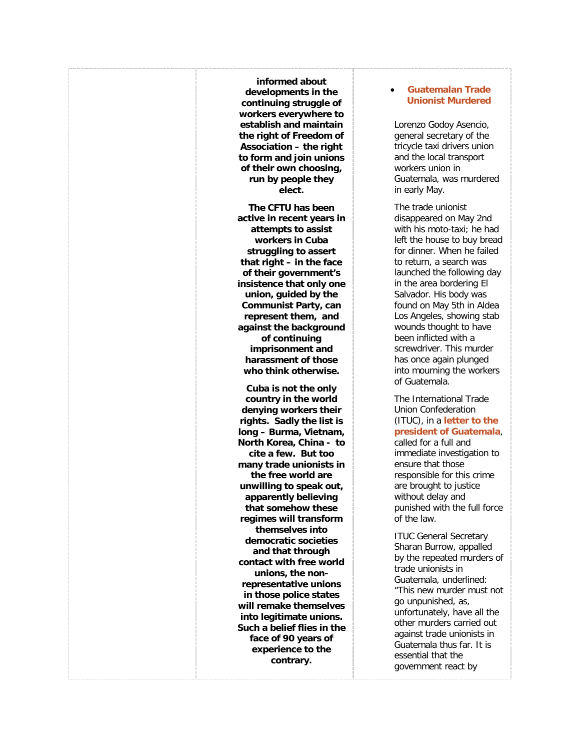**informed about developments in the continuing struggle of workers everywhere to establish and maintain the right of Freedom of Association – the right to form and join unions of their own choosing, run by people they elect.**

**The CFTU has been active in recent years in attempts to assist workers in Cuba struggling to assert that right – in the face of their government's insistence that only one union, guided by the Communist Party, can represent them, and against the background of continuing imprisonment and harassment of those who think otherwise.**

**Cuba is not the only country in the world denying workers their rights. Sadly the list is long – Burma, Vietnam, North Korea, China - to cite a few. But too many trade unionists in the free world are unwilling to speak out, apparently believing that somehow these regimes will transform themselves into democratic societies and that through contact with free world unions, the non-representative unions in those police states will remake themselves into legitimate unions. Such a belief flies in the face of 90 years of experience to the contrary.**

- **Guatemalan Trade Unionist Murdered**

Lorenzo Godoy Asencio, general secretary of the tricycle taxi drivers union and the local transport workers union in Guatemala, was murdered in early May.

The trade unionist disappeared on May 2nd with his moto-taxi; he had left the house to buy bread for dinner. When he failed to return, a search was launched the following day in the area bordering El Salvador. His body was found on May 5th in Aldea Los Angeles, showing stab wounds thought to have been inflicted with a screwdriver. This murder has once again plunged into mourning the workers of Guatemala.

The International Trade Union Confederation (ITUC), in a **letter to the president of Guatemala**, called for a full and immediate investigation to ensure that those responsible for this crime are brought to justice without delay and punished with the full force of the law.

ITUC General Secretary Sharan Burrow, appalled by the repeated murders of trade unionists in Guatemala, underlined: "This new murder must not go unpunished, as, unfortunately, have all the other murders carried out against trade unionists in Guatemala thus far. It is essential that the government react by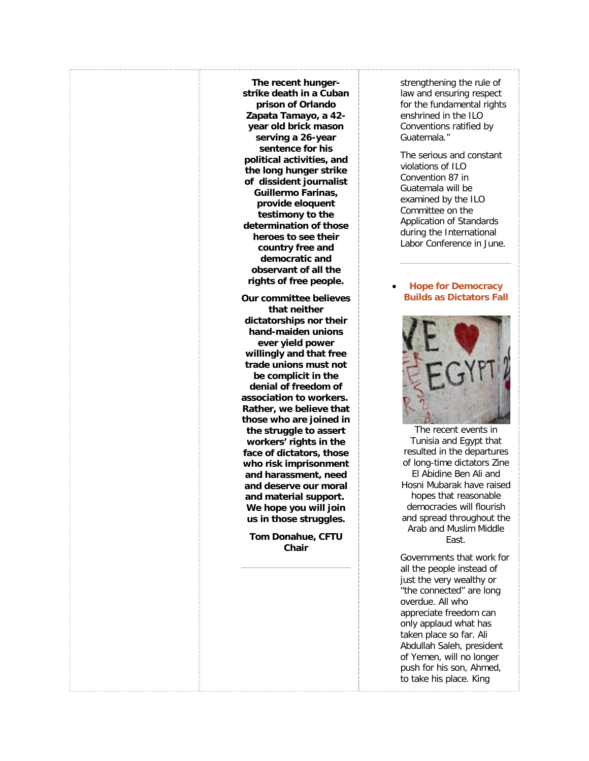**The recent hunger-strike death in a Cuban prison of Orlando Zapata Tamayo, a 42-year old brick mason serving a 26-year sentence for his political activities, and the long hunger strike of dissident journalist Guillermo Farinas, provide eloquent testimony to the determination of those heroes to see their country free and democratic and observant of all the rights of free people.**

**Our committee believes that neither dictatorships nor their hand-maiden unions ever yield power willingly and that free trade unions must not be complicit in the denial of freedom of association to workers. Rather, we believe that those who are joined in the struggle to assert workers' rights in the face of dictators, those who risk imprisonment and harassment, need and deserve our moral and material support. We hope you will join us in those struggles.**

**Tom Donahue, CFTU Chair**

---

strengthening the rule of law and ensuring respect for the fundamental rights enshrined in the ILO Conventions ratified by Guatemala."

The serious and constant violations of ILO Convention 87 in Guatemala will be examined by the ILO Committee on the Application of Standards during the International Labor Conference in June.

---

- **Hope for Democracy Builds as Dictators Fall**

The recent events in Tunisia and Egypt that resulted in the departures of long-time dictators Zine El Abidine Ben Ali and Hosni Mubarak have raised hopes that reasonable democracies will flourish and spread throughout the Arab and Muslim Middle East.

Governments that work for all the people instead of just the very wealthy or "the connected" are long overdue. All who appreciate freedom can only applaud what has taken place so far. Ali Abdullah Saleh, president of Yemen, will no longer push for his son, Ahmed, to take his place. King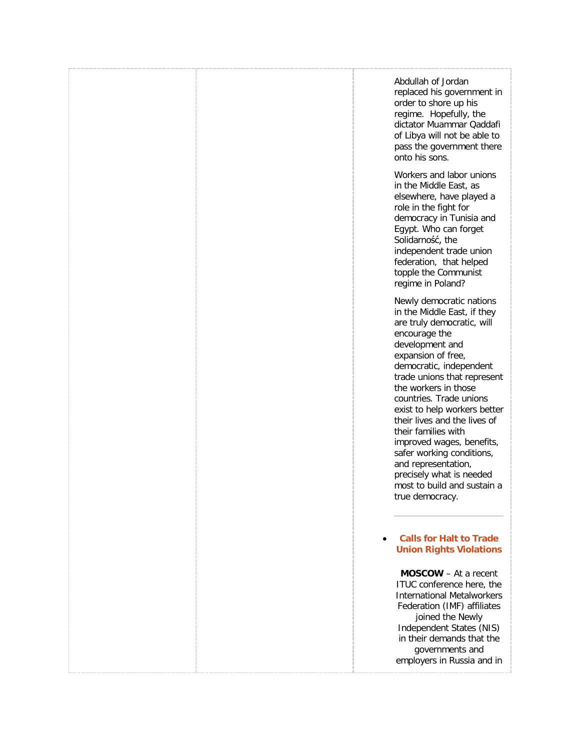Abdullah of Jordan replaced his government in order to shore up his regime. Hopefully, the dictator Muammar Qaddafi of Libya will not be able to pass the government there onto his sons.

Workers and labor unions in the Middle East, as elsewhere, have played a role in the fight for democracy in Tunisia and Egypt. Who can forget Solidarność, the independent trade union federation, that helped topple the Communist regime in Poland?

Newly democratic nations in the Middle East, if they are truly democratic, will encourage the development and expansion of free, democratic, independent trade unions that represent the workers in those countries. Trade unions exist to help workers better their lives and the lives of their families with improved wages, benefits, safer working conditions, and representation, precisely what is needed most to build and sustain a true democracy.

---

- **Calls for Halt to Trade Union Rights Violations**

**MOSCOW** – At a recent ITUC conference here, the International Metalworkers Federation (IMF) affiliates joined the Newly Independent States (NIS) in their demands that the governments and employers in Russia and in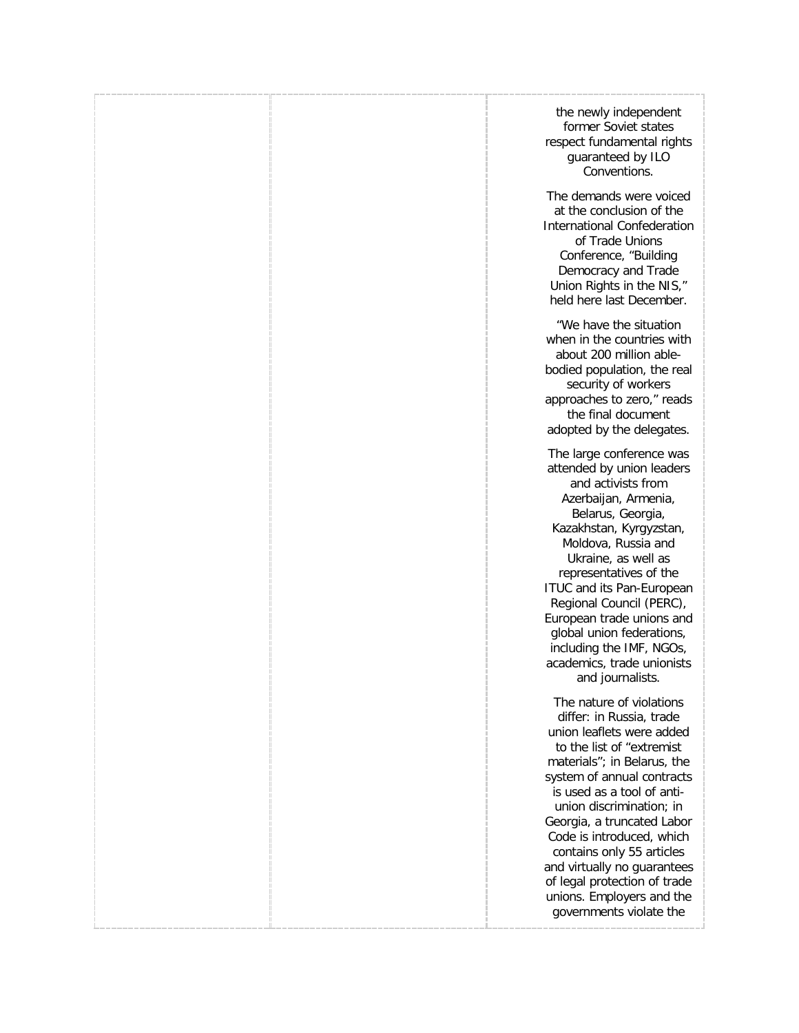the newly independent former Soviet states respect fundamental rights guaranteed by ILO Conventions.

The demands were voiced at the conclusion of the International Confederation of Trade Unions Conference, "Building Democracy and Trade Union Rights in the NIS," held here last December.

"We have the situation when in the countries with about 200 million able-bodied population, the real security of workers approaches to zero," reads the final document adopted by the delegates.

The large conference was attended by union leaders and activists from Azerbaijan, Armenia, Belarus, Georgia, Kazakhstan, Kyrgyzstan, Moldova, Russia and Ukraine, as well as representatives of the ITUC and its Pan-European Regional Council (PERC), European trade unions and global union federations, including the IMF, NGOs, academics, trade unionists and journalists.

The nature of violations differ: in Russia, trade union leaflets were added to the list of "extremist materials"; in Belarus, the system of annual contracts is used as a tool of anti-union discrimination; in Georgia, a truncated Labor Code is introduced, which contains only 55 articles and virtually no guarantees of legal protection of trade unions. Employers and the governments violate the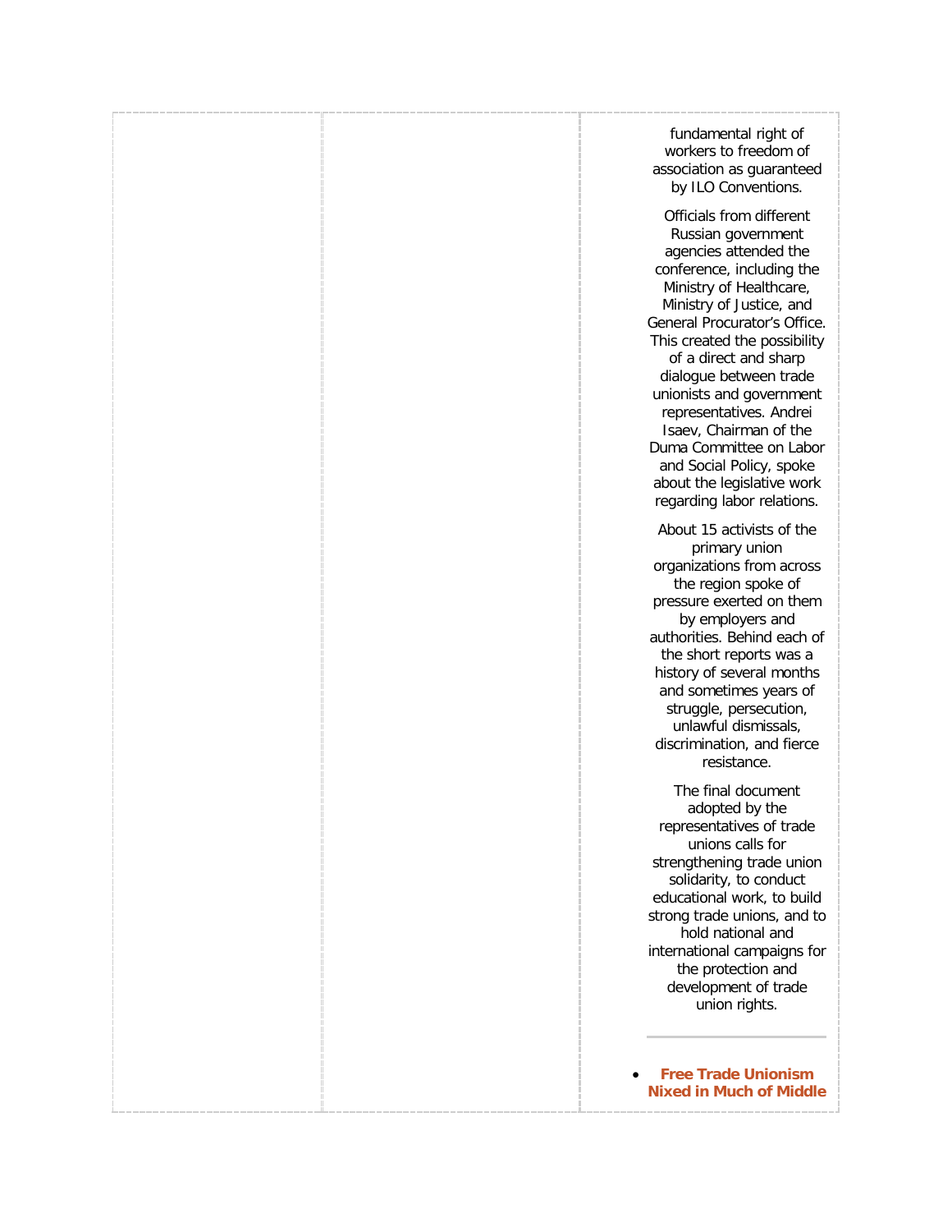fundamental right of workers to freedom of association as guaranteed by ILO Conventions.

Officials from different Russian government agencies attended the conference, including the Ministry of Healthcare, Ministry of Justice, and General Procurator's Office. This created the possibility of a direct and sharp dialogue between trade unionists and government representatives. Andrei Isaev, Chairman of the Duma Committee on Labor and Social Policy, spoke about the legislative work regarding labor relations.

About 15 activists of the primary union organizations from across the region spoke of pressure exerted on them by employers and authorities. Behind each of the short reports was a history of several months and sometimes years of struggle, persecution, unlawful dismissals, discrimination, and fierce resistance.

The final document adopted by the representatives of trade unions calls for strengthening trade union solidarity, to conduct educational work, to build strong trade unions, and to hold national and international campaigns for the protection and development of trade union rights.

---

- **Free Trade Unionism Nixed in Much of Middle**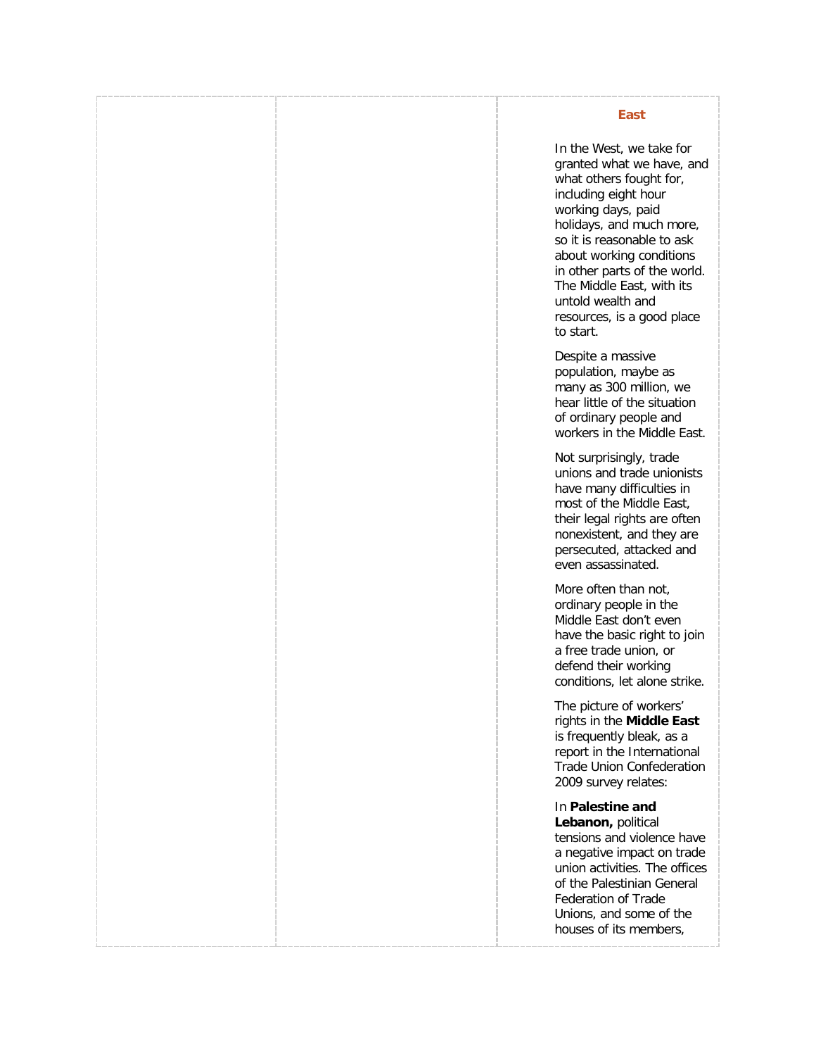## East

In the West, we take for granted what we have, and what others fought for, including eight hour working days, paid holidays, and much more, so it is reasonable to ask about working conditions in other parts of the world. The Middle East, with its untold wealth and resources, is a good place to start.

Despite a massive population, maybe as many as 300 million, we hear little of the situation of ordinary people and workers in the Middle East.

Not surprisingly, trade unions and trade unionists have many difficulties in most of the Middle East, their legal rights are often nonexistent, and they are persecuted, attacked and even assassinated.

More often than not, ordinary people in the Middle East don't even have the basic right to join a free trade union, or defend their working conditions, let alone strike.

The picture of workers' rights in the **Middle East** is frequently bleak, as a report in the International Trade Union Confederation 2009 survey relates:

In **Palestine and Lebanon,** political tensions and violence have a negative impact on trade union activities. The offices of the Palestinian General Federation of Trade Unions, and some of the houses of its members,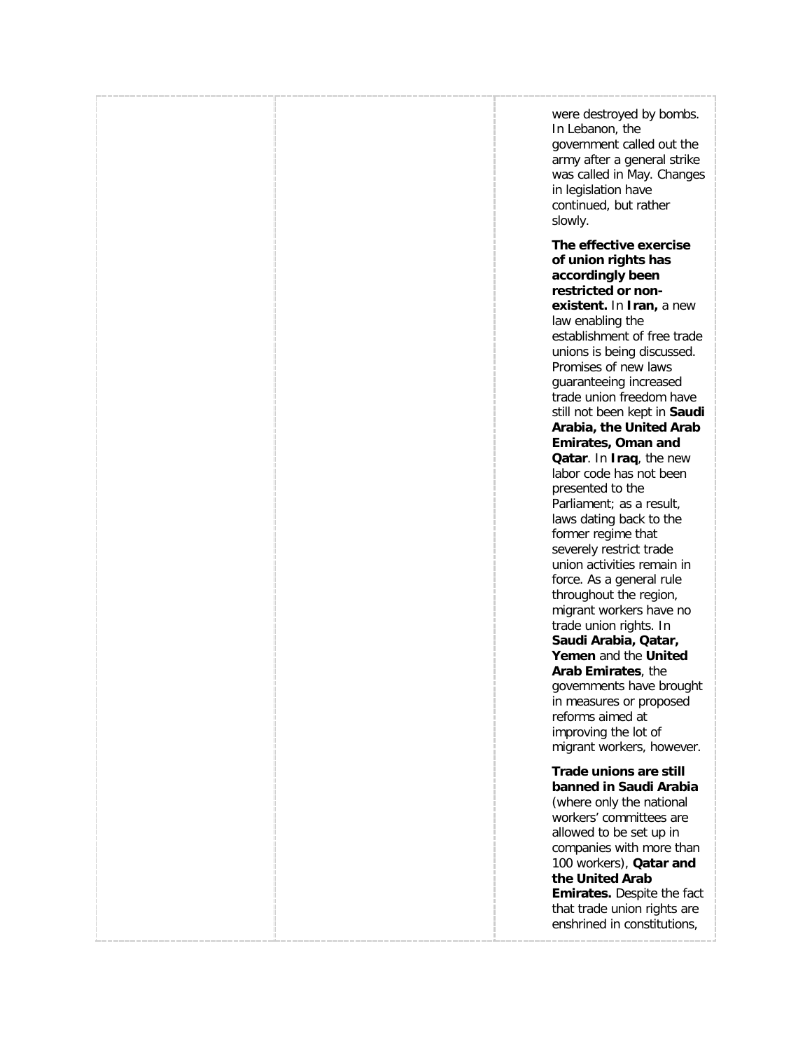were destroyed by bombs. In Lebanon, the government called out the army after a general strike was called in May. Changes in legislation have continued, but rather slowly.

**The effective exercise of union rights has accordingly been restricted or non-existent.** In **Iran,** a new law enabling the establishment of free trade unions is being discussed. Promises of new laws guaranteeing increased trade union freedom have still not been kept in **Saudi Arabia, the United Arab Emirates, Oman and Qatar**. In **Iraq**, the new labor code has not been presented to the Parliament; as a result, laws dating back to the former regime that severely restrict trade union activities remain in force. As a general rule throughout the region, migrant workers have no trade union rights. In **Saudi Arabia, Qatar, Yemen** and the **United Arab Emirates**, the governments have brought in measures or proposed reforms aimed at improving the lot of migrant workers, however.

**Trade unions are still banned in Saudi Arabia** (where only the national workers' committees are allowed to be set up in companies with more than 100 workers), **Qatar and the United Arab Emirates.** Despite the fact that trade union rights are enshrined in constitutions,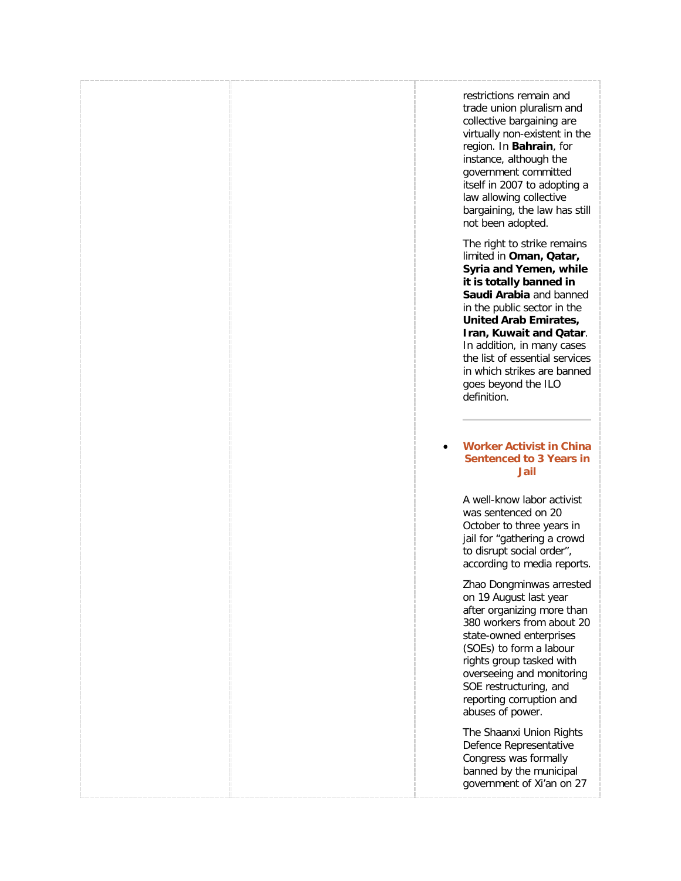restrictions remain and trade union pluralism and collective bargaining are virtually non-existent in the region. In **Bahrain**, for instance, although the government committed itself in 2007 to adopting a law allowing collective bargaining, the law has still not been adopted.

The right to strike remains limited in **Oman, Qatar, Syria and Yemen, while it is totally banned in Saudi Arabia** and banned in the public sector in the **United Arab Emirates, Iran, Kuwait and Qatar**. In addition, in many cases the list of essential services in which strikes are banned goes beyond the ILO definition.

---

- **Worker Activist in China Sentenced to 3 Years in Jail**

A well-know labor activist was sentenced on 20 October to three years in jail for "gathering a crowd to disrupt social order", according to media reports.

Zhao Dongminwas arrested on 19 August last year after organizing more than 380 workers from about 20 state-owned enterprises (SOEs) to form a labour rights group tasked with overseeing and monitoring SOE restructuring, and reporting corruption and abuses of power.

The Shaanxi Union Rights Defence Representative Congress was formally banned by the municipal government of Xi'an on 27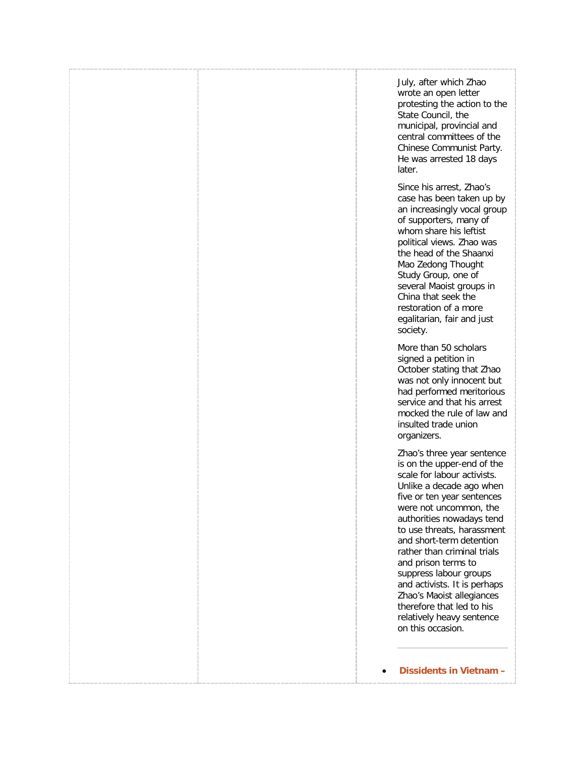July, after which Zhao wrote an open letter protesting the action to the State Council, the municipal, provincial and central committees of the Chinese Communist Party. He was arrested 18 days later.

Since his arrest, Zhao's case has been taken up by an increasingly vocal group of supporters, many of whom share his leftist political views. Zhao was the head of the Shaanxi Mao Zedong Thought Study Group, one of several Maoist groups in China that seek the restoration of a more egalitarian, fair and just society.

More than 50 scholars signed a petition in October stating that Zhao was not only innocent but had performed meritorious service and that his arrest mocked the rule of law and insulted trade union organizers.

Zhao's three year sentence is on the upper-end of the scale for labour activists. Unlike a decade ago when five or ten year sentences were not uncommon, the authorities nowadays tend to use threats, harassment and short-term detention rather than criminal trials and prison terms to suppress labour groups and activists. It is perhaps Zhao's Maoist allegiances therefore that led to his relatively heavy sentence on this occasion.

---

- **Dissidents in Vietnam –**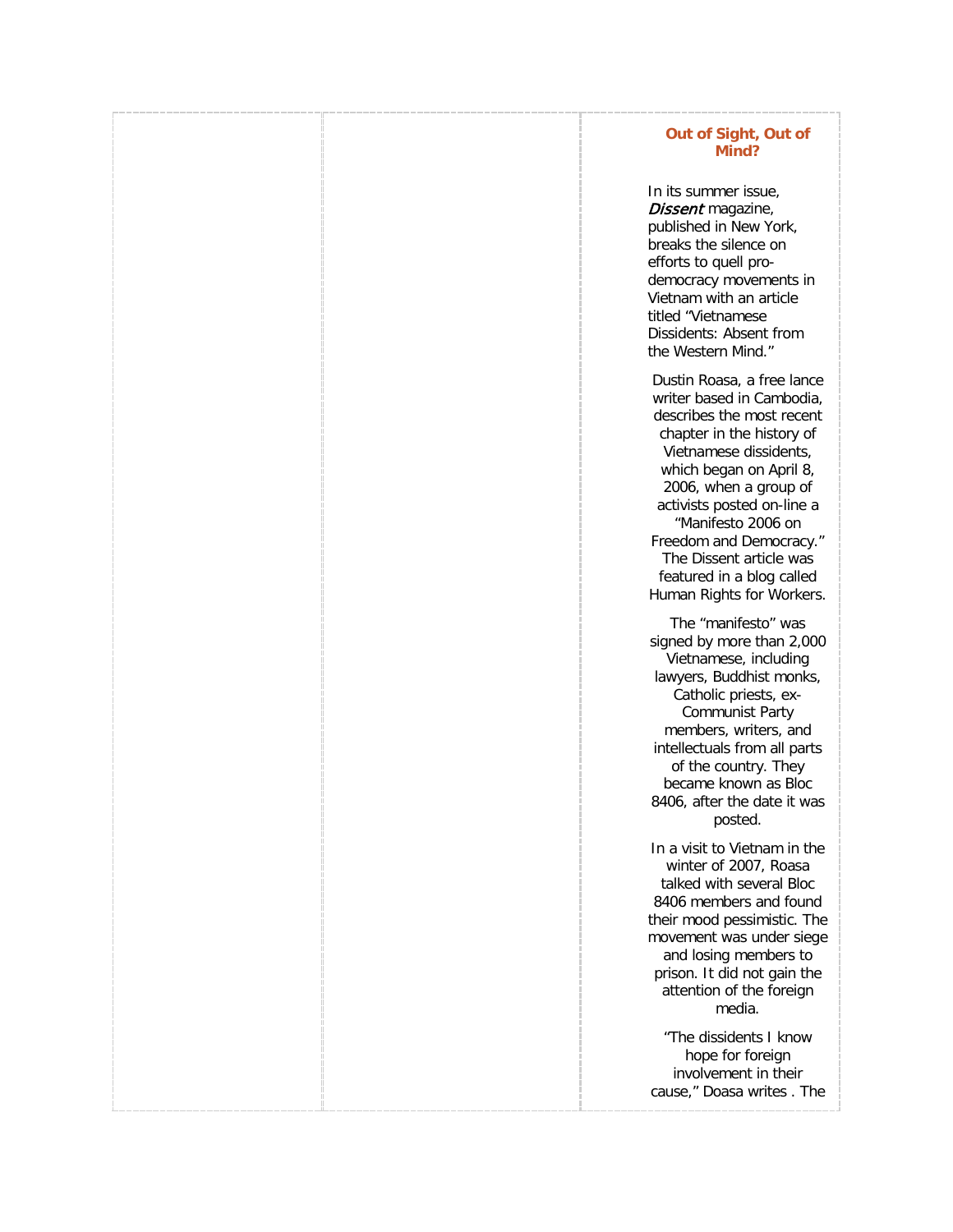## Out of Sight, Out of Mind?

In its summer issue, *Dissent* magazine, published in New York, breaks the silence on efforts to quell pro-democracy movements in Vietnam with an article titled "Vietnamese Dissidents: Absent from the Western Mind."

Dustin Roasa, a free lance writer based in Cambodia, describes the most recent chapter in the history of Vietnamese dissidents, which began on April 8, 2006, when a group of activists posted on-line a "Manifesto 2006 on Freedom and Democracy." The Dissent article was featured in a blog called Human Rights for Workers.

The "manifesto" was signed by more than 2,000 Vietnamese, including lawyers, Buddhist monks, Catholic priests, ex-Communist Party members, writers, and intellectuals from all parts of the country. They became known as Bloc 8406, after the date it was posted.

In a visit to Vietnam in the winter of 2007, Roasa talked with several Bloc 8406 members and found their mood pessimistic. The movement was under siege and losing members to prison. It did not gain the attention of the foreign media.

"The dissidents I know hope for foreign involvement in their cause," Doasa writes . The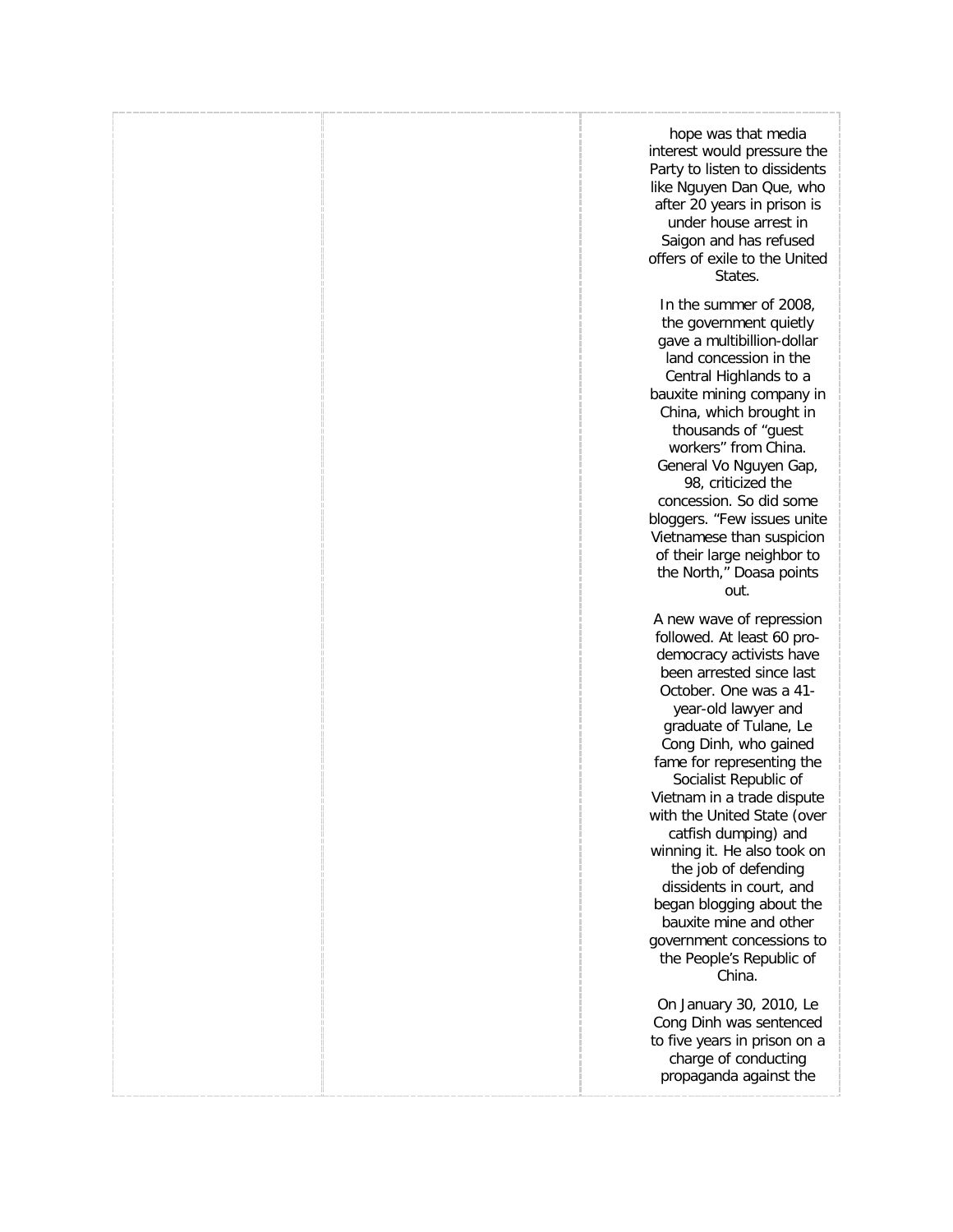hope was that media interest would pressure the Party to listen to dissidents like Nguyen Dan Que, who after 20 years in prison is under house arrest in Saigon and has refused offers of exile to the United States.

In the summer of 2008, the government quietly gave a multibillion-dollar land concession in the Central Highlands to a bauxite mining company in China, which brought in thousands of "guest workers" from China. General Vo Nguyen Gap, 98, criticized the concession. So did some bloggers. "Few issues unite Vietnamese than suspicion of their large neighbor to the North," Doasa points out.

A new wave of repression followed. At least 60 pro-democracy activists have been arrested since last October. One was a 41-year-old lawyer and graduate of Tulane, Le Cong Dinh, who gained fame for representing the Socialist Republic of Vietnam in a trade dispute with the United State (over catfish dumping) and winning it. He also took on the job of defending dissidents in court, and began blogging about the bauxite mine and other government concessions to the People's Republic of China.

On January 30, 2010, Le Cong Dinh was sentenced to five years in prison on a charge of conducting propaganda against the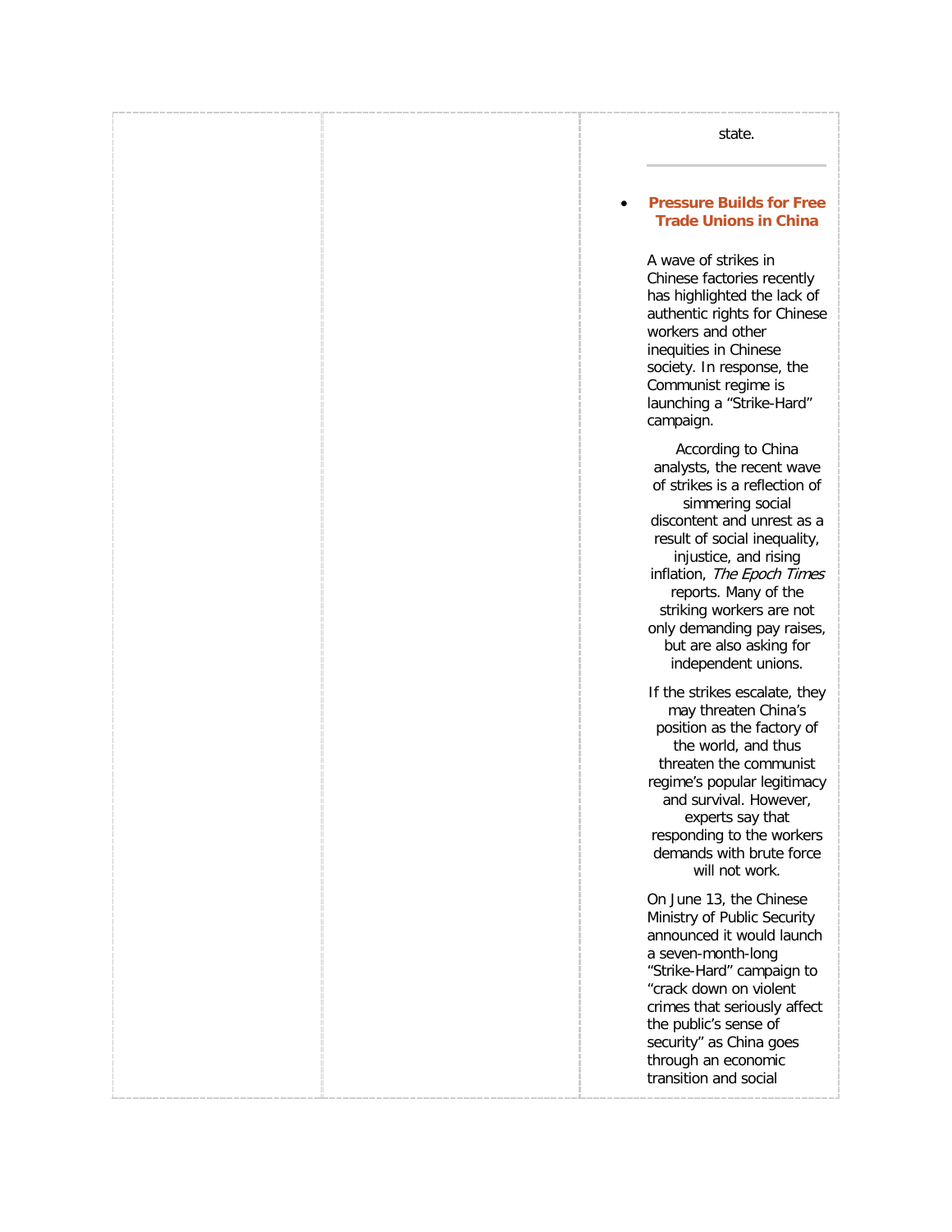state.

---

- **Pressure Builds for Free Trade Unions in China**

A wave of strikes in Chinese factories recently has highlighted the lack of authentic rights for Chinese workers and other inequities in Chinese society. In response, the Communist regime is launching a "Strike-Hard" campaign.

According to China analysts, the recent wave of strikes is a reflection of simmering social discontent and unrest as a result of social inequality, injustice, and rising inflation, *The Epoch Times* reports. Many of the striking workers are not only demanding pay raises, but are also asking for independent unions.

If the strikes escalate, they may threaten China's position as the factory of the world, and thus threaten the communist regime's popular legitimacy and survival. However, experts say that responding to the workers demands with brute force will not work.

On June 13, the Chinese Ministry of Public Security announced it would launch a seven-month-long "Strike-Hard" campaign to "crack down on violent crimes that seriously affect the public's sense of security" as China goes through an economic transition and social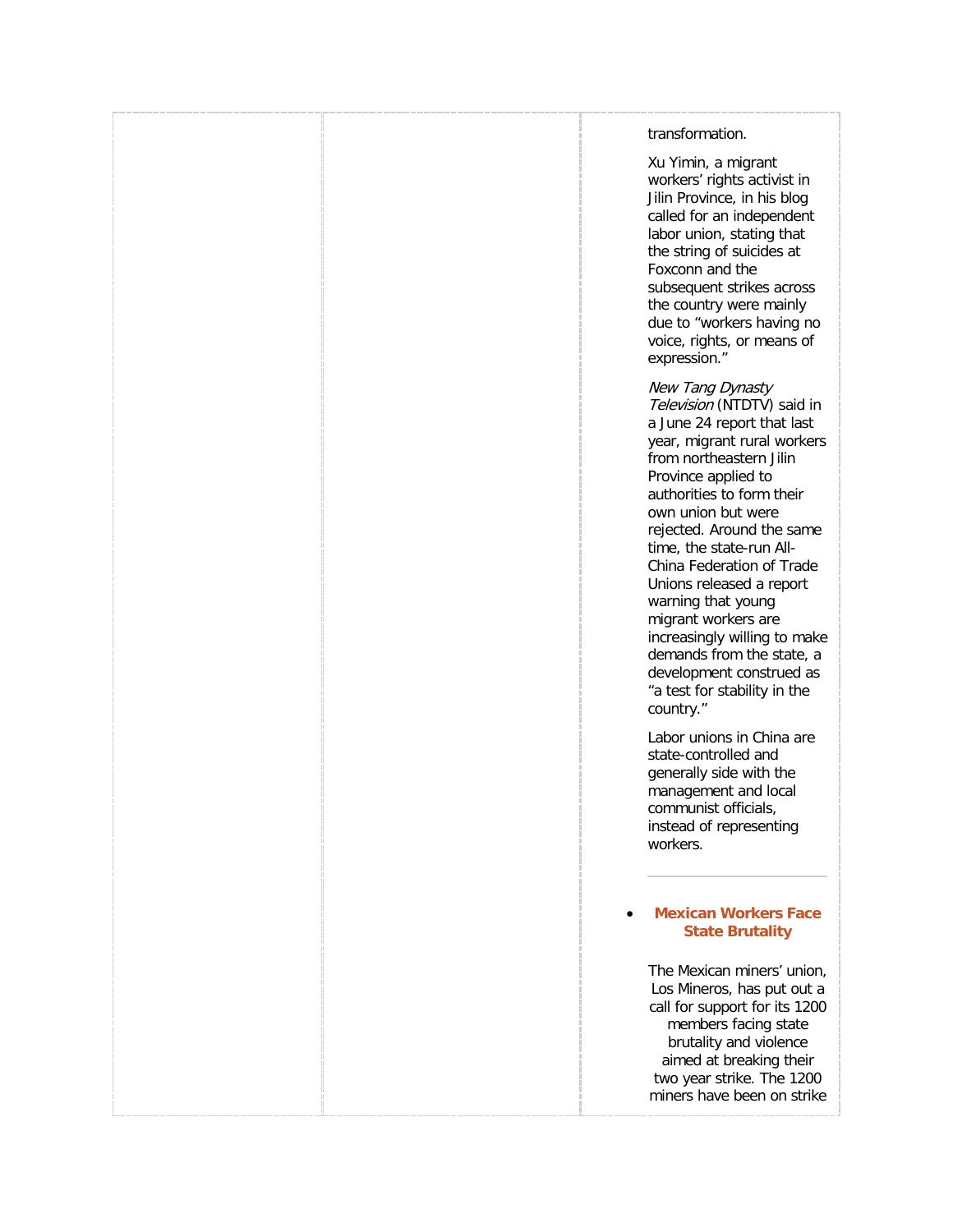transformation.

Xu Yimin, a migrant workers' rights activist in Jilin Province, in his blog called for an independent labor union, stating that the string of suicides at Foxconn and the subsequent strikes across the country were mainly due to "workers having no voice, rights, or means of expression."

*New Tang Dynasty Television* (NTDTV) said in a June 24 report that last year, migrant rural workers from northeastern Jilin Province applied to authorities to form their own union but were rejected. Around the same time, the state-run All-China Federation of Trade Unions released a report warning that young migrant workers are increasingly willing to make demands from the state, a development construed as "a test for stability in the country."

Labor unions in China are state-controlled and generally side with the management and local communist officials, instead of representing workers.

---

- **Mexican Workers Face State Brutality**

The Mexican miners' union, Los Mineros, has put out a call for support for its 1200 members facing state brutality and violence aimed at breaking their two year strike. The 1200 miners have been on strike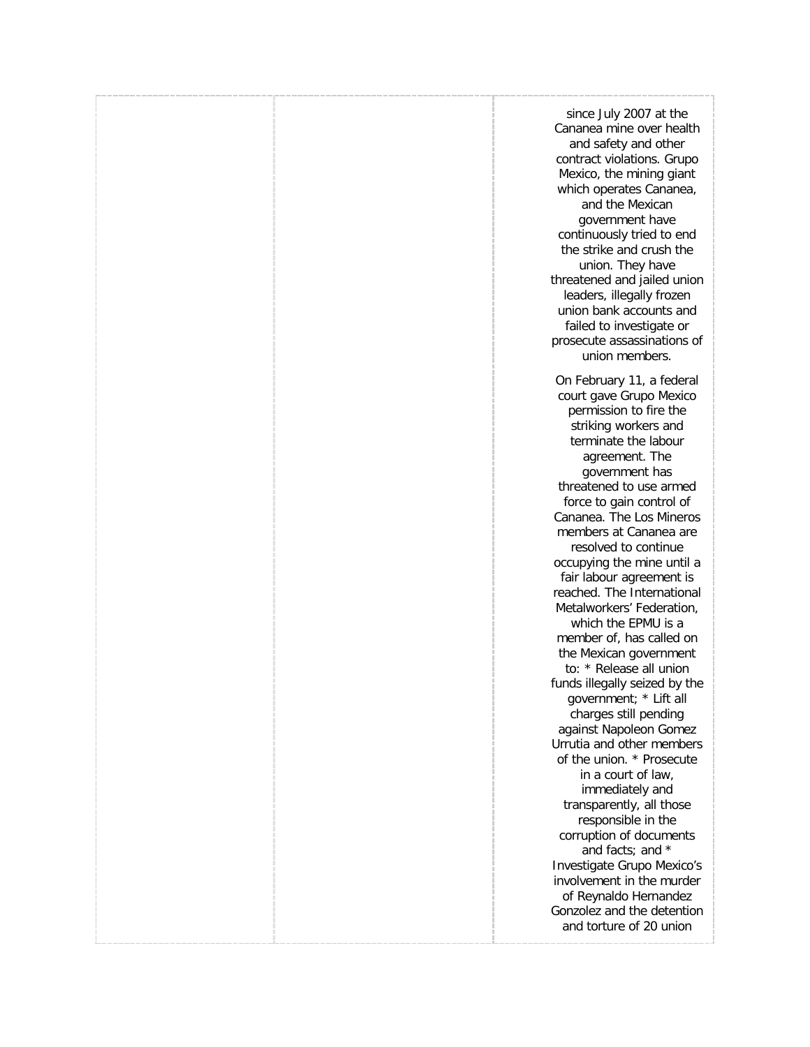| | | since July 2007 at the Cananea mine over health and safety and other contract violations. Grupo Mexico, the mining giant which operates Cananea, and the Mexican government have continuously tried to end the strike and crush the union. They have threatened and jailed union leaders, illegally frozen union bank accounts and failed to investigate or prosecute assassinations of union members.<br><br>On February 11, a federal court gave Grupo Mexico permission to fire the striking workers and terminate the labour agreement. The government has threatened to use armed force to gain control of Cananea. The Los Mineros members at Cananea are resolved to continue occupying the mine until a fair labour agreement is reached. The International Metalworkers' Federation, which the EPMU is a member of, has called on the Mexican government to: * Release all union funds illegally seized by the government; * Lift all charges still pending against Napoleon Gomez Urrutia and other members of the union. * Prosecute in a court of law, immediately and transparently, all those responsible in the corruption of documents and facts; and * Investigate Grupo Mexico's involvement in the murder of Reynaldo Hernandez Gonzolez and the detention and torture of 20 union |
| --- | --- | --- |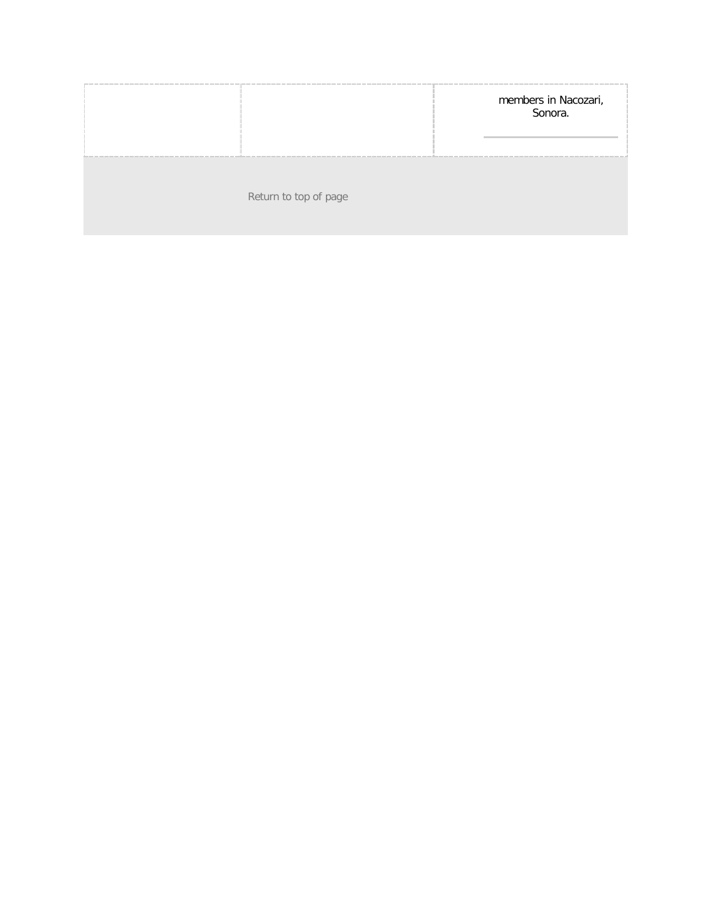| | | |
|---|---|---|
| | | members in Nacozari, Sonora. |

Return to top of page